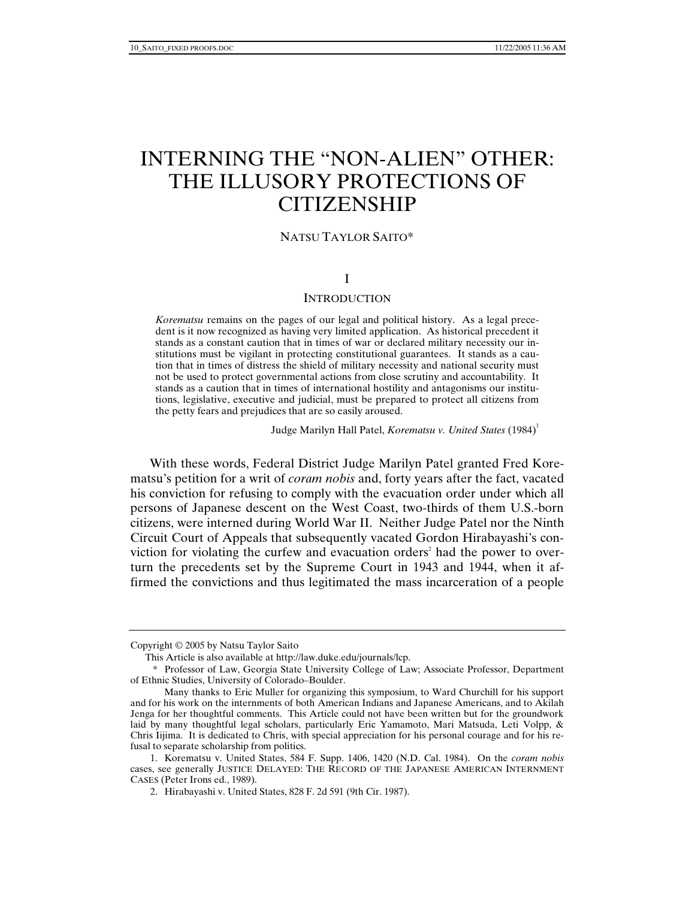# INTERNING THE "NON-ALIEN" OTHER: THE ILLUSORY PROTECTIONS OF CITIZENSHIP

NATSU TAYLOR SAITO*

## I

## INTRODUCTION

> *Korematsu* remains on the pages of our legal and political history. As a legal precedent is it now recognized as having very limited application. As historical precedent it stands as a constant caution that in times of war or declared military necessity our institutions must be vigilant in protecting constitutional guarantees. It stands as a caution that in times of distress the shield of military necessity and national security must not be used to protect governmental actions from close scrutiny and accountability. It stands as a caution that in times of international hostility and antagonisms our institutions, legislative, executive and judicial, must be prepared to protect all citizens from the petty fears and prejudices that are so easily aroused.
>
> Judge Marilyn Hall Patel, *Korematsu v. United States* (1984)[1]

With these words, Federal District Judge Marilyn Patel granted Fred Korematsu's petition for a writ of *coram nobis* and, forty years after the fact, vacated his conviction for refusing to comply with the evacuation order under which all persons of Japanese descent on the West Coast, two-thirds of them U.S.-born citizens, were interned during World War II. Neither Judge Patel nor the Ninth Circuit Court of Appeals that subsequently vacated Gordon Hirabayashi's conviction for violating the curfew and evacuation orders[2] had the power to overturn the precedents set by the Supreme Court in 1943 and 1944, when it affirmed the convictions and thus legitimated the mass incarceration of a people

---

Copyright © 2005 by Natsu Taylor Saito

This Article is also available at http://law.duke.edu/journals/lcp.

\* Professor of Law, Georgia State University College of Law; Associate Professor, Department of Ethnic Studies, University of Colorado–Boulder.

Many thanks to Eric Muller for organizing this symposium, to Ward Churchill for his support and for his work on the internments of both American Indians and Japanese Americans, and to Akilah Jenga for her thoughtful comments. This Article could not have been written but for the groundwork laid by many thoughtful legal scholars, particularly Eric Yamamoto, Mari Matsuda, Leti Volpp, & Chris Iijima. It is dedicated to Chris, with special appreciation for his personal courage and for his refusal to separate scholarship from politics.

1. Korematsu v. United States, 584 F. Supp. 1406, 1420 (N.D. Cal. 1984). On the *coram nobis* cases, see generally JUSTICE DELAYED: THE RECORD OF THE JAPANESE AMERICAN INTERNMENT CASES (Peter Irons ed., 1989).

2. Hirabayashi v. United States, 828 F. 2d 591 (9th Cir. 1987).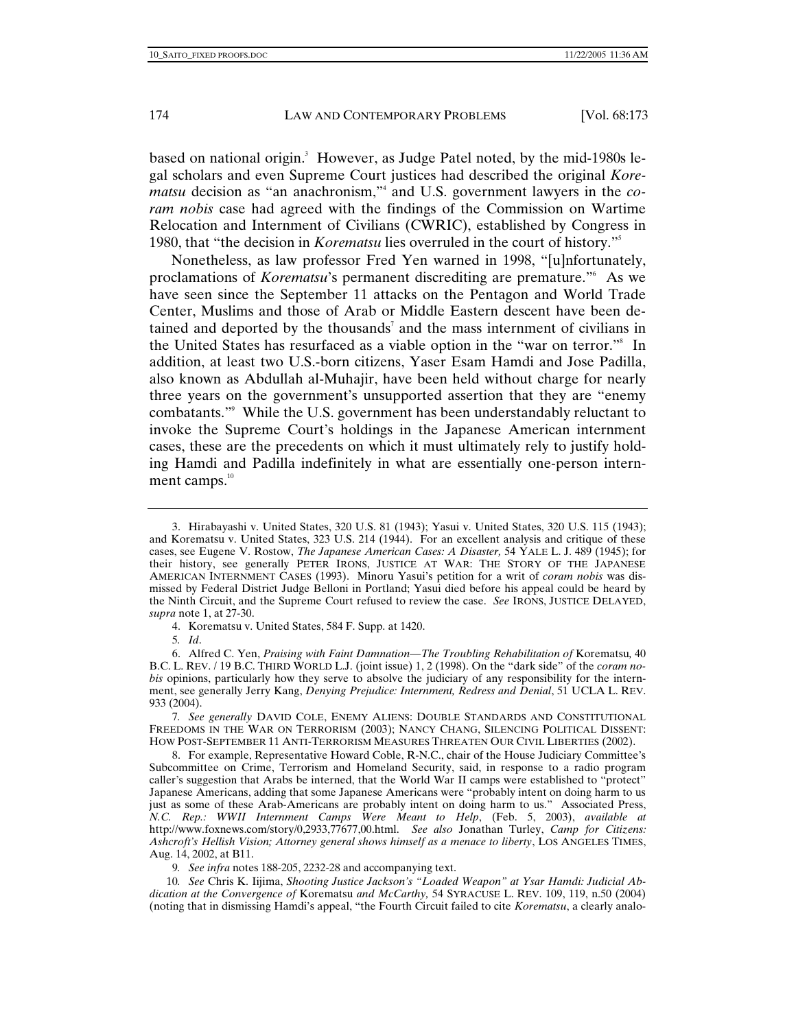based on national origin.[3] However, as Judge Patel noted, by the mid-1980s legal scholars and even Supreme Court justices had described the original *Korematsu* decision as "an anachronism,"[4] and U.S. government lawyers in the *coram nobis* case had agreed with the findings of the Commission on Wartime Relocation and Internment of Civilians (CWRIC), established by Congress in 1980, that "the decision in *Korematsu* lies overruled in the court of history."[5]

Nonetheless, as law professor Fred Yen warned in 1998, "[u]nfortunately, proclamations of *Korematsu*'s permanent discrediting are premature."[6] As we have seen since the September 11 attacks on the Pentagon and World Trade Center, Muslims and those of Arab or Middle Eastern descent have been detained and deported by the thousands[7] and the mass internment of civilians in the United States has resurfaced as a viable option in the "war on terror."[8] In addition, at least two U.S.-born citizens, Yaser Esam Hamdi and Jose Padilla, also known as Abdullah al-Muhajir, have been held without charge for nearly three years on the government's unsupported assertion that they are "enemy combatants."[9] While the U.S. government has been understandably reluctant to invoke the Supreme Court's holdings in the Japanese American internment cases, these are the precedents on which it must ultimately rely to justify holding Hamdi and Padilla indefinitely in what are essentially one-person internment camps.[10]

---

3. Hirabayashi v. United States, 320 U.S. 81 (1943); Yasui v. United States, 320 U.S. 115 (1943); and Korematsu v. United States, 323 U.S. 214 (1944). For an excellent analysis and critique of these cases, see Eugene V. Rostow, *The Japanese American Cases: A Disaster,* 54 YALE L. J. 489 (1945); for their history, see generally PETER IRONS, JUSTICE AT WAR: THE STORY OF THE JAPANESE AMERICAN INTERNMENT CASES (1993). Minoru Yasui's petition for a writ of *coram nobis* was dismissed by Federal District Judge Belloni in Portland; Yasui died before his appeal could be heard by the Ninth Circuit, and the Supreme Court refused to review the case. *See* IRONS, JUSTICE DELAYED, *supra* note 1, at 27-30.

4. Korematsu v. United States, 584 F. Supp. at 1420.

5. *Id*.

6. Alfred C. Yen, *Praising with Faint Damnation—The Troubling Rehabilitation of* Korematsu*,* 40 B.C. L. REV. / 19 B.C. THIRD WORLD L.J. (joint issue) 1, 2 (1998). On the "dark side" of the *coram nobis* opinions, particularly how they serve to absolve the judiciary of any responsibility for the internment, see generally Jerry Kang, *Denying Prejudice: Internment, Redress and Denial*, 51 UCLA L. REV. 933 (2004).

7. *See generally* DAVID COLE, ENEMY ALIENS: DOUBLE STANDARDS AND CONSTITUTIONAL FREEDOMS IN THE WAR ON TERRORISM (2003); NANCY CHANG, SILENCING POLITICAL DISSENT: HOW POST-SEPTEMBER 11 ANTI-TERRORISM MEASURES THREATEN OUR CIVIL LIBERTIES (2002).

8. For example, Representative Howard Coble, R-N.C., chair of the House Judiciary Committee's Subcommittee on Crime, Terrorism and Homeland Security, said, in response to a radio program caller's suggestion that Arabs be interned, that the World War II camps were established to "protect" Japanese Americans, adding that some Japanese Americans were "probably intent on doing harm to us just as some of these Arab-Americans are probably intent on doing harm to us." Associated Press, *N.C. Rep.: WWII Internment Camps Were Meant to Help*, (Feb. 5, 2003), *available at* http://www.foxnews.com/story/0,2933,77677,00.html. *See also* Jonathan Turley, *Camp for Citizens: Ashcroft's Hellish Vision; Attorney general shows himself as a menace to liberty*, LOS ANGELES TIMES, Aug. 14, 2002, at B11.

9. *See infra* notes 188-205, 2232-28 and accompanying text.

10. *See* Chris K. Iijima, *Shooting Justice Jackson's "Loaded Weapon" at Ysar Hamdi: Judicial Abdication at the Convergence of* Korematsu *and McCarthy,* 54 SYRACUSE L. REV. 109, 119, n.50 (2004) (noting that in dismissing Hamdi's appeal, "the Fourth Circuit failed to cite *Korematsu*, a clearly analo-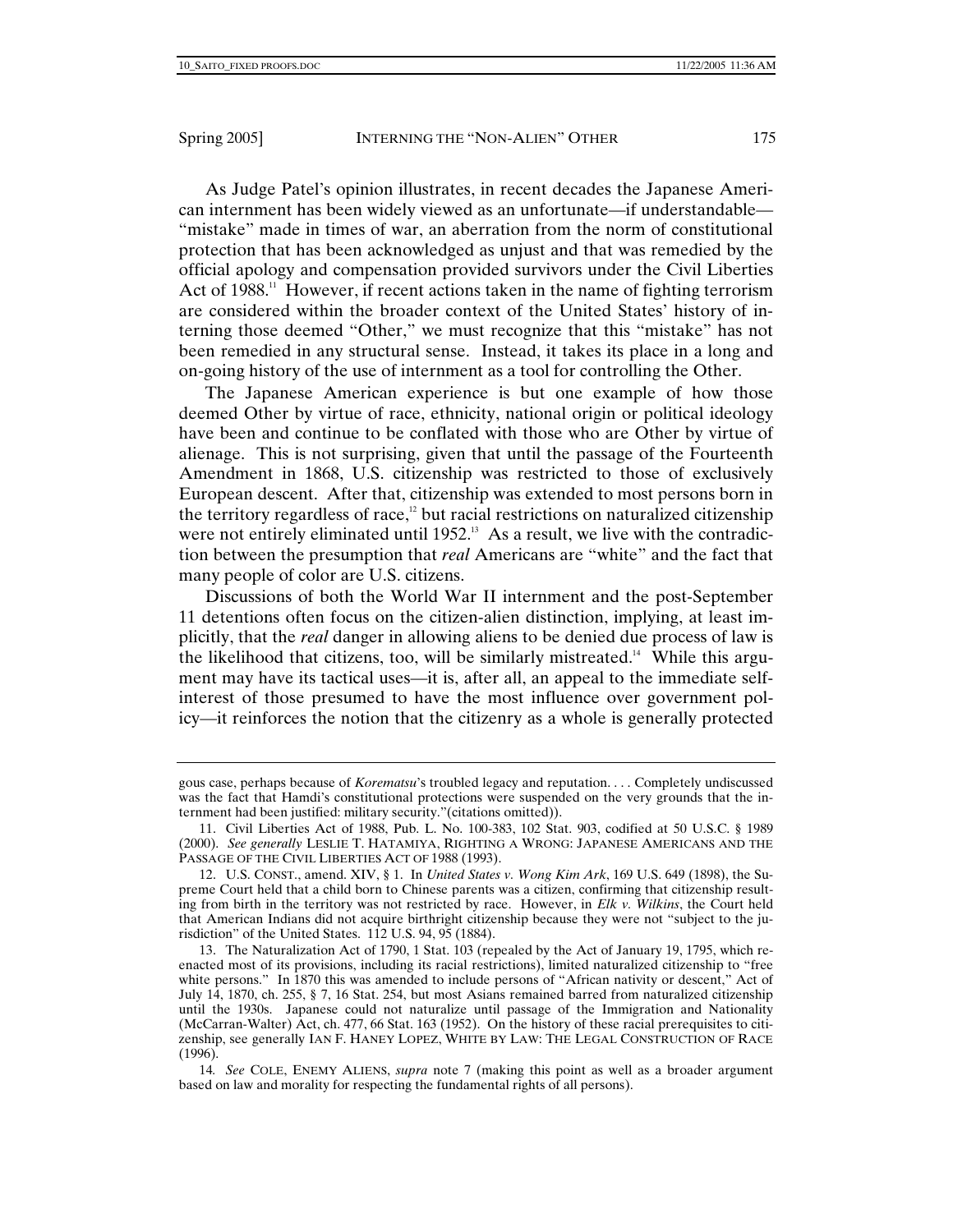As Judge Patel's opinion illustrates, in recent decades the Japanese American internment has been widely viewed as an unfortunate—if understandable—"mistake" made in times of war, an aberration from the norm of constitutional protection that has been acknowledged as unjust and that was remedied by the official apology and compensation provided survivors under the Civil Liberties Act of 1988.[11] However, if recent actions taken in the name of fighting terrorism are considered within the broader context of the United States' history of interning those deemed "Other," we must recognize that this "mistake" has not been remedied in any structural sense. Instead, it takes its place in a long and on-going history of the use of internment as a tool for controlling the Other.

The Japanese American experience is but one example of how those deemed Other by virtue of race, ethnicity, national origin or political ideology have been and continue to be conflated with those who are Other by virtue of alienage. This is not surprising, given that until the passage of the Fourteenth Amendment in 1868, U.S. citizenship was restricted to those of exclusively European descent. After that, citizenship was extended to most persons born in the territory regardless of race,[12] but racial restrictions on naturalized citizenship were not entirely eliminated until 1952.[13] As a result, we live with the contradiction between the presumption that *real* Americans are "white" and the fact that many people of color are U.S. citizens.

Discussions of both the World War II internment and the post-September 11 detentions often focus on the citizen-alien distinction, implying, at least implicitly, that the *real* danger in allowing aliens to be denied due process of law is the likelihood that citizens, too, will be similarly mistreated.[14] While this argument may have its tactical uses—it is, after all, an appeal to the immediate self-interest of those presumed to have the most influence over government policy—it reinforces the notion that the citizenry as a whole is generally protected

---

gous case, perhaps because of *Korematsu*'s troubled legacy and reputation. . . . Completely undiscussed was the fact that Hamdi's constitutional protections were suspended on the very grounds that the internment had been justified: military security."(citations omitted)).

11. Civil Liberties Act of 1988, Pub. L. No. 100-383, 102 Stat. 903, codified at 50 U.S.C. § 1989 (2000). *See generally* LESLIE T. HATAMIYA, RIGHTING A WRONG: JAPANESE AMERICANS AND THE PASSAGE OF THE CIVIL LIBERTIES ACT OF 1988 (1993).

12. U.S. CONST., amend. XIV, § 1. In *United States v. Wong Kim Ark*, 169 U.S. 649 (1898), the Supreme Court held that a child born to Chinese parents was a citizen, confirming that citizenship resulting from birth in the territory was not restricted by race. However, in *Elk v. Wilkins*, the Court held that American Indians did not acquire birthright citizenship because they were not "subject to the jurisdiction" of the United States. 112 U.S. 94, 95 (1884).

13. The Naturalization Act of 1790, 1 Stat. 103 (repealed by the Act of January 19, 1795, which reenacted most of its provisions, including its racial restrictions), limited naturalized citizenship to "free white persons." In 1870 this was amended to include persons of "African nativity or descent," Act of July 14, 1870, ch. 255, § 7, 16 Stat. 254, but most Asians remained barred from naturalized citizenship until the 1930s. Japanese could not naturalize until passage of the Immigration and Nationality (McCarran-Walter) Act, ch. 477, 66 Stat. 163 (1952). On the history of these racial prerequisites to citizenship, see generally IAN F. HANEY LOPEZ, WHITE BY LAW: THE LEGAL CONSTRUCTION OF RACE (1996).

14. *See* COLE, ENEMY ALIENS, *supra* note 7 (making this point as well as a broader argument based on law and morality for respecting the fundamental rights of all persons).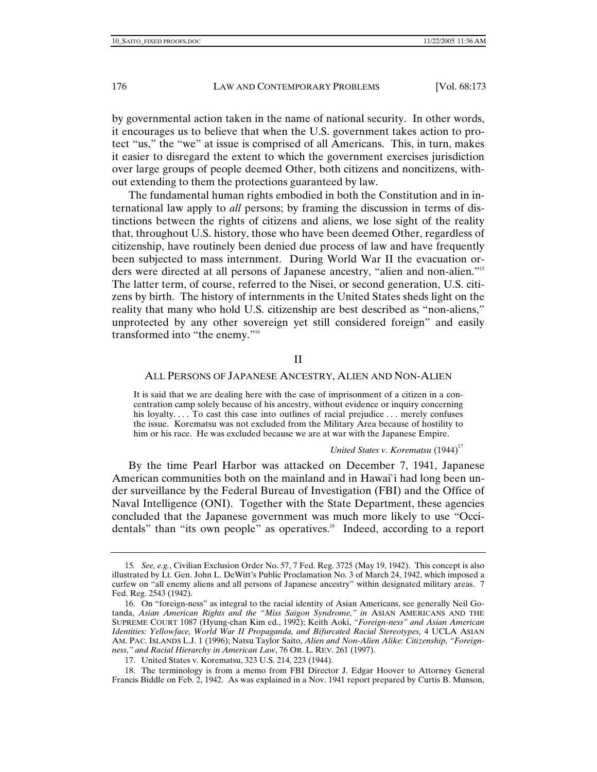by governmental action taken in the name of national security. In other words, it encourages us to believe that when the U.S. government takes action to protect "us," the "we" at issue is comprised of all Americans. This, in turn, makes it easier to disregard the extent to which the government exercises jurisdiction over large groups of people deemed Other, both citizens and noncitizens, without extending to them the protections guaranteed by law.

The fundamental human rights embodied in both the Constitution and in international law apply to *all* persons; by framing the discussion in terms of distinctions between the rights of citizens and aliens, we lose sight of the reality that, throughout U.S. history, those who have been deemed Other, regardless of citizenship, have routinely been denied due process of law and have frequently been subjected to mass internment. During World War II the evacuation orders were directed at all persons of Japanese ancestry, "alien and non-alien."[15] The latter term, of course, referred to the Nisei, or second generation, U.S. citizens by birth. The history of internments in the United States sheds light on the reality that many who hold U.S. citizenship are best described as "non-aliens," unprotected by any other sovereign yet still considered foreign" and easily transformed into "the enemy."[16]

## II

### ALL PERSONS OF JAPANESE ANCESTRY, ALIEN AND NON-ALIEN

> It is said that we are dealing here with the case of imprisonment of a citizen in a concentration camp solely because of his ancestry, without evidence or inquiry concerning his loyalty. . . . To cast this case into outlines of racial prejudice . . . merely confuses the issue. Korematsu was not excluded from the Military Area because of hostility to him or his race. He was excluded because we are at war with the Japanese Empire.
>
> *United States v. Korematsu* (1944)[17]

By the time Pearl Harbor was attacked on December 7, 1941, Japanese American communities both on the mainland and in Hawai`i had long been under surveillance by the Federal Bureau of Investigation (FBI) and the Office of Naval Intelligence (ONI). Together with the State Department, these agencies concluded that the Japanese government was much more likely to use "Occidentals" than "its own people" as operatives.[18] Indeed, according to a report

---

15. *See, e.g.*, Civilian Exclusion Order No. 57, 7 Fed. Reg. 3725 (May 19, 1942). This concept is also illustrated by Lt. Gen. John L. DeWitt's Public Proclamation No. 3 of March 24, 1942, which imposed a curfew on "all enemy aliens and all persons of Japanese ancestry" within designated military areas. 7 Fed. Reg. 2543 (1942).

16. On "foreign-ness" as integral to the racial identity of Asian Americans, see generally Neil Gotanda, *Asian American Rights and the "Miss Saigon Syndrome," in* ASIAN AMERICANS AND THE SUPREME COURT 1087 (Hyung-chan Kim ed., 1992); Keith Aoki, *"Foreign-ness" and Asian American Identities: Yellowface, World War II Propaganda, and Bifurcated Racial Stereotypes,* 4 UCLA ASIAN AM. PAC. ISLANDS L.J. 1 (1996); Natsu Taylor Saito, *Alien and Non-Alien Alike: Citizenship, "Foreignness," and Racial Hierarchy in American Law*, 76 OR. L. REV. 261 (1997).

17. United States v. Korematsu, 323 U.S. 214, 223 (1944).

18. The terminology is from a memo from FBI Director J. Edgar Hoover to Attorney General Francis Biddle on Feb. 2, 1942. As was explained in a Nov. 1941 report prepared by Curtis B. Munson,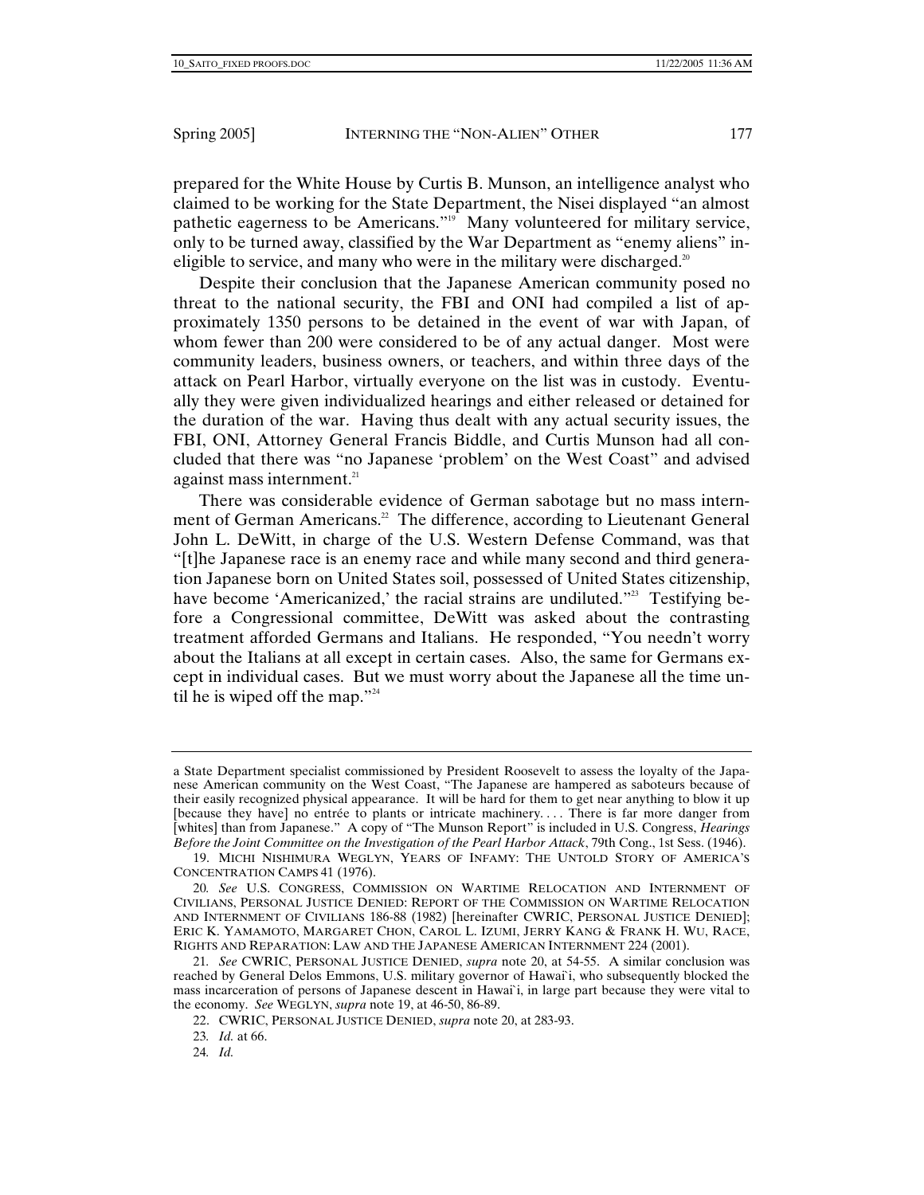prepared for the White House by Curtis B. Munson, an intelligence analyst who claimed to be working for the State Department, the Nisei displayed "an almost pathetic eagerness to be Americans."[19] Many volunteered for military service, only to be turned away, classified by the War Department as "enemy aliens" ineligible to service, and many who were in the military were discharged.[20]

Despite their conclusion that the Japanese American community posed no threat to the national security, the FBI and ONI had compiled a list of approximately 1350 persons to be detained in the event of war with Japan, of whom fewer than 200 were considered to be of any actual danger. Most were community leaders, business owners, or teachers, and within three days of the attack on Pearl Harbor, virtually everyone on the list was in custody. Eventually they were given individualized hearings and either released or detained for the duration of the war. Having thus dealt with any actual security issues, the FBI, ONI, Attorney General Francis Biddle, and Curtis Munson had all concluded that there was "no Japanese 'problem' on the West Coast" and advised against mass internment.[21]

There was considerable evidence of German sabotage but no mass internment of German Americans.[22] The difference, according to Lieutenant General John L. DeWitt, in charge of the U.S. Western Defense Command, was that "[t]he Japanese race is an enemy race and while many second and third generation Japanese born on United States soil, possessed of United States citizenship, have become 'Americanized,' the racial strains are undiluted."[23] Testifying before a Congressional committee, DeWitt was asked about the contrasting treatment afforded Germans and Italians. He responded, "You needn't worry about the Italians at all except in certain cases. Also, the same for Germans except in individual cases. But we must worry about the Japanese all the time until he is wiped off the map."[24]

---

a State Department specialist commissioned by President Roosevelt to assess the loyalty of the Japanese American community on the West Coast, "The Japanese are hampered as saboteurs because of their easily recognized physical appearance. It will be hard for them to get near anything to blow it up [because they have] no entrée to plants or intricate machinery. . . . There is far more danger from [whites] than from Japanese." A copy of "The Munson Report" is included in U.S. Congress, *Hearings Before the Joint Committee on the Investigation of the Pearl Harbor Attack*, 79th Cong., 1st Sess. (1946).

19. MICHI NISHIMURA WEGLYN, YEARS OF INFAMY: THE UNTOLD STORY OF AMERICA'S CONCENTRATION CAMPS 41 (1976).

20. *See* U.S. CONGRESS, COMMISSION ON WARTIME RELOCATION AND INTERNMENT OF CIVILIANS, PERSONAL JUSTICE DENIED: REPORT OF THE COMMISSION ON WARTIME RELOCATION AND INTERNMENT OF CIVILIANS 186-88 (1982) [hereinafter CWRIC, PERSONAL JUSTICE DENIED]; ERIC K. YAMAMOTO, MARGARET CHON, CAROL L. IZUMI, JERRY KANG & FRANK H. WU, RACE, RIGHTS AND REPARATION: LAW AND THE JAPANESE AMERICAN INTERNMENT 224 (2001).

21. *See* CWRIC, PERSONAL JUSTICE DENIED, *supra* note 20, at 54-55. A similar conclusion was reached by General Delos Emmons, U.S. military governor of Hawai`i, who subsequently blocked the mass incarceration of persons of Japanese descent in Hawai`i, in large part because they were vital to the economy. *See* WEGLYN, *supra* note 19, at 46-50, 86-89.

22. CWRIC, PERSONAL JUSTICE DENIED, *supra* note 20, at 283-93.

23. *Id.* at 66.

24. *Id.*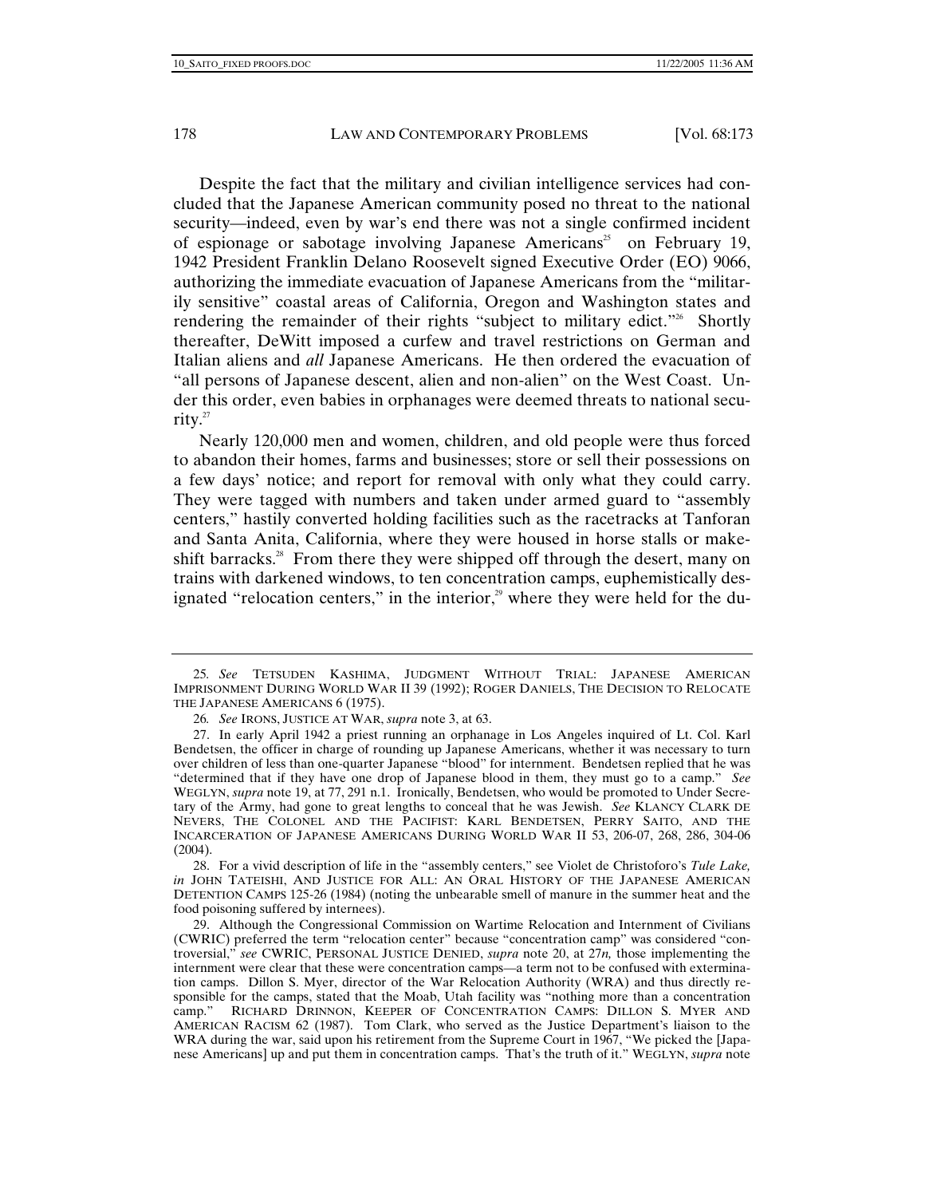Despite the fact that the military and civilian intelligence services had concluded that the Japanese American community posed no threat to the national security—indeed, even by war's end there was not a single confirmed incident of espionage or sabotage involving Japanese Americans[25] on February 19, 1942 President Franklin Delano Roosevelt signed Executive Order (EO) 9066, authorizing the immediate evacuation of Japanese Americans from the "militarily sensitive" coastal areas of California, Oregon and Washington states and rendering the remainder of their rights "subject to military edict."[26] Shortly thereafter, DeWitt imposed a curfew and travel restrictions on German and Italian aliens and *all* Japanese Americans. He then ordered the evacuation of "all persons of Japanese descent, alien and non-alien" on the West Coast. Under this order, even babies in orphanages were deemed threats to national security.[27]

Nearly 120,000 men and women, children, and old people were thus forced to abandon their homes, farms and businesses; store or sell their possessions on a few days' notice; and report for removal with only what they could carry. They were tagged with numbers and taken under armed guard to "assembly centers," hastily converted holding facilities such as the racetracks at Tanforan and Santa Anita, California, where they were housed in horse stalls or makeshift barracks.[28] From there they were shipped off through the desert, many on trains with darkened windows, to ten concentration camps, euphemistically designated "relocation centers," in the interior,[29] where they were held for the du-

---

25. *See* TETSUDEN KASHIMA, JUDGMENT WITHOUT TRIAL: JAPANESE AMERICAN IMPRISONMENT DURING WORLD WAR II 39 (1992); ROGER DANIELS, THE DECISION TO RELOCATE THE JAPANESE AMERICANS 6 (1975).

26. *See* IRONS, JUSTICE AT WAR, *supra* note 3, at 63.

27. In early April 1942 a priest running an orphanage in Los Angeles inquired of Lt. Col. Karl Bendetsen, the officer in charge of rounding up Japanese Americans, whether it was necessary to turn over children of less than one-quarter Japanese "blood" for internment. Bendetsen replied that he was "determined that if they have one drop of Japanese blood in them, they must go to a camp." *See* WEGLYN, *supra* note 19, at 77, 291 n.1. Ironically, Bendetsen, who would be promoted to Under Secretary of the Army, had gone to great lengths to conceal that he was Jewish. *See* KLANCY CLARK DE NEVERS, THE COLONEL AND THE PACIFIST: KARL BENDETSEN, PERRY SAITO, AND THE INCARCERATION OF JAPANESE AMERICANS DURING WORLD WAR II 53, 206-07, 268, 286, 304-06 (2004).

28. For a vivid description of life in the "assembly centers," see Violet de Christoforo's *Tule Lake, in* JOHN TATEISHI, AND JUSTICE FOR ALL: AN ORAL HISTORY OF THE JAPANESE AMERICAN DETENTION CAMPS 125-26 (1984) (noting the unbearable smell of manure in the summer heat and the food poisoning suffered by internees).

29. Although the Congressional Commission on Wartime Relocation and Internment of Civilians (CWRIC) preferred the term "relocation center" because "concentration camp" was considered "controversial," *see* CWRIC, PERSONAL JUSTICE DENIED, *supra* note 20, at 27*n,* those implementing the internment were clear that these were concentration camps—a term not to be confused with extermination camps. Dillon S. Myer, director of the War Relocation Authority (WRA) and thus directly responsible for the camps, stated that the Moab, Utah facility was "nothing more than a concentration camp." RICHARD DRINNON, KEEPER OF CONCENTRATION CAMPS: DILLON S. MYER AND AMERICAN RACISM 62 (1987). Tom Clark, who served as the Justice Department's liaison to the WRA during the war, said upon his retirement from the Supreme Court in 1967, "We picked the [Japanese Americans] up and put them in concentration camps. That's the truth of it." WEGLYN, *supra* note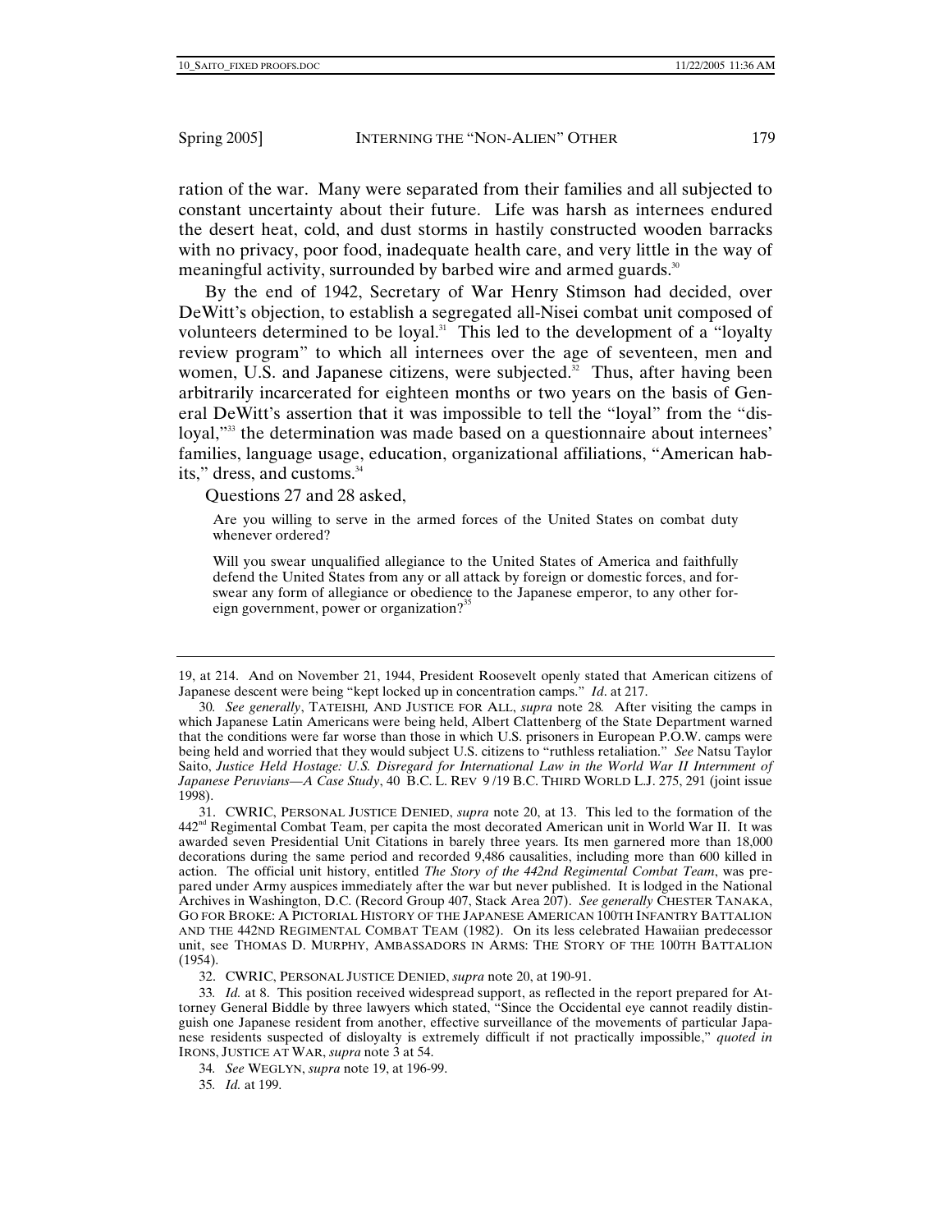ration of the war. Many were separated from their families and all subjected to constant uncertainty about their future. Life was harsh as internees endured the desert heat, cold, and dust storms in hastily constructed wooden barracks with no privacy, poor food, inadequate health care, and very little in the way of meaningful activity, surrounded by barbed wire and armed guards.[30]

By the end of 1942, Secretary of War Henry Stimson had decided, over DeWitt's objection, to establish a segregated all-Nisei combat unit composed of volunteers determined to be loyal.[31] This led to the development of a "loyalty review program" to which all internees over the age of seventeen, men and women, U.S. and Japanese citizens, were subjected.[32] Thus, after having been arbitrarily incarcerated for eighteen months or two years on the basis of General DeWitt's assertion that it was impossible to tell the "loyal" from the "disloyal,"[33] the determination was made based on a questionnaire about internees' families, language usage, education, organizational affiliations, "American habits," dress, and customs.[34]

Questions 27 and 28 asked,

> Are you willing to serve in the armed forces of the United States on combat duty whenever ordered?
>
> Will you swear unqualified allegiance to the United States of America and faithfully defend the United States from any or all attack by foreign or domestic forces, and forswear any form of allegiance or obedience to the Japanese emperor, to any other foreign government, power or organization?[35]

---

19, at 214. And on November 21, 1944, President Roosevelt openly stated that American citizens of Japanese descent were being "kept locked up in concentration camps." *Id*. at 217.

30. *See generally*, TATEISHI, AND JUSTICE FOR ALL, *supra* note 28. After visiting the camps in which Japanese Latin Americans were being held, Albert Clattenberg of the State Department warned that the conditions were far worse than those in which U.S. prisoners in European P.O.W. camps were being held and worried that they would subject U.S. citizens to "ruthless retaliation." *See* Natsu Taylor Saito, *Justice Held Hostage: U.S. Disregard for International Law in the World War II Internment of Japanese Peruvians—A Case Study*, 40 B.C. L. REV 9 /19 B.C. THIRD WORLD L.J. 275, 291 (joint issue 1998).

31. CWRIC, PERSONAL JUSTICE DENIED, *supra* note 20, at 13. This led to the formation of the 442nd Regimental Combat Team, per capita the most decorated American unit in World War II. It was awarded seven Presidential Unit Citations in barely three years. Its men garnered more than 18,000 decorations during the same period and recorded 9,486 causalities, including more than 600 killed in action. The official unit history, entitled *The Story of the 442nd Regimental Combat Team*, was prepared under Army auspices immediately after the war but never published. It is lodged in the National Archives in Washington, D.C. (Record Group 407, Stack Area 207). *See generally* CHESTER TANAKA, GO FOR BROKE: A PICTORIAL HISTORY OF THE JAPANESE AMERICAN 100TH INFANTRY BATTALION AND THE 442ND REGIMENTAL COMBAT TEAM (1982). On its less celebrated Hawaiian predecessor unit, see THOMAS D. MURPHY, AMBASSADORS IN ARMS: THE STORY OF THE 100TH BATTALION (1954).

32. CWRIC, PERSONAL JUSTICE DENIED, *supra* note 20, at 190-91.

33. *Id.* at 8. This position received widespread support, as reflected in the report prepared for Attorney General Biddle by three lawyers which stated, "Since the Occidental eye cannot readily distinguish one Japanese resident from another, effective surveillance of the movements of particular Japanese residents suspected of disloyalty is extremely difficult if not practically impossible," *quoted in* IRONS, JUSTICE AT WAR, *supra* note 3 at 54.

34. *See* WEGLYN, *supra* note 19, at 196-99.

35. *Id.* at 199.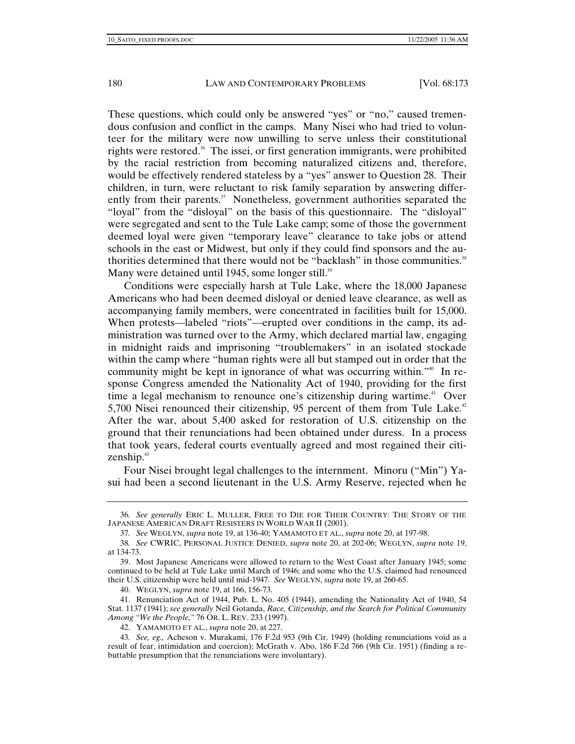These questions, which could only be answered "yes" or "no," caused tremendous confusion and conflict in the camps. Many Nisei who had tried to volunteer for the military were now unwilling to serve unless their constitutional rights were restored.[36] The issei, or first generation immigrants, were prohibited by the racial restriction from becoming naturalized citizens and, therefore, would be effectively rendered stateless by a "yes" answer to Question 28. Their children, in turn, were reluctant to risk family separation by answering differently from their parents.[37] Nonetheless, government authorities separated the "loyal" from the "disloyal" on the basis of this questionnaire. The "disloyal" were segregated and sent to the Tule Lake camp; some of those the government deemed loyal were given "temporary leave" clearance to take jobs or attend schools in the east or Midwest, but only if they could find sponsors and the authorities determined that there would not be "backlash" in those communities.[38] Many were detained until 1945, some longer still.[39]

Conditions were especially harsh at Tule Lake, where the 18,000 Japanese Americans who had been deemed disloyal or denied leave clearance, as well as accompanying family members, were concentrated in facilities built for 15,000. When protests—labeled "riots"—erupted over conditions in the camp, its administration was turned over to the Army, which declared martial law, engaging in midnight raids and imprisoning "troublemakers" in an isolated stockade within the camp where "human rights were all but stamped out in order that the community might be kept in ignorance of what was occurring within."[40] In response Congress amended the Nationality Act of 1940, providing for the first time a legal mechanism to renounce one's citizenship during wartime.[41] Over 5,700 Nisei renounced their citizenship, 95 percent of them from Tule Lake.[42] After the war, about 5,400 asked for restoration of U.S. citizenship on the ground that their renunciations had been obtained under duress. In a process that took years, federal courts eventually agreed and most regained their citizenship.[43]

Four Nisei brought legal challenges to the internment. Minoru ("Min") Yasui had been a second lieutenant in the U.S. Army Reserve, rejected when he

---

36. *See generally* ERIC L. MULLER, FREE TO DIE FOR THEIR COUNTRY: THE STORY OF THE JAPANESE AMERICAN DRAFT RESISTERS IN WORLD WAR II (2001).

37. *See* WEGLYN, *supra* note 19, at 136-40; YAMAMOTO ET AL., *supra* note 20, at 197-98.

38. *See* CWRIC, PERSONAL JUSTICE DENIED, *supra* note 20, at 202-06; WEGLYN, *supra* note 19, at 134-73.

39. Most Japanese Americans were allowed to return to the West Coast after January 1945; some continued to be held at Tule Lake until March of 1946; and some who the U.S. claimed had renounced their U.S. citizenship were held until mid-1947. *See* WEGLYN, *supra* note 19, at 260-65.

40. WEGLYN, *supra* note 19, at 166, 156-73.

41. Renunciation Act of 1944, Pub. L. No. 405 (1944), amending the Nationality Act of 1940, 54 Stat. 1137 (1941); *see generally* Neil Gotanda, *Race, Citizenship, and the Search for Political Community Among "We the People,"* 76 OR. L. REV. 233 (1997).

42. YAMAMOTO ET AL., *supra* note 20, at 227.

43. *See, eg.,* Acheson v. Murakami, 176 F.2d 953 (9th Cir. 1949) (holding renunciations void as a result of fear, intimidation and coercion); McGrath v. Abo, 186 F.2d 766 (9th Cir. 1951) (finding a rebuttable presumption that the renunciations were involuntary).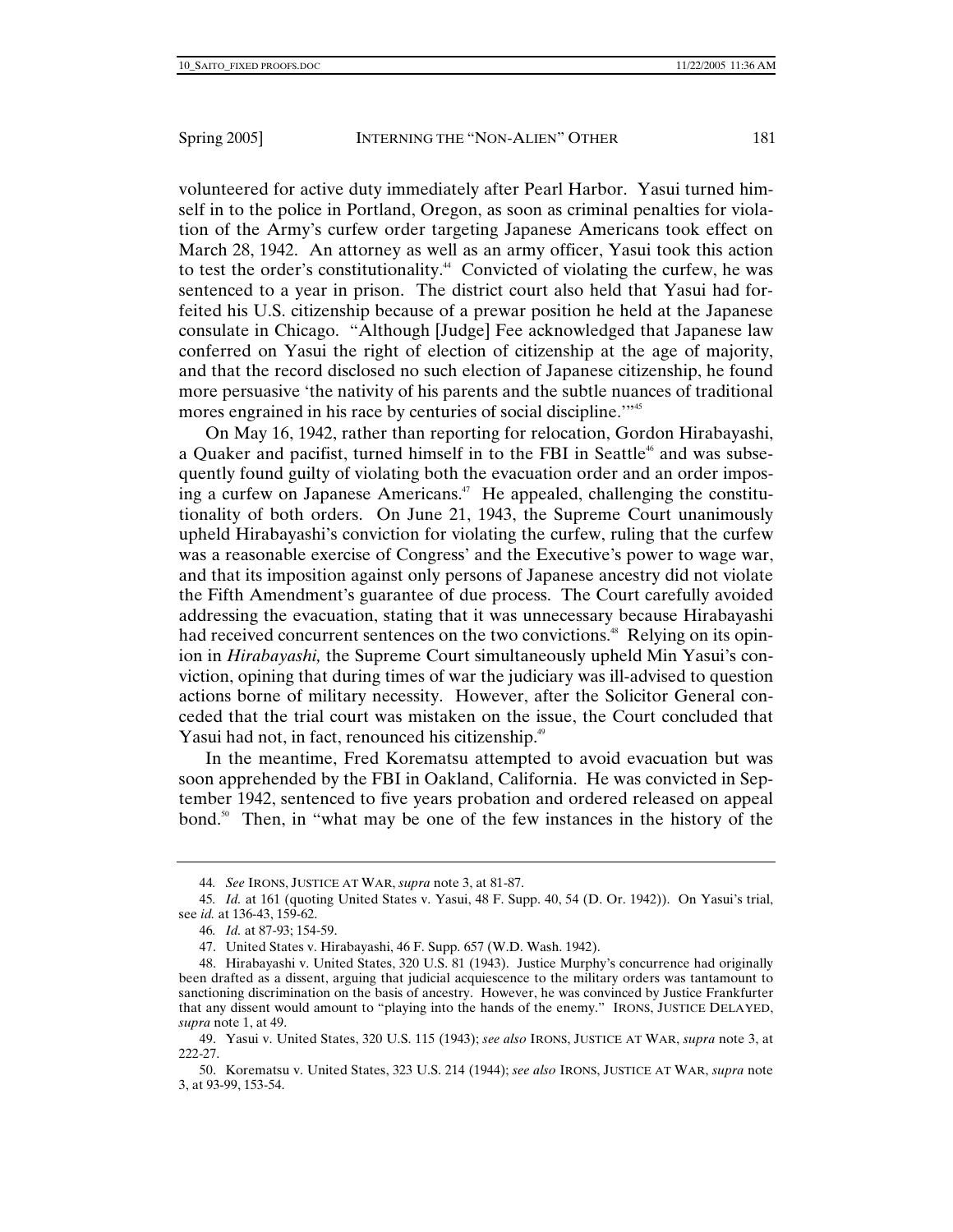volunteered for active duty immediately after Pearl Harbor. Yasui turned himself in to the police in Portland, Oregon, as soon as criminal penalties for violation of the Army's curfew order targeting Japanese Americans took effect on March 28, 1942. An attorney as well as an army officer, Yasui took this action to test the order's constitutionality.[44] Convicted of violating the curfew, he was sentenced to a year in prison. The district court also held that Yasui had forfeited his U.S. citizenship because of a prewar position he held at the Japanese consulate in Chicago. "Although [Judge] Fee acknowledged that Japanese law conferred on Yasui the right of election of citizenship at the age of majority, and that the record disclosed no such election of Japanese citizenship, he found more persuasive 'the nativity of his parents and the subtle nuances of traditional mores engrained in his race by centuries of social discipline.'"[45]

On May 16, 1942, rather than reporting for relocation, Gordon Hirabayashi, a Quaker and pacifist, turned himself in to the FBI in Seattle[46] and was subsequently found guilty of violating both the evacuation order and an order imposing a curfew on Japanese Americans.[47] He appealed, challenging the constitutionality of both orders. On June 21, 1943, the Supreme Court unanimously upheld Hirabayashi's conviction for violating the curfew, ruling that the curfew was a reasonable exercise of Congress' and the Executive's power to wage war, and that its imposition against only persons of Japanese ancestry did not violate the Fifth Amendment's guarantee of due process. The Court carefully avoided addressing the evacuation, stating that it was unnecessary because Hirabayashi had received concurrent sentences on the two convictions.[48] Relying on its opinion in *Hirabayashi,* the Supreme Court simultaneously upheld Min Yasui's conviction, opining that during times of war the judiciary was ill-advised to question actions borne of military necessity. However, after the Solicitor General conceded that the trial court was mistaken on the issue, the Court concluded that Yasui had not, in fact, renounced his citizenship.[49]

In the meantime, Fred Korematsu attempted to avoid evacuation but was soon apprehended by the FBI in Oakland, California. He was convicted in September 1942, sentenced to five years probation and ordered released on appeal bond.[50] Then, in "what may be one of the few instances in the history of the

---

44. *See* IRONS, JUSTICE AT WAR, *supra* note 3, at 81-87.

45. *Id.* at 161 (quoting United States v. Yasui, 48 F. Supp. 40, 54 (D. Or. 1942)). On Yasui's trial, see *id.* at 136-43, 159-62.

46. *Id.* at 87-93; 154-59.

47. United States v. Hirabayashi, 46 F. Supp. 657 (W.D. Wash. 1942).

48. Hirabayashi v. United States, 320 U.S. 81 (1943). Justice Murphy's concurrence had originally been drafted as a dissent, arguing that judicial acquiescence to the military orders was tantamount to sanctioning discrimination on the basis of ancestry. However, he was convinced by Justice Frankfurter that any dissent would amount to "playing into the hands of the enemy." IRONS, JUSTICE DELAYED, *supra* note 1, at 49.

49. Yasui v. United States, 320 U.S. 115 (1943); *see also* IRONS, JUSTICE AT WAR, *supra* note 3, at 222-27.

50. Korematsu v. United States, 323 U.S. 214 (1944); *see also* IRONS, JUSTICE AT WAR, *supra* note 3, at 93-99, 153-54.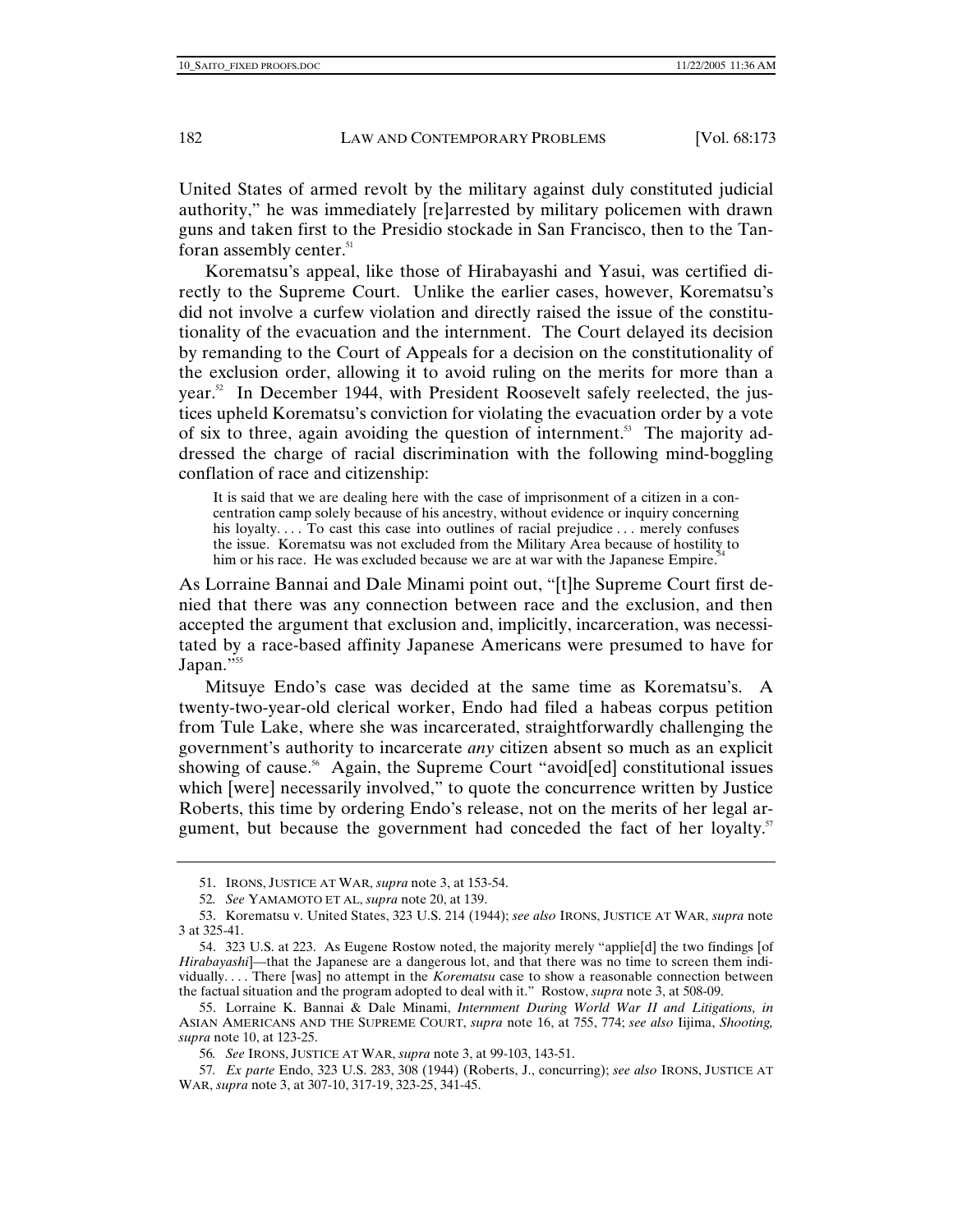United States of armed revolt by the military against duly constituted judicial authority," he was immediately [re]arrested by military policemen with drawn guns and taken first to the Presidio stockade in San Francisco, then to the Tanforan assembly center.[51]

Korematsu's appeal, like those of Hirabayashi and Yasui, was certified directly to the Supreme Court. Unlike the earlier cases, however, Korematsu's did not involve a curfew violation and directly raised the issue of the constitutionality of the evacuation and the internment. The Court delayed its decision by remanding to the Court of Appeals for a decision on the constitutionality of the exclusion order, allowing it to avoid ruling on the merits for more than a year.[52] In December 1944, with President Roosevelt safely reelected, the justices upheld Korematsu's conviction for violating the evacuation order by a vote of six to three, again avoiding the question of internment.[53] The majority addressed the charge of racial discrimination with the following mind-boggling conflation of race and citizenship:

> It is said that we are dealing here with the case of imprisonment of a citizen in a concentration camp solely because of his ancestry, without evidence or inquiry concerning his loyalty. . . . To cast this case into outlines of racial prejudice . . . merely confuses the issue. Korematsu was not excluded from the Military Area because of hostility to him or his race. He was excluded because we are at war with the Japanese Empire.[54]

As Lorraine Bannai and Dale Minami point out, "[t]he Supreme Court first denied that there was any connection between race and the exclusion, and then accepted the argument that exclusion and, implicitly, incarceration, was necessitated by a race-based affinity Japanese Americans were presumed to have for Japan."[55]

Mitsuye Endo's case was decided at the same time as Korematsu's. A twenty-two-year-old clerical worker, Endo had filed a habeas corpus petition from Tule Lake, where she was incarcerated, straightforwardly challenging the government's authority to incarcerate *any* citizen absent so much as an explicit showing of cause.[56] Again, the Supreme Court "avoid[ed] constitutional issues which [were] necessarily involved," to quote the concurrence written by Justice Roberts, this time by ordering Endo's release, not on the merits of her legal argument, but because the government had conceded the fact of her loyalty.[57]

---

51. IRONS, JUSTICE AT WAR, *supra* note 3, at 153-54.

52. *See* YAMAMOTO ET AL, *supra* note 20, at 139.

53. Korematsu v. United States, 323 U.S. 214 (1944); *see also* IRONS, JUSTICE AT WAR, *supra* note 3 at 325-41.

54. 323 U.S. at 223. As Eugene Rostow noted, the majority merely "applie[d] the two findings [of *Hirabayashi*]—that the Japanese are a dangerous lot, and that there was no time to screen them individually. . . . There [was] no attempt in the *Korematsu* case to show a reasonable connection between the factual situation and the program adopted to deal with it." Rostow, *supra* note 3, at 508-09.

55. Lorraine K. Bannai & Dale Minami, *Internment During World War II and Litigations, in* ASIAN AMERICANS AND THE SUPREME COURT, *supra* note 16, at 755, 774; *see also* Iijima, *Shooting, supra* note 10, at 123-25.

56. *See* IRONS, JUSTICE AT WAR, *supra* note 3, at 99-103, 143-51.

57. *Ex parte* Endo, 323 U.S. 283, 308 (1944) (Roberts, J., concurring); *see also* IRONS, JUSTICE AT WAR, *supra* note 3, at 307-10, 317-19, 323-25, 341-45.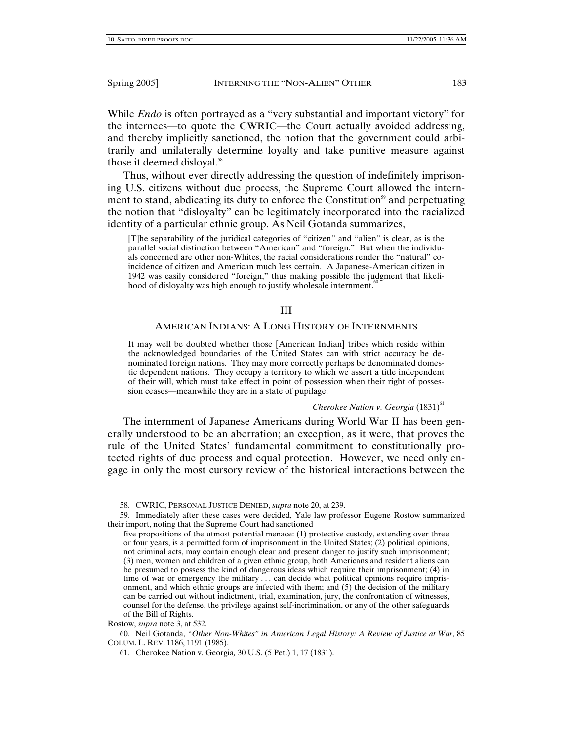While *Endo* is often portrayed as a "very substantial and important victory" for the internees—to quote the CWRIC—the Court actually avoided addressing, and thereby implicitly sanctioned, the notion that the government could arbitrarily and unilaterally determine loyalty and take punitive measure against those it deemed disloyal.[58]

Thus, without ever directly addressing the question of indefinitely imprisoning U.S. citizens without due process, the Supreme Court allowed the internment to stand, abdicating its duty to enforce the Constitution[59] and perpetuating the notion that "disloyalty" can be legitimately incorporated into the racialized identity of a particular ethnic group. As Neil Gotanda summarizes,

> [T]he separability of the juridical categories of "citizen" and "alien" is clear, as is the parallel social distinction between "American" and "foreign." But when the individuals concerned are other non-Whites, the racial considerations render the "natural" coincidence of citizen and American much less certain. A Japanese-American citizen in 1942 was easily considered "foreign," thus making possible the judgment that likelihood of disloyalty was high enough to justify wholesale internment.[60]

## III

## AMERICAN INDIANS: A LONG HISTORY OF INTERNMENTS

> It may well be doubted whether those [American Indian] tribes which reside within the acknowledged boundaries of the United States can with strict accuracy be denominated foreign nations. They may more correctly perhaps be denominated domestic dependent nations. They occupy a territory to which we assert a title independent of their will, which must take effect in point of possession when their right of possession ceases—meanwhile they are in a state of pupilage.
>
> *Cherokee Nation v. Georgia* (1831)[61]

The internment of Japanese Americans during World War II has been generally understood to be an aberration; an exception, as it were, that proves the rule of the United States' fundamental commitment to constitutionally protected rights of due process and equal protection. However, we need only engage in only the most cursory review of the historical interactions between the

---

58. CWRIC, PERSONAL JUSTICE DENIED, *supra* note 20, at 239.

59. Immediately after these cases were decided, Yale law professor Eugene Rostow summarized their import, noting that the Supreme Court had sanctioned

> five propositions of the utmost potential menace: (1) protective custody, extending over three or four years, is a permitted form of imprisonment in the United States; (2) political opinions, not criminal acts, may contain enough clear and present danger to justify such imprisonment; (3) men, women and children of a given ethnic group, both Americans and resident aliens can be presumed to possess the kind of dangerous ideas which require their imprisonment; (4) in time of war or emergency the military . . . can decide what political opinions require imprisonment, and which ethnic groups are infected with them; and (5) the decision of the military can be carried out without indictment, trial, examination, jury, the confrontation of witnesses, counsel for the defense, the privilege against self-incrimination, or any of the other safeguards of the Bill of Rights.

Rostow, *supra* note 3, at 532.

60. Neil Gotanda, *"Other Non-Whites" in American Legal History: A Review of Justice at War*, 85 COLUM. L. REV. 1186, 1191 (1985).

61. Cherokee Nation v. Georgia*,* 30 U.S. (5 Pet.) 1, 17 (1831).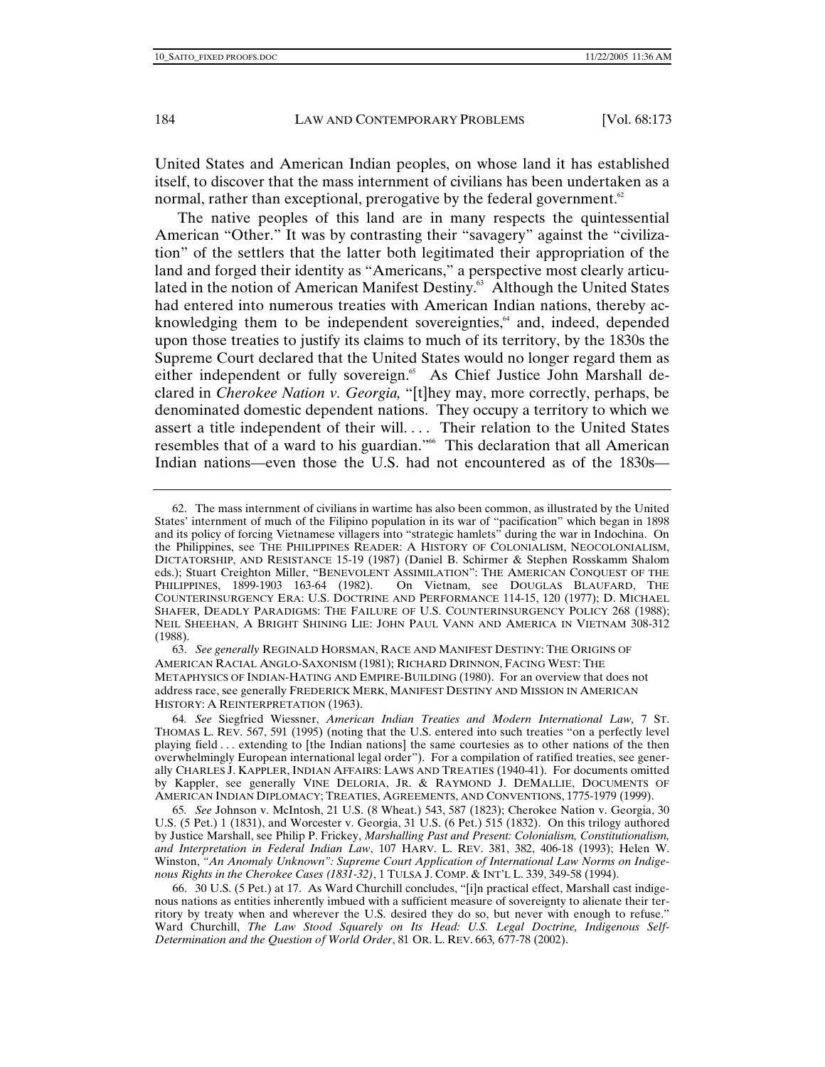United States and American Indian peoples, on whose land it has established itself, to discover that the mass internment of civilians has been undertaken as a normal, rather than exceptional, prerogative by the federal government.[62]

The native peoples of this land are in many respects the quintessential American "Other." It was by contrasting their "savagery" against the "civilization" of the settlers that the latter both legitimated their appropriation of the land and forged their identity as "Americans," a perspective most clearly articulated in the notion of American Manifest Destiny.[63] Although the United States had entered into numerous treaties with American Indian nations, thereby acknowledging them to be independent sovereignties,[64] and, indeed, depended upon those treaties to justify its claims to much of its territory, by the 1830s the Supreme Court declared that the United States would no longer regard them as either independent or fully sovereign.[65] As Chief Justice John Marshall declared in *Cherokee Nation v. Georgia,* "[t]hey may, more correctly, perhaps, be denominated domestic dependent nations. They occupy a territory to which we assert a title independent of their will. . . . Their relation to the United States resembles that of a ward to his guardian."[66] This declaration that all American Indian nations—even those the U.S. had not encountered as of the 1830s—

---

62. The mass internment of civilians in wartime has also been common, as illustrated by the United States' internment of much of the Filipino population in its war of "pacification" which began in 1898 and its policy of forcing Vietnamese villagers into "strategic hamlets" during the war in Indochina. On the Philippines, see THE PHILIPPINES READER: A HISTORY OF COLONIALISM, NEOCOLONIALISM, DICTATORSHIP, AND RESISTANCE 15-19 (1987) (Daniel B. Schirmer & Stephen Rosskamm Shalom eds.); Stuart Creighton Miller, "BENEVOLENT ASSIMILATION": THE AMERICAN CONQUEST OF THE PHILIPPINES, 1899-1903 163-64 (1982). On Vietnam, see DOUGLAS BLAUFARD, THE COUNTERINSURGENCY ERA: U.S. DOCTRINE AND PERFORMANCE 114-15, 120 (1977); D. MICHAEL SHAFER, DEADLY PARADIGMS: THE FAILURE OF U.S. COUNTERINSURGENCY POLICY 268 (1988); NEIL SHEEHAN, A BRIGHT SHINING LIE: JOHN PAUL VANN AND AMERICA IN VIETNAM 308-312 (1988).

63. *See generally* REGINALD HORSMAN, RACE AND MANIFEST DESTINY: THE ORIGINS OF AMERICAN RACIAL ANGLO-SAXONISM (1981); RICHARD DRINNON, FACING WEST: THE METAPHYSICS OF INDIAN-HATING AND EMPIRE-BUILDING (1980). For an overview that does not address race, see generally FREDERICK MERK, MANIFEST DESTINY AND MISSION IN AMERICAN HISTORY: A REINTERPRETATION (1963).

64. *See* Siegfried Wiessner, *American Indian Treaties and Modern International Law,* 7 ST. THOMAS L. REV. 567, 591 (1995) (noting that the U.S. entered into such treaties "on a perfectly level playing field . . . extending to [the Indian nations] the same courtesies as to other nations of the then overwhelmingly European international legal order"). For a compilation of ratified treaties, see generally CHARLES J. KAPPLER, INDIAN AFFAIRS: LAWS AND TREATIES (1940-41). For documents omitted by Kappler, see generally VINE DELORIA, JR. & RAYMOND J. DEMALLIE, DOCUMENTS OF AMERICAN INDIAN DIPLOMACY; TREATIES, AGREEMENTS, AND CONVENTIONS, 1775-1979 (1999).

65. *See* Johnson v. McIntosh, 21 U.S. (8 Wheat.) 543, 587 (1823); Cherokee Nation v. Georgia, 30 U.S. (5 Pet.) 1 (1831), and Worcester v. Georgia, 31 U.S. (6 Pet.) 515 (1832). On this trilogy authored by Justice Marshall, see Philip P. Frickey, *Marshalling Past and Present: Colonialism, Constitutionalism, and Interpretation in Federal Indian Law*, 107 HARV. L. REV. 381, 382, 406-18 (1993); Helen W. Winston, *"An Anomaly Unknown": Supreme Court Application of International Law Norms on Indigenous Rights in the Cherokee Cases (1831-32)*, 1 TULSA J. COMP. & INT'L L. 339, 349-58 (1994).

66. 30 U.S. (5 Pet.) at 17. As Ward Churchill concludes, "[i]n practical effect, Marshall cast indigenous nations as entities inherently imbued with a sufficient measure of sovereignty to alienate their territory by treaty when and wherever the U.S. desired they do so, but never with enough to refuse." Ward Churchill, *The Law Stood Squarely on Its Head: U.S. Legal Doctrine, Indigenous Self-Determination and the Question of World Order*, 81 OR. L. REV. 663*,* 677-78 (2002).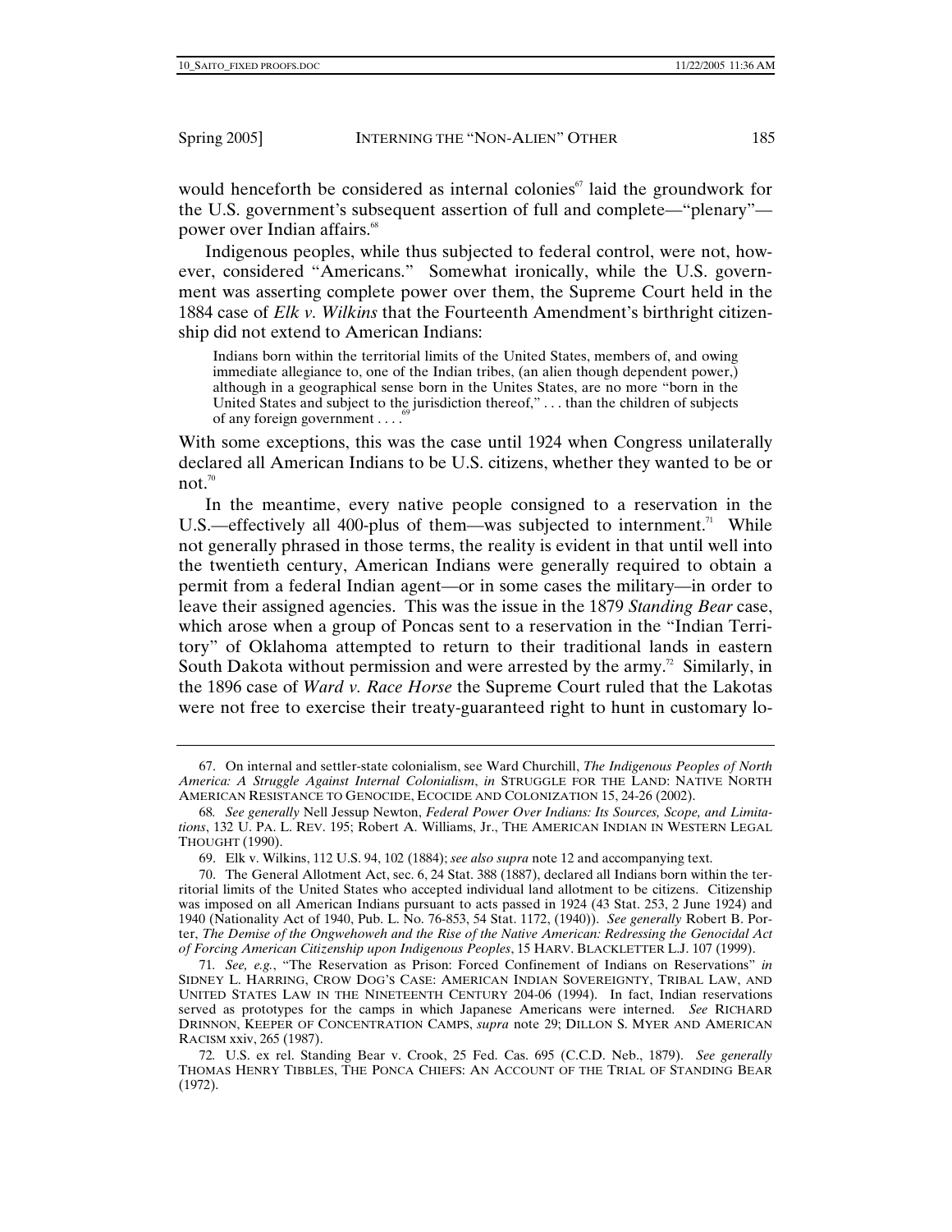would henceforth be considered as internal colonies[67] laid the groundwork for the U.S. government's subsequent assertion of full and complete—"plenary"—power over Indian affairs.[68]

Indigenous peoples, while thus subjected to federal control, were not, however, considered "Americans." Somewhat ironically, while the U.S. government was asserting complete power over them, the Supreme Court held in the 1884 case of *Elk v. Wilkins* that the Fourteenth Amendment's birthright citizenship did not extend to American Indians:

> Indians born within the territorial limits of the United States, members of, and owing immediate allegiance to, one of the Indian tribes, (an alien though dependent power,) although in a geographical sense born in the Unites States, are no more "born in the United States and subject to the jurisdiction thereof," . . . than the children of subjects of any foreign government . . . .[69]

With some exceptions, this was the case until 1924 when Congress unilaterally declared all American Indians to be U.S. citizens, whether they wanted to be or not.[70]

In the meantime, every native people consigned to a reservation in the U.S.—effectively all 400-plus of them—was subjected to internment.[71] While not generally phrased in those terms, the reality is evident in that until well into the twentieth century, American Indians were generally required to obtain a permit from a federal Indian agent—or in some cases the military—in order to leave their assigned agencies. This was the issue in the 1879 *Standing Bear* case, which arose when a group of Poncas sent to a reservation in the "Indian Territory" of Oklahoma attempted to return to their traditional lands in eastern South Dakota without permission and were arrested by the army.[72] Similarly, in the 1896 case of *Ward v. Race Horse* the Supreme Court ruled that the Lakotas were not free to exercise their treaty-guaranteed right to hunt in customary lo-

---

67. On internal and settler-state colonialism, see Ward Churchill, *The Indigenous Peoples of North America: A Struggle Against Internal Colonialism*, *in* STRUGGLE FOR THE LAND: NATIVE NORTH AMERICAN RESISTANCE TO GENOCIDE, ECOCIDE AND COLONIZATION 15, 24-26 (2002).

68. *See generally* Nell Jessup Newton, *Federal Power Over Indians: Its Sources, Scope, and Limitations*, 132 U. PA. L. REV. 195; Robert A. Williams, Jr., THE AMERICAN INDIAN IN WESTERN LEGAL THOUGHT (1990).

69. Elk v. Wilkins, 112 U.S. 94, 102 (1884); *see also supra* note 12 and accompanying text.

70. The General Allotment Act, sec. 6, 24 Stat. 388 (1887), declared all Indians born within the territorial limits of the United States who accepted individual land allotment to be citizens. Citizenship was imposed on all American Indians pursuant to acts passed in 1924 (43 Stat. 253, 2 June 1924) and 1940 (Nationality Act of 1940, Pub. L. No. 76-853, 54 Stat. 1172, (1940)). *See generally* Robert B. Porter, *The Demise of the Ongwehoweh and the Rise of the Native American: Redressing the Genocidal Act of Forcing American Citizenship upon Indigenous Peoples*, 15 HARV. BLACKLETTER L.J. 107 (1999).

71. *See, e.g.*, "The Reservation as Prison: Forced Confinement of Indians on Reservations" *in* SIDNEY L. HARRING, CROW DOG'S CASE: AMERICAN INDIAN SOVEREIGNTY, TRIBAL LAW, AND UNITED STATES LAW IN THE NINETEENTH CENTURY 204-06 (1994). In fact, Indian reservations served as prototypes for the camps in which Japanese Americans were interned. *See* RICHARD DRINNON, KEEPER OF CONCENTRATION CAMPS, *supra* note 29; DILLON S. MYER AND AMERICAN RACISM xxiv, 265 (1987).

72. U.S. ex rel. Standing Bear v. Crook, 25 Fed. Cas. 695 (C.C.D. Neb., 1879). *See generally* THOMAS HENRY TIBBLES, THE PONCA CHIEFS: AN ACCOUNT OF THE TRIAL OF STANDING BEAR (1972).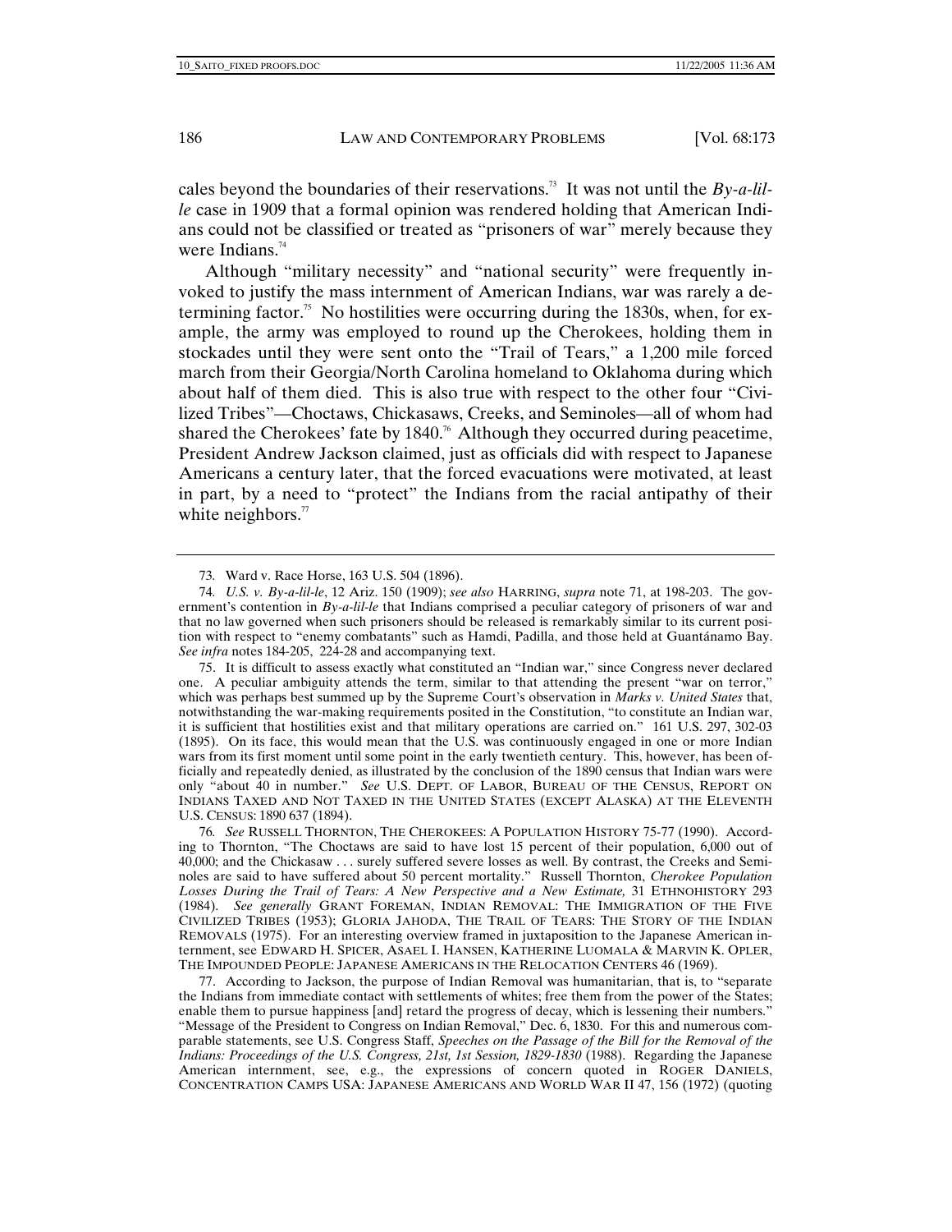cales beyond the boundaries of their reservations.[73] It was not until the *By-a-lil-le* case in 1909 that a formal opinion was rendered holding that American Indians could not be classified or treated as "prisoners of war" merely because they were Indians.[74]

Although "military necessity" and "national security" were frequently invoked to justify the mass internment of American Indians, war was rarely a determining factor.[75] No hostilities were occurring during the 1830s, when, for example, the army was employed to round up the Cherokees, holding them in stockades until they were sent onto the "Trail of Tears," a 1,200 mile forced march from their Georgia/North Carolina homeland to Oklahoma during which about half of them died. This is also true with respect to the other four "Civilized Tribes"—Choctaws, Chickasaws, Creeks, and Seminoles—all of whom had shared the Cherokees' fate by 1840.[76] Although they occurred during peacetime, President Andrew Jackson claimed, just as officials did with respect to Japanese Americans a century later, that the forced evacuations were motivated, at least in part, by a need to "protect" the Indians from the racial antipathy of their white neighbors.[77]

---

73. Ward v. Race Horse, 163 U.S. 504 (1896).

74. *U.S. v. By-a-lil-le*, 12 Ariz. 150 (1909); *see also* HARRING, *supra* note 71, at 198-203. The government's contention in *By-a-lil-le* that Indians comprised a peculiar category of prisoners of war and that no law governed when such prisoners should be released is remarkably similar to its current position with respect to "enemy combatants" such as Hamdi, Padilla, and those held at Guantánamo Bay. *See infra* notes 184-205, 224-28 and accompanying text.

75. It is difficult to assess exactly what constituted an "Indian war," since Congress never declared one. A peculiar ambiguity attends the term, similar to that attending the present "war on terror," which was perhaps best summed up by the Supreme Court's observation in *Marks v. United States* that, notwithstanding the war-making requirements posited in the Constitution, "to constitute an Indian war, it is sufficient that hostilities exist and that military operations are carried on." 161 U.S. 297, 302-03 (1895). On its face, this would mean that the U.S. was continuously engaged in one or more Indian wars from its first moment until some point in the early twentieth century. This, however, has been officially and repeatedly denied, as illustrated by the conclusion of the 1890 census that Indian wars were only "about 40 in number." *See* U.S. DEPT. OF LABOR, BUREAU OF THE CENSUS, REPORT ON INDIANS TAXED AND NOT TAXED IN THE UNITED STATES (EXCEPT ALASKA) AT THE ELEVENTH U.S. CENSUS: 1890 637 (1894).

76. *See* RUSSELL THORNTON, THE CHEROKEES: A POPULATION HISTORY 75-77 (1990). According to Thornton, "The Choctaws are said to have lost 15 percent of their population, 6,000 out of 40,000; and the Chickasaw . . . surely suffered severe losses as well. By contrast, the Creeks and Seminoles are said to have suffered about 50 percent mortality." Russell Thornton, *Cherokee Population Losses During the Trail of Tears: A New Perspective and a New Estimate,* 31 ETHNOHISTORY 293 (1984). *See generally* GRANT FOREMAN, INDIAN REMOVAL: THE IMMIGRATION OF THE FIVE CIVILIZED TRIBES (1953); GLORIA JAHODA, THE TRAIL OF TEARS: THE STORY OF THE INDIAN REMOVALS (1975). For an interesting overview framed in juxtaposition to the Japanese American internment, see EDWARD H. SPICER, ASAEL I. HANSEN, KATHERINE LUOMALA & MARVIN K. OPLER, THE IMPOUNDED PEOPLE: JAPANESE AMERICANS IN THE RELOCATION CENTERS 46 (1969).

77. According to Jackson, the purpose of Indian Removal was humanitarian, that is, to "separate the Indians from immediate contact with settlements of whites; free them from the power of the States; enable them to pursue happiness [and] retard the progress of decay, which is lessening their numbers." "Message of the President to Congress on Indian Removal," Dec. 6, 1830. For this and numerous comparable statements, see U.S. Congress Staff, *Speeches on the Passage of the Bill for the Removal of the Indians: Proceedings of the U.S. Congress, 21st, 1st Session, 1829-1830* (1988). Regarding the Japanese American internment, see, e.g., the expressions of concern quoted in ROGER DANIELS, CONCENTRATION CAMPS USA: JAPANESE AMERICANS AND WORLD WAR II 47, 156 (1972) (quoting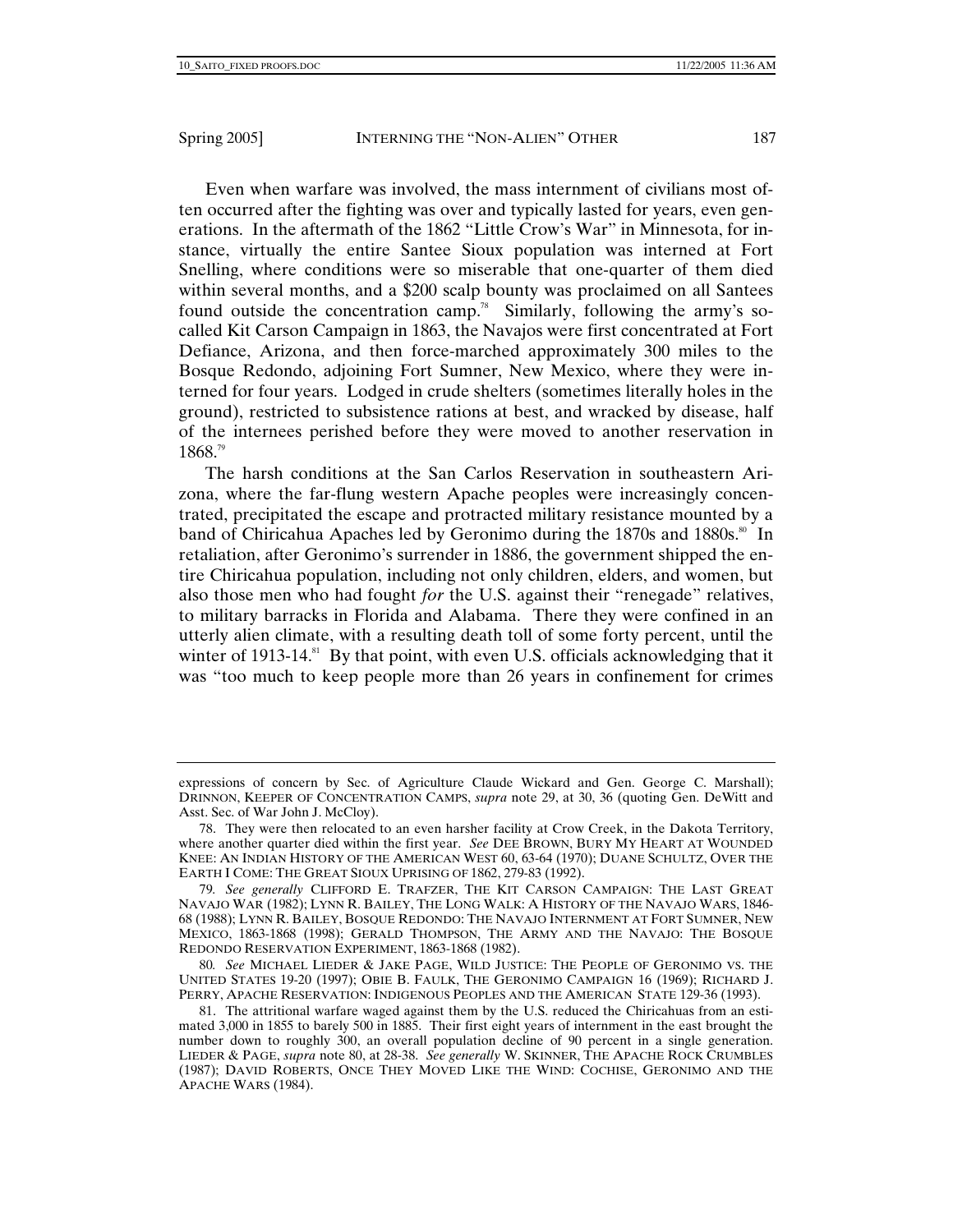Even when warfare was involved, the mass internment of civilians most often occurred after the fighting was over and typically lasted for years, even generations. In the aftermath of the 1862 "Little Crow's War" in Minnesota, for instance, virtually the entire Santee Sioux population was interned at Fort Snelling, where conditions were so miserable that one-quarter of them died within several months, and a $200 scalp bounty was proclaimed on all Santees found outside the concentration camp.[78] Similarly, following the army's so-called Kit Carson Campaign in 1863, the Navajos were first concentrated at Fort Defiance, Arizona, and then force-marched approximately 300 miles to the Bosque Redondo, adjoining Fort Sumner, New Mexico, where they were interned for four years. Lodged in crude shelters (sometimes literally holes in the ground), restricted to subsistence rations at best, and wracked by disease, half of the internees perished before they were moved to another reservation in 1868.[79]

The harsh conditions at the San Carlos Reservation in southeastern Arizona, where the far-flung western Apache peoples were increasingly concentrated, precipitated the escape and protracted military resistance mounted by a band of Chiricahua Apaches led by Geronimo during the 1870s and 1880s.[80] In retaliation, after Geronimo's surrender in 1886, the government shipped the entire Chiricahua population, including not only children, elders, and women, but also those men who had fought *for* the U.S. against their "renegade" relatives, to military barracks in Florida and Alabama. There they were confined in an utterly alien climate, with a resulting death toll of some forty percent, until the winter of 1913-14.[81] By that point, with even U.S. officials acknowledging that it was "too much to keep people more than 26 years in confinement for crimes

---

expressions of concern by Sec. of Agriculture Claude Wickard and Gen. George C. Marshall); DRINNON, KEEPER OF CONCENTRATION CAMPS, *supra* note 29, at 30, 36 (quoting Gen. DeWitt and Asst. Sec. of War John J. McCloy).

78. They were then relocated to an even harsher facility at Crow Creek, in the Dakota Territory, where another quarter died within the first year. *See* DEE BROWN, BURY MY HEART AT WOUNDED KNEE: AN INDIAN HISTORY OF THE AMERICAN WEST 60, 63-64 (1970); DUANE SCHULTZ, OVER THE EARTH I COME: THE GREAT SIOUX UPRISING OF 1862, 279-83 (1992).

79. *See generally* CLIFFORD E. TRAFZER, THE KIT CARSON CAMPAIGN: THE LAST GREAT NAVAJO WAR (1982); LYNN R. BAILEY, THE LONG WALK: A HISTORY OF THE NAVAJO WARS, 1846-68 (1988); LYNN R. BAILEY, BOSQUE REDONDO: THE NAVAJO INTERNMENT AT FORT SUMNER, NEW MEXICO, 1863-1868 (1998); GERALD THOMPSON, THE ARMY AND THE NAVAJO: THE BOSQUE REDONDO RESERVATION EXPERIMENT, 1863-1868 (1982).

80. *See* MICHAEL LIEDER & JAKE PAGE, WILD JUSTICE: THE PEOPLE OF GERONIMO VS. THE UNITED STATES 19-20 (1997); OBIE B. FAULK, THE GERONIMO CAMPAIGN 16 (1969); RICHARD J. PERRY, APACHE RESERVATION: INDIGENOUS PEOPLES AND THE AMERICAN STATE 129-36 (1993).

81. The attritional warfare waged against them by the U.S. reduced the Chiricahuas from an estimated 3,000 in 1855 to barely 500 in 1885. Their first eight years of internment in the east brought the number down to roughly 300, an overall population decline of 90 percent in a single generation. LIEDER & PAGE, *supra* note 80, at 28-38. *See generally* W. SKINNER, THE APACHE ROCK CRUMBLES (1987); DAVID ROBERTS, ONCE THEY MOVED LIKE THE WIND: COCHISE, GERONIMO AND THE APACHE WARS (1984).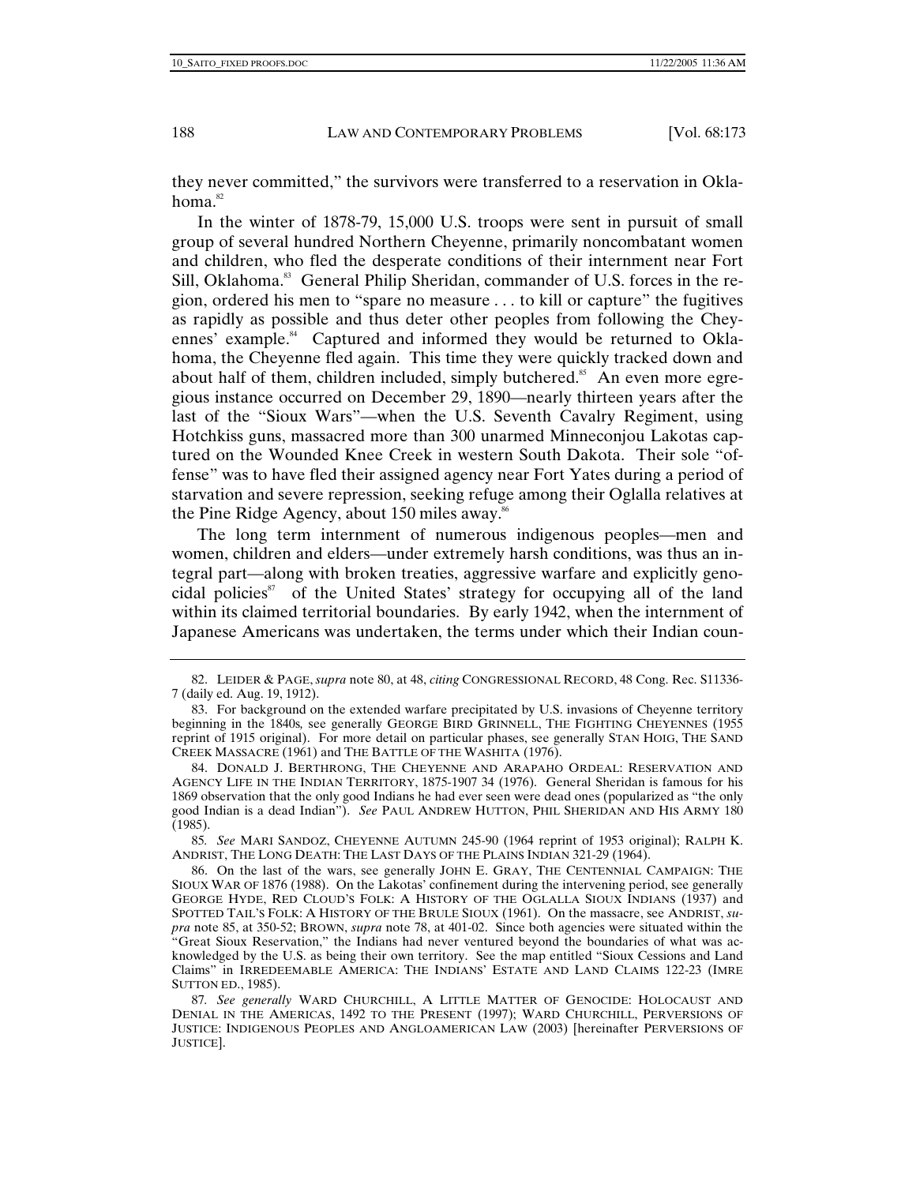they never committed," the survivors were transferred to a reservation in Oklahoma.[82]

In the winter of 1878-79, 15,000 U.S. troops were sent in pursuit of small group of several hundred Northern Cheyenne, primarily noncombatant women and children, who fled the desperate conditions of their internment near Fort Sill, Oklahoma.[83] General Philip Sheridan, commander of U.S. forces in the region, ordered his men to "spare no measure . . . to kill or capture" the fugitives as rapidly as possible and thus deter other peoples from following the Cheyennes' example.[84] Captured and informed they would be returned to Oklahoma, the Cheyenne fled again. This time they were quickly tracked down and about half of them, children included, simply butchered.[85] An even more egregious instance occurred on December 29, 1890—nearly thirteen years after the last of the "Sioux Wars"—when the U.S. Seventh Cavalry Regiment, using Hotchkiss guns, massacred more than 300 unarmed Minneconjou Lakotas captured on the Wounded Knee Creek in western South Dakota. Their sole "offense" was to have fled their assigned agency near Fort Yates during a period of starvation and severe repression, seeking refuge among their Oglalla relatives at the Pine Ridge Agency, about 150 miles away.[86]

The long term internment of numerous indigenous peoples—men and women, children and elders—under extremely harsh conditions, was thus an integral part—along with broken treaties, aggressive warfare and explicitly genocidal policies[87] of the United States' strategy for occupying all of the land within its claimed territorial boundaries. By early 1942, when the internment of Japanese Americans was undertaken, the terms under which their Indian coun-

---

82. LEIDER & PAGE, *supra* note 80, at 48, *citing* CONGRESSIONAL RECORD, 48 Cong. Rec. S11336-7 (daily ed. Aug. 19, 1912).

83. For background on the extended warfare precipitated by U.S. invasions of Cheyenne territory beginning in the 1840s*,* see generally GEORGE BIRD GRINNELL, THE FIGHTING CHEYENNES (1955 reprint of 1915 original). For more detail on particular phases, see generally STAN HOIG, THE SAND CREEK MASSACRE (1961) and THE BATTLE OF THE WASHITA (1976).

84. DONALD J. BERTHRONG, THE CHEYENNE AND ARAPAHO ORDEAL: RESERVATION AND AGENCY LIFE IN THE INDIAN TERRITORY, 1875-1907 34 (1976). General Sheridan is famous for his 1869 observation that the only good Indians he had ever seen were dead ones (popularized as "the only good Indian is a dead Indian"). *See* PAUL ANDREW HUTTON, PHIL SHERIDAN AND HIS ARMY 180 (1985).

85. *See* MARI SANDOZ, CHEYENNE AUTUMN 245-90 (1964 reprint of 1953 original); RALPH K. ANDRIST, THE LONG DEATH: THE LAST DAYS OF THE PLAINS INDIAN 321-29 (1964).

86. On the last of the wars, see generally JOHN E. GRAY, THE CENTENNIAL CAMPAIGN: THE SIOUX WAR OF 1876 (1988). On the Lakotas' confinement during the intervening period, see generally GEORGE HYDE, RED CLOUD'S FOLK: A HISTORY OF THE OGLALLA SIOUX INDIANS (1937) and SPOTTED TAIL'S FOLK: A HISTORY OF THE BRULE SIOUX (1961). On the massacre, see ANDRIST, *supra* note 85, at 350-52; BROWN, *supra* note 78, at 401-02. Since both agencies were situated within the "Great Sioux Reservation," the Indians had never ventured beyond the boundaries of what was acknowledged by the U.S. as being their own territory. See the map entitled "Sioux Cessions and Land Claims" in IRREDEEMABLE AMERICA: THE INDIANS' ESTATE AND LAND CLAIMS 122-23 (IMRE SUTTON ED., 1985).

87. *See generally* WARD CHURCHILL, A LITTLE MATTER OF GENOCIDE: HOLOCAUST AND DENIAL IN THE AMERICAS, 1492 TO THE PRESENT (1997); WARD CHURCHILL, PERVERSIONS OF JUSTICE: INDIGENOUS PEOPLES AND ANGLOAMERICAN LAW (2003) [hereinafter PERVERSIONS OF JUSTICE].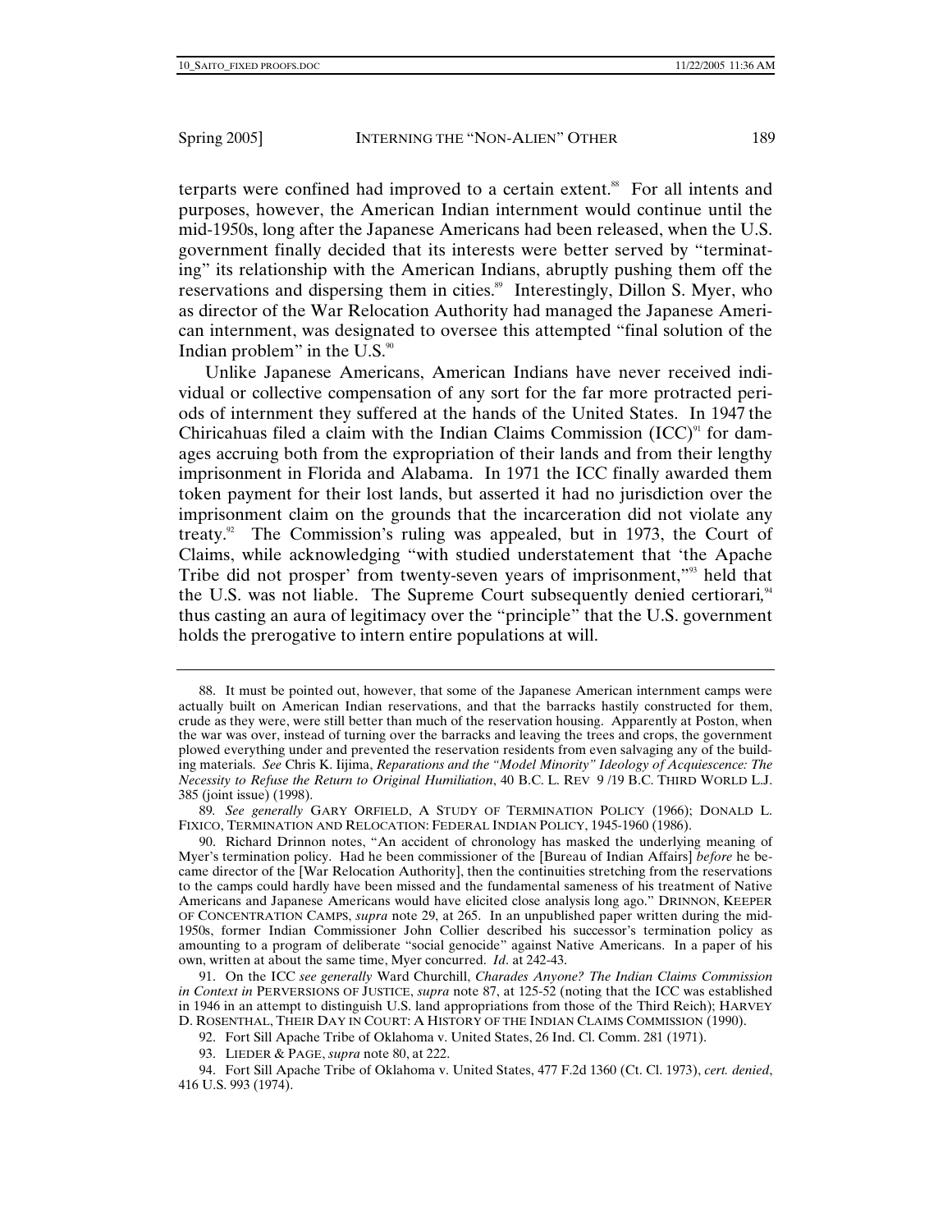terparts were confined had improved to a certain extent.[88] For all intents and purposes, however, the American Indian internment would continue until the mid-1950s, long after the Japanese Americans had been released, when the U.S. government finally decided that its interests were better served by "terminating" its relationship with the American Indians, abruptly pushing them off the reservations and dispersing them in cities.[89] Interestingly, Dillon S. Myer, who as director of the War Relocation Authority had managed the Japanese American internment, was designated to oversee this attempted "final solution of the Indian problem" in the U.S.[90]

Unlike Japanese Americans, American Indians have never received individual or collective compensation of any sort for the far more protracted periods of internment they suffered at the hands of the United States. In 1947 the Chiricahuas filed a claim with the Indian Claims Commission (ICC)[91] for damages accruing both from the expropriation of their lands and from their lengthy imprisonment in Florida and Alabama. In 1971 the ICC finally awarded them token payment for their lost lands, but asserted it had no jurisdiction over the imprisonment claim on the grounds that the incarceration did not violate any treaty.[92] The Commission's ruling was appealed, but in 1973, the Court of Claims, while acknowledging "with studied understatement that 'the Apache Tribe did not prosper' from twenty-seven years of imprisonment,"[93] held that the U.S. was not liable. The Supreme Court subsequently denied certiorari,[94] thus casting an aura of legitimacy over the "principle" that the U.S. government holds the prerogative to intern entire populations at will.

---

88. It must be pointed out, however, that some of the Japanese American internment camps were actually built on American Indian reservations, and that the barracks hastily constructed for them, crude as they were, were still better than much of the reservation housing. Apparently at Poston, when the war was over, instead of turning over the barracks and leaving the trees and crops, the government plowed everything under and prevented the reservation residents from even salvaging any of the building materials. *See* Chris K. Iijima, *Reparations and the "Model Minority" Ideology of Acquiescence: The Necessity to Refuse the Return to Original Humiliation*, 40 B.C. L. REV 9 /19 B.C. THIRD WORLD L.J. 385 (joint issue) (1998).

89. *See generally* GARY ORFIELD, A STUDY OF TERMINATION POLICY (1966); DONALD L. FIXICO, TERMINATION AND RELOCATION: FEDERAL INDIAN POLICY, 1945-1960 (1986).

90. Richard Drinnon notes, "An accident of chronology has masked the underlying meaning of Myer's termination policy. Had he been commissioner of the [Bureau of Indian Affairs] *before* he became director of the [War Relocation Authority], then the continuities stretching from the reservations to the camps could hardly have been missed and the fundamental sameness of his treatment of Native Americans and Japanese Americans would have elicited close analysis long ago." DRINNON, KEEPER OF CONCENTRATION CAMPS, *supra* note 29, at 265. In an unpublished paper written during the mid-1950s, former Indian Commissioner John Collier described his successor's termination policy as amounting to a program of deliberate "social genocide" against Native Americans. In a paper of his own, written at about the same time, Myer concurred. *Id*. at 242-43.

91. On the ICC *see generally* Ward Churchill, *Charades Anyone? The Indian Claims Commission in Context in* PERVERSIONS OF JUSTICE, *supra* note 87, at 125-52 (noting that the ICC was established in 1946 in an attempt to distinguish U.S. land appropriations from those of the Third Reich); HARVEY D. ROSENTHAL, THEIR DAY IN COURT: A HISTORY OF THE INDIAN CLAIMS COMMISSION (1990).

92. Fort Sill Apache Tribe of Oklahoma v. United States, 26 Ind. Cl. Comm. 281 (1971).

93. LIEDER & PAGE, *supra* note 80, at 222.

94. Fort Sill Apache Tribe of Oklahoma v. United States, 477 F.2d 1360 (Ct. Cl. 1973), *cert. denied*, 416 U.S. 993 (1974).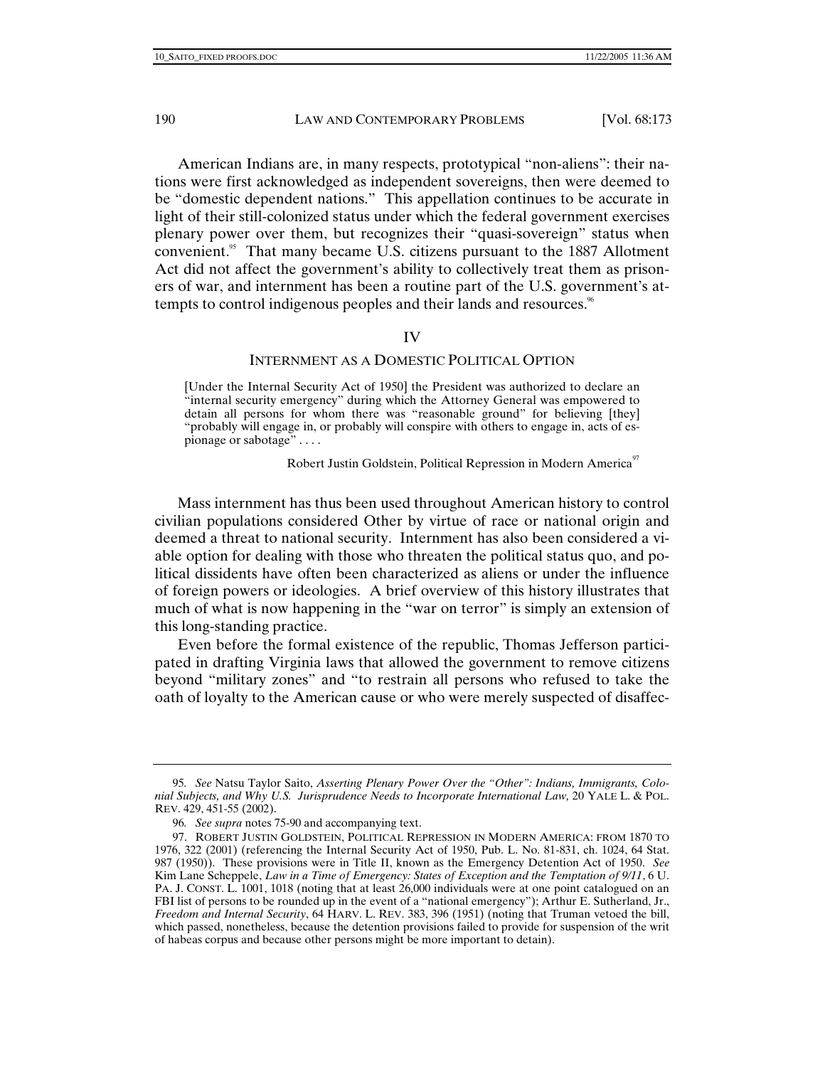American Indians are, in many respects, prototypical "non-aliens": their nations were first acknowledged as independent sovereigns, then were deemed to be "domestic dependent nations." This appellation continues to be accurate in light of their still-colonized status under which the federal government exercises plenary power over them, but recognizes their "quasi-sovereign" status when convenient.[95] That many became U.S. citizens pursuant to the 1887 Allotment Act did not affect the government's ability to collectively treat them as prisoners of war, and internment has been a routine part of the U.S. government's attempts to control indigenous peoples and their lands and resources.[96]

## IV

## INTERNMENT AS A DOMESTIC POLITICAL OPTION

> [Under the Internal Security Act of 1950] the President was authorized to declare an "internal security emergency" during which the Attorney General was empowered to detain all persons for whom there was "reasonable ground" for believing [they] "probably will engage in, or probably will conspire with others to engage in, acts of espionage or sabotage" . . . .
>
> Robert Justin Goldstein, Political Repression in Modern America[97]

Mass internment has thus been used throughout American history to control civilian populations considered Other by virtue of race or national origin and deemed a threat to national security. Internment has also been considered a viable option for dealing with those who threaten the political status quo, and political dissidents have often been characterized as aliens or under the influence of foreign powers or ideologies. A brief overview of this history illustrates that much of what is now happening in the "war on terror" is simply an extension of this long-standing practice.

Even before the formal existence of the republic, Thomas Jefferson participated in drafting Virginia laws that allowed the government to remove citizens beyond "military zones" and "to restrain all persons who refused to take the oath of loyalty to the American cause or who were merely suspected of disaffec-

---

95. *See* Natsu Taylor Saito, *Asserting Plenary Power Over the "Other": Indians, Immigrants, Colonial Subjects, and Why U.S. Jurisprudence Needs to Incorporate International Law,* 20 YALE L. & POL. REV. 429, 451-55 (2002).

96. *See supra* notes 75-90 and accompanying text.

97. ROBERT JUSTIN GOLDSTEIN, POLITICAL REPRESSION IN MODERN AMERICA: FROM 1870 TO 1976, 322 (2001) (referencing the Internal Security Act of 1950, Pub. L. No. 81-831, ch. 1024, 64 Stat. 987 (1950)). These provisions were in Title II, known as the Emergency Detention Act of 1950. *See* Kim Lane Scheppele, *Law in a Time of Emergency: States of Exception and the Temptation of 9/11*, 6 U. PA. J. CONST. L. 1001, 1018 (noting that at least 26,000 individuals were at one point catalogued on an FBI list of persons to be rounded up in the event of a "national emergency"); Arthur E. Sutherland, Jr., *Freedom and Internal Security*, 64 HARV. L. REV. 383, 396 (1951) (noting that Truman vetoed the bill, which passed, nonetheless, because the detention provisions failed to provide for suspension of the writ of habeas corpus and because other persons might be more important to detain).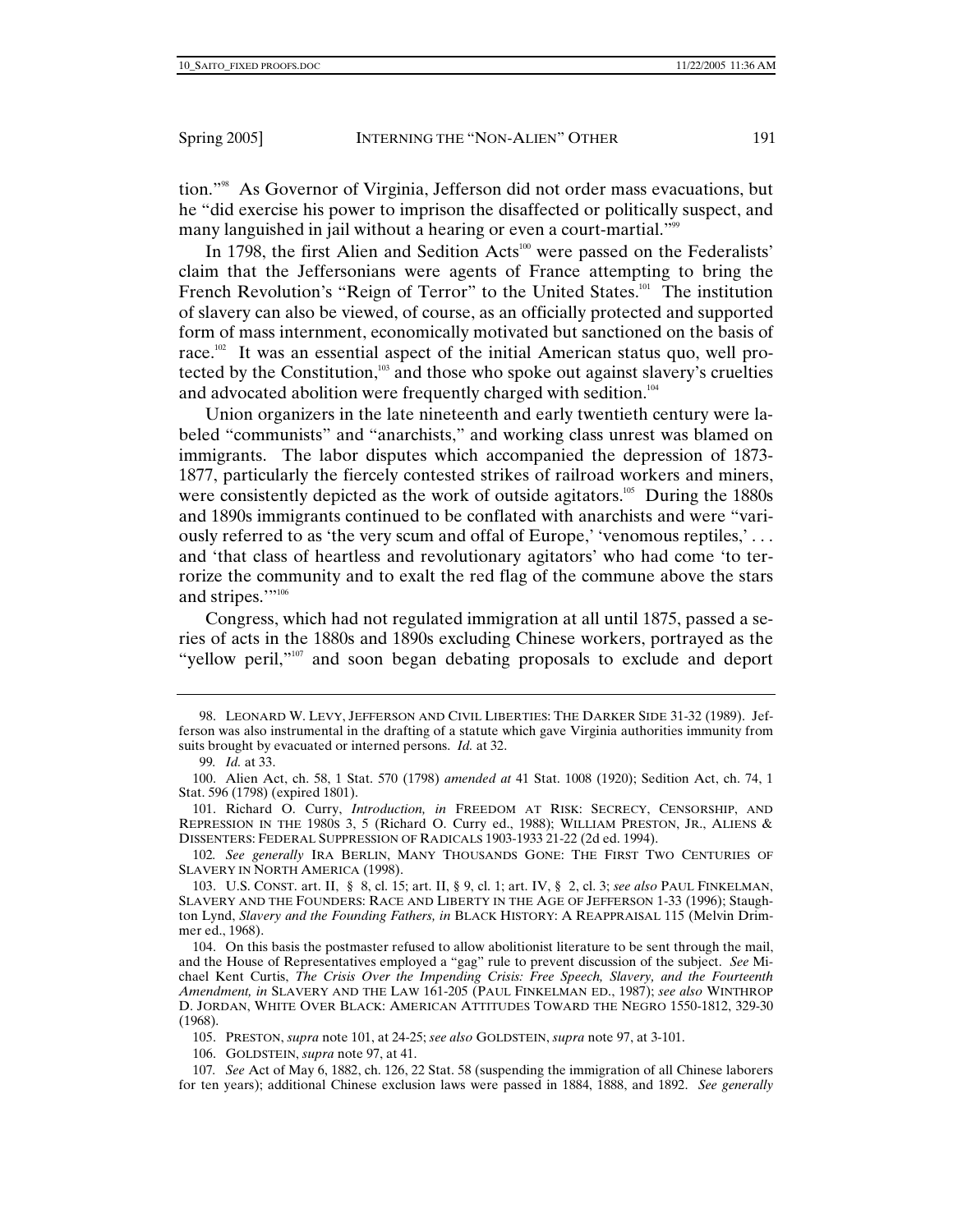tion."[98] As Governor of Virginia, Jefferson did not order mass evacuations, but he "did exercise his power to imprison the disaffected or politically suspect, and many languished in jail without a hearing or even a court-martial."[99]

In 1798, the first Alien and Sedition Acts[100] were passed on the Federalists' claim that the Jeffersonians were agents of France attempting to bring the French Revolution's "Reign of Terror" to the United States.[101] The institution of slavery can also be viewed, of course, as an officially protected and supported form of mass internment, economically motivated but sanctioned on the basis of race.[102] It was an essential aspect of the initial American status quo, well protected by the Constitution,[103] and those who spoke out against slavery's cruelties and advocated abolition were frequently charged with sedition.[104]

Union organizers in the late nineteenth and early twentieth century were labeled "communists" and "anarchists," and working class unrest was blamed on immigrants. The labor disputes which accompanied the depression of 1873-1877, particularly the fiercely contested strikes of railroad workers and miners, were consistently depicted as the work of outside agitators.[105] During the 1880s and 1890s immigrants continued to be conflated with anarchists and were "variously referred to as 'the very scum and offal of Europe,' 'venomous reptiles,' . . . and 'that class of heartless and revolutionary agitators' who had come 'to terrorize the community and to exalt the red flag of the commune above the stars and stripes.'"[106]

Congress, which had not regulated immigration at all until 1875, passed a series of acts in the 1880s and 1890s excluding Chinese workers, portrayed as the "yellow peril,"[107] and soon began debating proposals to exclude and deport

---

98. LEONARD W. LEVY, JEFFERSON AND CIVIL LIBERTIES: THE DARKER SIDE 31-32 (1989). Jefferson was also instrumental in the drafting of a statute which gave Virginia authorities immunity from suits brought by evacuated or interned persons. *Id.* at 32.

99. *Id.* at 33.

100. Alien Act, ch. 58, 1 Stat. 570 (1798) *amended at* 41 Stat. 1008 (1920); Sedition Act, ch. 74, 1 Stat. 596 (1798) (expired 1801).

101. Richard O. Curry, *Introduction, in* FREEDOM AT RISK: SECRECY, CENSORSHIP, AND REPRESSION IN THE 1980S 3, 5 (Richard O. Curry ed., 1988); WILLIAM PRESTON, JR., ALIENS & DISSENTERS: FEDERAL SUPPRESSION OF RADICALS 1903-1933 21-22 (2d ed. 1994).

102. *See generally* IRA BERLIN, MANY THOUSANDS GONE: THE FIRST TWO CENTURIES OF SLAVERY IN NORTH AMERICA (1998).

103. U.S. CONST. art. II, § 8, cl. 15; art. II, § 9, cl. 1; art. IV, § 2, cl. 3; *see also* PAUL FINKELMAN, SLAVERY AND THE FOUNDERS: RACE AND LIBERTY IN THE AGE OF JEFFERSON 1-33 (1996); Staughton Lynd, *Slavery and the Founding Fathers, in* BLACK HISTORY: A REAPPRAISAL 115 (Melvin Drimmer ed., 1968).

104. On this basis the postmaster refused to allow abolitionist literature to be sent through the mail, and the House of Representatives employed a "gag" rule to prevent discussion of the subject. *See* Michael Kent Curtis, *The Crisis Over the Impending Crisis: Free Speech, Slavery, and the Fourteenth Amendment, in* SLAVERY AND THE LAW 161-205 (PAUL FINKELMAN ED., 1987); *see also* WINTHROP D. JORDAN, WHITE OVER BLACK: AMERICAN ATTITUDES TOWARD THE NEGRO 1550-1812, 329-30 (1968).

105. PRESTON, *supra* note 101, at 24-25; *see also* GOLDSTEIN, *supra* note 97, at 3-101.

106. GOLDSTEIN, *supra* note 97, at 41.

107. *See* Act of May 6, 1882, ch. 126, 22 Stat. 58 (suspending the immigration of all Chinese laborers for ten years); additional Chinese exclusion laws were passed in 1884, 1888, and 1892. *See generally*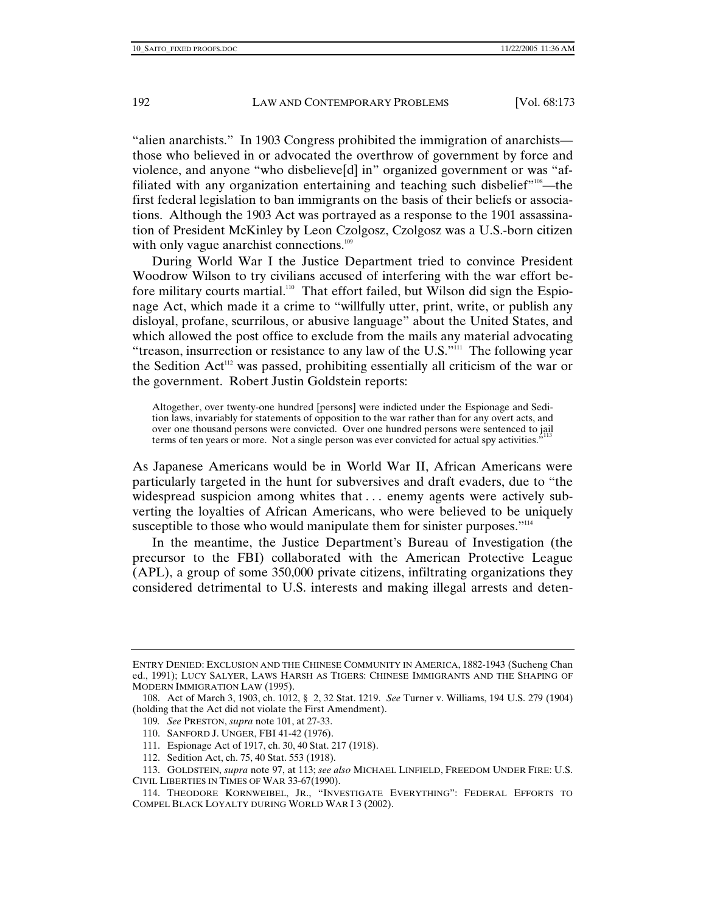"alien anarchists." In 1903 Congress prohibited the immigration of anarchists—those who believed in or advocated the overthrow of government by force and violence, and anyone "who disbelieve[d] in" organized government or was "affiliated with any organization entertaining and teaching such disbelief"[108]—the first federal legislation to ban immigrants on the basis of their beliefs or associations. Although the 1903 Act was portrayed as a response to the 1901 assassination of President McKinley by Leon Czolgosz, Czolgosz was a U.S.-born citizen with only vague anarchist connections.[109]

During World War I the Justice Department tried to convince President Woodrow Wilson to try civilians accused of interfering with the war effort before military courts martial.[110] That effort failed, but Wilson did sign the Espionage Act, which made it a crime to "willfully utter, print, write, or publish any disloyal, profane, scurrilous, or abusive language" about the United States, and which allowed the post office to exclude from the mails any material advocating "treason, insurrection or resistance to any law of the U.S."[111] The following year the Sedition Act[112] was passed, prohibiting essentially all criticism of the war or the government. Robert Justin Goldstein reports:

> Altogether, over twenty-one hundred [persons] were indicted under the Espionage and Sedition laws, invariably for statements of opposition to the war rather than for any overt acts, and over one thousand persons were convicted. Over one hundred persons were sentenced to jail terms of ten years or more. Not a single person was ever convicted for actual spy activities."[113]

As Japanese Americans would be in World War II, African Americans were particularly targeted in the hunt for subversives and draft evaders, due to "the widespread suspicion among whites that . . . enemy agents were actively subverting the loyalties of African Americans, who were believed to be uniquely susceptible to those who would manipulate them for sinister purposes."[114]

In the meantime, the Justice Department's Bureau of Investigation (the precursor to the FBI) collaborated with the American Protective League (APL), a group of some 350,000 private citizens, infiltrating organizations they considered detrimental to U.S. interests and making illegal arrests and deten-

---

ENTRY DENIED: EXCLUSION AND THE CHINESE COMMUNITY IN AMERICA, 1882-1943 (Sucheng Chan ed., 1991); LUCY SALYER, LAWS HARSH AS TIGERS: CHINESE IMMIGRANTS AND THE SHAPING OF MODERN IMMIGRATION LAW (1995).

108. Act of March 3, 1903, ch. 1012, § 2, 32 Stat. 1219. *See* Turner v. Williams, 194 U.S. 279 (1904) (holding that the Act did not violate the First Amendment).

109. *See* PRESTON, *supra* note 101, at 27-33.

110. SANFORD J. UNGER, FBI 41-42 (1976).

111. Espionage Act of 1917, ch. 30, 40 Stat. 217 (1918).

112. Sedition Act, ch. 75, 40 Stat. 553 (1918).

113. GOLDSTEIN, *supra* note 97, at 113; *see also* MICHAEL LINFIELD, FREEDOM UNDER FIRE: U.S. CIVIL LIBERTIES IN TIMES OF WAR 33-67(1990).

114. THEODORE KORNWEIBEL, JR., "INVESTIGATE EVERYTHING": FEDERAL EFFORTS TO COMPEL BLACK LOYALTY DURING WORLD WAR I 3 (2002).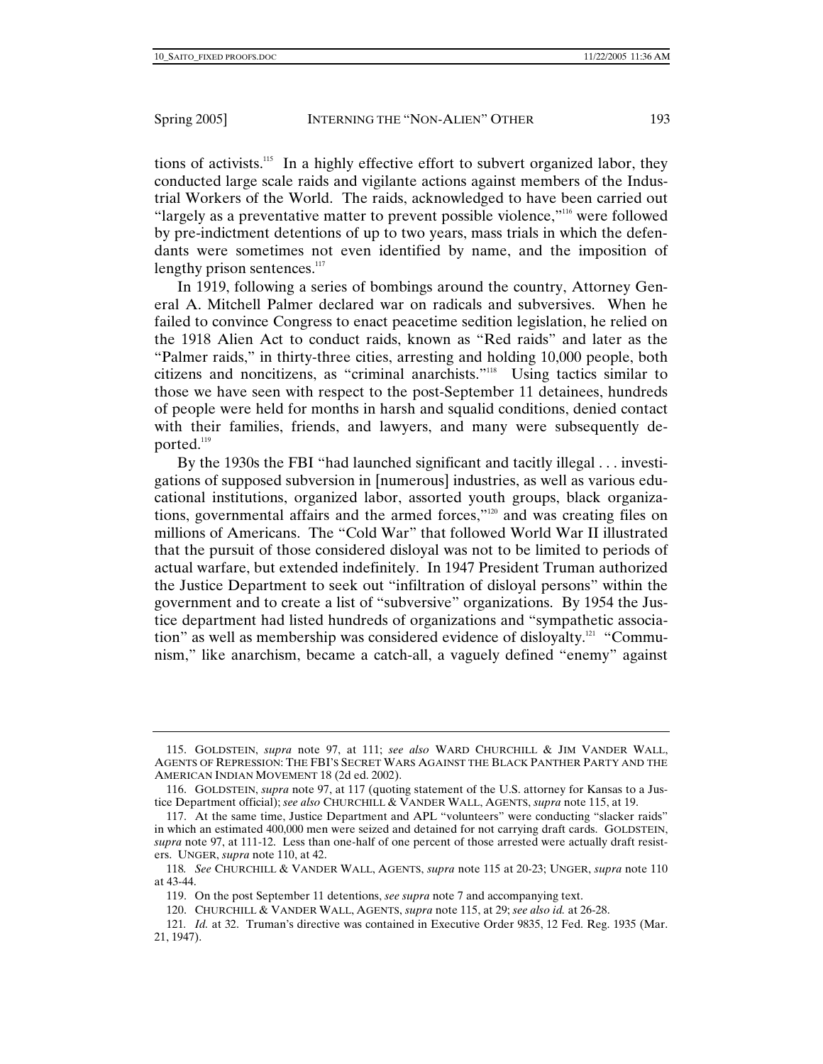tions of activists.[115] In a highly effective effort to subvert organized labor, they conducted large scale raids and vigilante actions against members of the Industrial Workers of the World. The raids, acknowledged to have been carried out "largely as a preventative matter to prevent possible violence,"[116] were followed by pre-indictment detentions of up to two years, mass trials in which the defendants were sometimes not even identified by name, and the imposition of lengthy prison sentences.[117]

In 1919, following a series of bombings around the country, Attorney General A. Mitchell Palmer declared war on radicals and subversives. When he failed to convince Congress to enact peacetime sedition legislation, he relied on the 1918 Alien Act to conduct raids, known as "Red raids" and later as the "Palmer raids," in thirty-three cities, arresting and holding 10,000 people, both citizens and noncitizens, as "criminal anarchists."[118] Using tactics similar to those we have seen with respect to the post-September 11 detainees, hundreds of people were held for months in harsh and squalid conditions, denied contact with their families, friends, and lawyers, and many were subsequently deported.[119]

By the 1930s the FBI "had launched significant and tacitly illegal . . . investigations of supposed subversion in [numerous] industries, as well as various educational institutions, organized labor, assorted youth groups, black organizations, governmental affairs and the armed forces,"[120] and was creating files on millions of Americans. The "Cold War" that followed World War II illustrated that the pursuit of those considered disloyal was not to be limited to periods of actual warfare, but extended indefinitely. In 1947 President Truman authorized the Justice Department to seek out "infiltration of disloyal persons" within the government and to create a list of "subversive" organizations. By 1954 the Justice department had listed hundreds of organizations and "sympathetic association" as well as membership was considered evidence of disloyalty.[121] "Communism," like anarchism, became a catch-all, a vaguely defined "enemy" against

---

115. GOLDSTEIN, *supra* note 97, at 111; *see also* WARD CHURCHILL & JIM VANDER WALL, AGENTS OF REPRESSION: THE FBI'S SECRET WARS AGAINST THE BLACK PANTHER PARTY AND THE AMERICAN INDIAN MOVEMENT 18 (2d ed. 2002).

116. GOLDSTEIN, *supra* note 97, at 117 (quoting statement of the U.S. attorney for Kansas to a Justice Department official); *see also* CHURCHILL & VANDER WALL, AGENTS, *supra* note 115, at 19.

117. At the same time, Justice Department and APL "volunteers" were conducting "slacker raids" in which an estimated 400,000 men were seized and detained for not carrying draft cards. GOLDSTEIN, *supra* note 97, at 111-12. Less than one-half of one percent of those arrested were actually draft resisters. UNGER, *supra* note 110, at 42.

118. *See* CHURCHILL & VANDER WALL, AGENTS, *supra* note 115 at 20-23; UNGER, *supra* note 110 at 43-44.

119. On the post September 11 detentions, *see supra* note 7 and accompanying text.

120. CHURCHILL & VANDER WALL, AGENTS, *supra* note 115, at 29; *see also id.* at 26-28.

121. *Id.* at 32. Truman's directive was contained in Executive Order 9835, 12 Fed. Reg. 1935 (Mar. 21, 1947).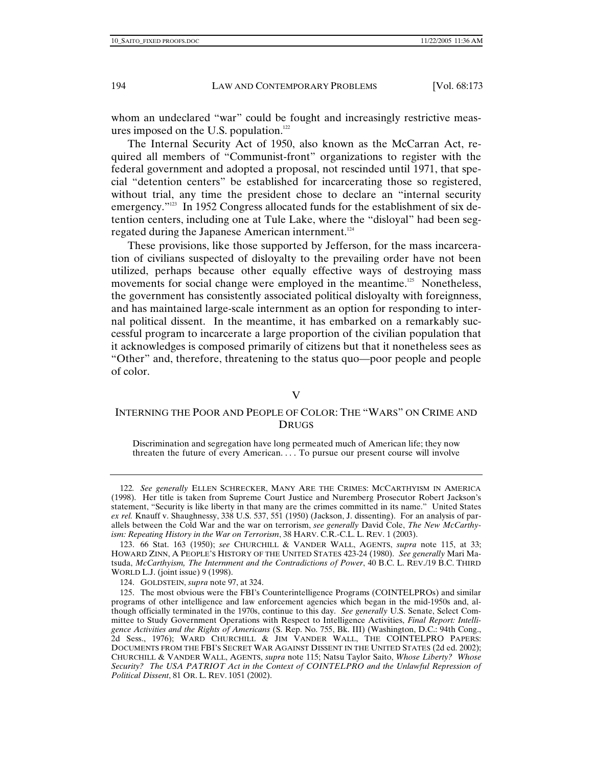whom an undeclared "war" could be fought and increasingly restrictive measures imposed on the U.S. population.[122]

The Internal Security Act of 1950, also known as the McCarran Act, required all members of "Communist-front" organizations to register with the federal government and adopted a proposal, not rescinded until 1971, that special "detention centers" be established for incarcerating those so registered, without trial, any time the president chose to declare an "internal security emergency."[123] In 1952 Congress allocated funds for the establishment of six detention centers, including one at Tule Lake, where the "disloyal" had been segregated during the Japanese American internment.[124]

These provisions, like those supported by Jefferson, for the mass incarceration of civilians suspected of disloyalty to the prevailing order have not been utilized, perhaps because other equally effective ways of destroying mass movements for social change were employed in the meantime.[125] Nonetheless, the government has consistently associated political disloyalty with foreignness, and has maintained large-scale internment as an option for responding to internal political dissent. In the meantime, it has embarked on a remarkably successful program to incarcerate a large proportion of the civilian population that it acknowledges is composed primarily of citizens but that it nonetheless sees as "Other" and, therefore, threatening to the status quo—poor people and people of color.

## V

## INTERNING THE POOR AND PEOPLE OF COLOR: THE "WARS" ON CRIME AND DRUGS

> Discrimination and segregation have long permeated much of American life; they now threaten the future of every American. . . . To pursue our present course will involve

---

122. *See generally* ELLEN SCHRECKER, MANY ARE THE CRIMES: MCCARTHYISM IN AMERICA (1998). Her title is taken from Supreme Court Justice and Nuremberg Prosecutor Robert Jackson's statement, "Security is like liberty in that many are the crimes committed in its name." United States *ex rel.* Knauff v. Shaughnessy, 338 U.S. 537, 551 (1950) (Jackson, J. dissenting). For an analysis of parallels between the Cold War and the war on terrorism, *see generally* David Cole, *The New McCarthyism: Repeating History in the War on Terrorism*, 38 HARV. C.R.-C.L. L. REV. 1 (2003).

123. 66 Stat. 163 (1950); *see* CHURCHILL & VANDER WALL, AGENTS, *supra* note 115, at 33; HOWARD ZINN, A PEOPLE'S HISTORY OF THE UNITED STATES 423-24 (1980). *See generally* Mari Matsuda, *McCarthyism, The Internment and the Contradictions of Power*, 40 B.C. L. REV./19 B.C. THIRD WORLD L.J. (joint issue) 9 (1998).

124. GOLDSTEIN, *supra* note 97, at 324.

125. The most obvious were the FBI's Counterintelligence Programs (COINTELPROs) and similar programs of other intelligence and law enforcement agencies which began in the mid-1950s and, although officially terminated in the 1970s, continue to this day. *See generally* U.S. Senate, Select Committee to Study Government Operations with Respect to Intelligence Activities, *Final Report: Intelligence Activities and the Rights of Americans* (S. Rep. No. 755, Bk. III) (Washington, D.C.: 94th Cong., 2d Sess., 1976); WARD CHURCHILL & JIM VANDER WALL, THE COINTELPRO PAPERS: DOCUMENTS FROM THE FBI'S SECRET WAR AGAINST DISSENT IN THE UNITED STATES (2d ed. 2002); CHURCHILL & VANDER WALL, AGENTS, *supra* note 115; Natsu Taylor Saito, *Whose Liberty? Whose Security? The USA PATRIOT Act in the Context of COINTELPRO and the Unlawful Repression of Political Dissent*, 81 OR. L. REV. 1051 (2002).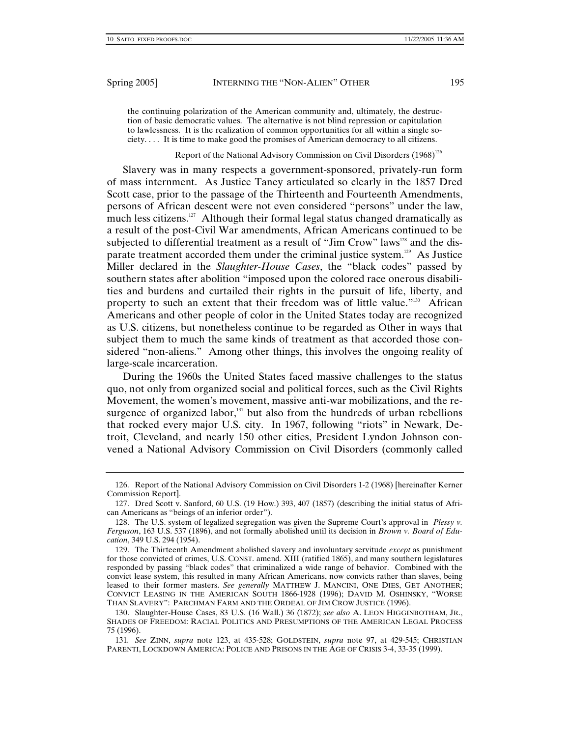> the continuing polarization of the American community and, ultimately, the destruction of basic democratic values. The alternative is not blind repression or capitulation to lawlessness. It is the realization of common opportunities for all within a single society. . . . It is time to make good the promises of American democracy to all citizens.
>
> Report of the National Advisory Commission on Civil Disorders (1968)[126]

Slavery was in many respects a government-sponsored, privately-run form of mass internment. As Justice Taney articulated so clearly in the 1857 Dred Scott case, prior to the passage of the Thirteenth and Fourteenth Amendments, persons of African descent were not even considered "persons" under the law, much less citizens.[127] Although their formal legal status changed dramatically as a result of the post-Civil War amendments, African Americans continued to be subjected to differential treatment as a result of "Jim Crow" laws[128] and the disparate treatment accorded them under the criminal justice system.[129] As Justice Miller declared in the *Slaughter-House Cases*, the "black codes" passed by southern states after abolition "imposed upon the colored race onerous disabilities and burdens and curtailed their rights in the pursuit of life, liberty, and property to such an extent that their freedom was of little value."[130] African Americans and other people of color in the United States today are recognized as U.S. citizens, but nonetheless continue to be regarded as Other in ways that subject them to much the same kinds of treatment as that accorded those considered "non-aliens." Among other things, this involves the ongoing reality of large-scale incarceration.

During the 1960s the United States faced massive challenges to the status quo, not only from organized social and political forces, such as the Civil Rights Movement, the women's movement, massive anti-war mobilizations, and the resurgence of organized labor,[131] but also from the hundreds of urban rebellions that rocked every major U.S. city. In 1967, following "riots" in Newark, Detroit, Cleveland, and nearly 150 other cities, President Lyndon Johnson convened a National Advisory Commission on Civil Disorders (commonly called

---

126. Report of the National Advisory Commission on Civil Disorders 1-2 (1968) [hereinafter Kerner Commission Report].

127. Dred Scott v. Sanford, 60 U.S. (19 How.) 393, 407 (1857) (describing the initial status of African Americans as "beings of an inferior order").

128. The U.S. system of legalized segregation was given the Supreme Court's approval in *Plessy v. Ferguson*, 163 U.S. 537 (1896), and not formally abolished until its decision in *Brown v. Board of Education*, 349 U.S. 294 (1954).

129. The Thirteenth Amendment abolished slavery and involuntary servitude *except* as punishment for those convicted of crimes, U.S. CONST. amend. XIII (ratified 1865), and many southern legislatures responded by passing "black codes" that criminalized a wide range of behavior. Combined with the convict lease system, this resulted in many African Americans, now convicts rather than slaves, being leased to their former masters. *See generally* MATTHEW J. MANCINI, ONE DIES, GET ANOTHER; CONVICT LEASING IN THE AMERICAN SOUTH 1866-1928 (1996); DAVID M. OSHINSKY, "WORSE THAN SLAVERY": PARCHMAN FARM AND THE ORDEAL OF JIM CROW JUSTICE (1996).

130. Slaughter-House Cases, 83 U.S. (16 Wall.) 36 (1872); *see also* A. LEON HIGGINBOTHAM, JR., SHADES OF FREEDOM: RACIAL POLITICS AND PRESUMPTIONS OF THE AMERICAN LEGAL PROCESS 75 (1996).

131. *See* ZINN, *supra* note 123, at 435-528; GOLDSTEIN, *supra* note 97, at 429-545; CHRISTIAN PARENTI, LOCKDOWN AMERICA: POLICE AND PRISONS IN THE AGE OF CRISIS 3-4, 33-35 (1999).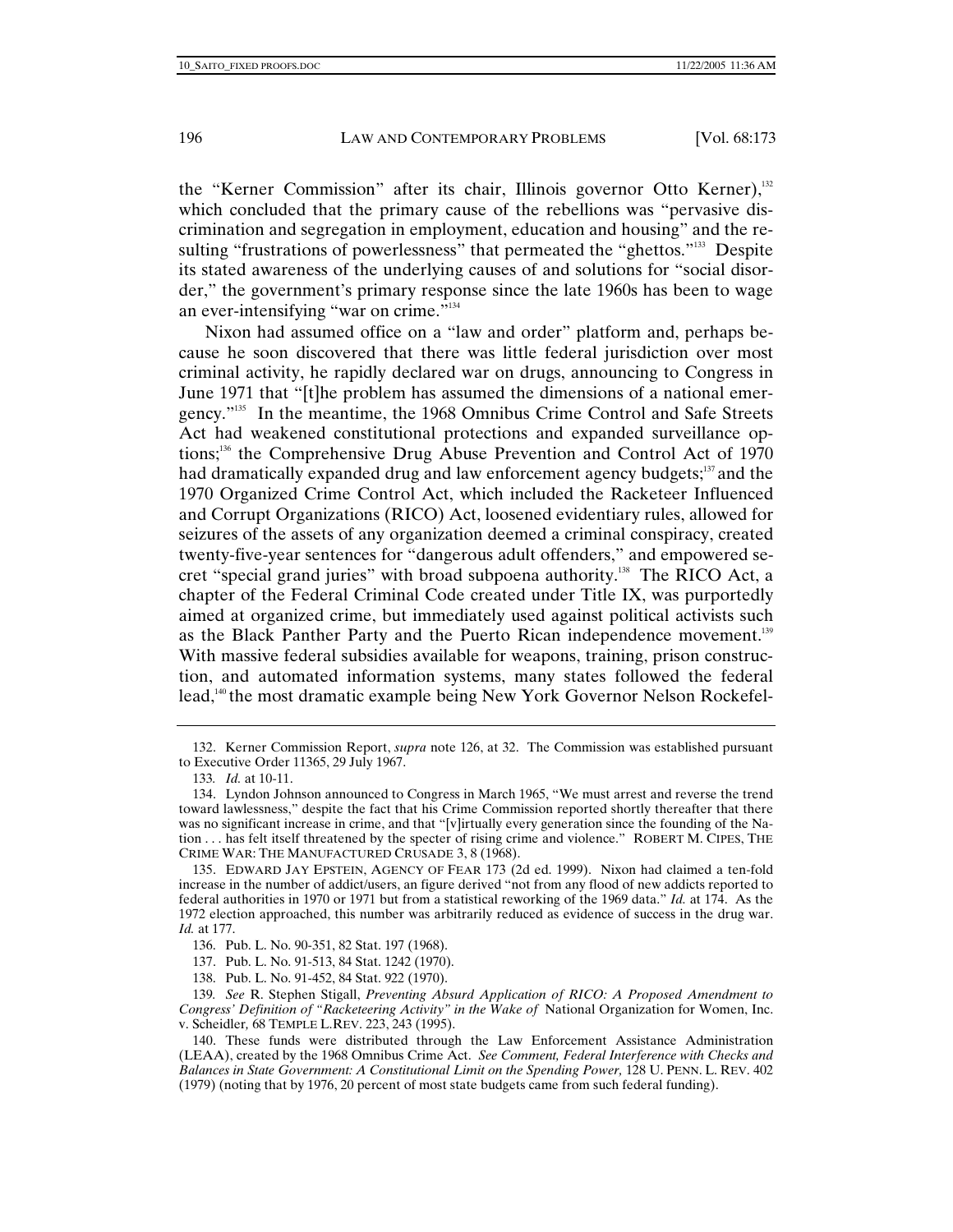the "Kerner Commission" after its chair, Illinois governor Otto Kerner),[132] which concluded that the primary cause of the rebellions was "pervasive discrimination and segregation in employment, education and housing" and the resulting "frustrations of powerlessness" that permeated the "ghettos."[133] Despite its stated awareness of the underlying causes of and solutions for "social disorder," the government's primary response since the late 1960s has been to wage an ever-intensifying "war on crime."[134]

Nixon had assumed office on a "law and order" platform and, perhaps because he soon discovered that there was little federal jurisdiction over most criminal activity, he rapidly declared war on drugs, announcing to Congress in June 1971 that "[t]he problem has assumed the dimensions of a national emergency."[135] In the meantime, the 1968 Omnibus Crime Control and Safe Streets Act had weakened constitutional protections and expanded surveillance options;[136] the Comprehensive Drug Abuse Prevention and Control Act of 1970 had dramatically expanded drug and law enforcement agency budgets;[137] and the 1970 Organized Crime Control Act, which included the Racketeer Influenced and Corrupt Organizations (RICO) Act, loosened evidentiary rules, allowed for seizures of the assets of any organization deemed a criminal conspiracy, created twenty-five-year sentences for "dangerous adult offenders," and empowered secret "special grand juries" with broad subpoena authority.[138] The RICO Act, a chapter of the Federal Criminal Code created under Title IX, was purportedly aimed at organized crime, but immediately used against political activists such as the Black Panther Party and the Puerto Rican independence movement.[139] With massive federal subsidies available for weapons, training, prison construction, and automated information systems, many states followed the federal lead,[140] the most dramatic example being New York Governor Nelson Rockefel-

---

132. Kerner Commission Report, *supra* note 126, at 32. The Commission was established pursuant to Executive Order 11365, 29 July 1967.

133. *Id.* at 10-11.

134. Lyndon Johnson announced to Congress in March 1965, "We must arrest and reverse the trend toward lawlessness," despite the fact that his Crime Commission reported shortly thereafter that there was no significant increase in crime, and that "[v]irtually every generation since the founding of the Nation . . . has felt itself threatened by the specter of rising crime and violence." ROBERT M. CIPES, THE CRIME WAR: THE MANUFACTURED CRUSADE 3, 8 (1968).

135. EDWARD JAY EPSTEIN, AGENCY OF FEAR 173 (2d ed. 1999). Nixon had claimed a ten-fold increase in the number of addict/users, an figure derived "not from any flood of new addicts reported to federal authorities in 1970 or 1971 but from a statistical reworking of the 1969 data." *Id.* at 174. As the 1972 election approached, this number was arbitrarily reduced as evidence of success in the drug war. *Id.* at 177.

136. Pub. L. No. 90-351, 82 Stat. 197 (1968).

137. Pub. L. No. 91-513, 84 Stat. 1242 (1970).

138. Pub. L. No. 91-452, 84 Stat. 922 (1970).

139. *See* R. Stephen Stigall, *Preventing Absurd Application of RICO: A Proposed Amendment to Congress' Definition of "Racketeering Activity" in the Wake of* National Organization for Women, Inc. v. Scheidler, 68 TEMPLE L.REV. 223, 243 (1995).

140. These funds were distributed through the Law Enforcement Assistance Administration (LEAA), created by the 1968 Omnibus Crime Act. *See Comment, Federal Interference with Checks and Balances in State Government: A Constitutional Limit on the Spending Power,* 128 U. PENN. L. REV. 402 (1979) (noting that by 1976, 20 percent of most state budgets came from such federal funding).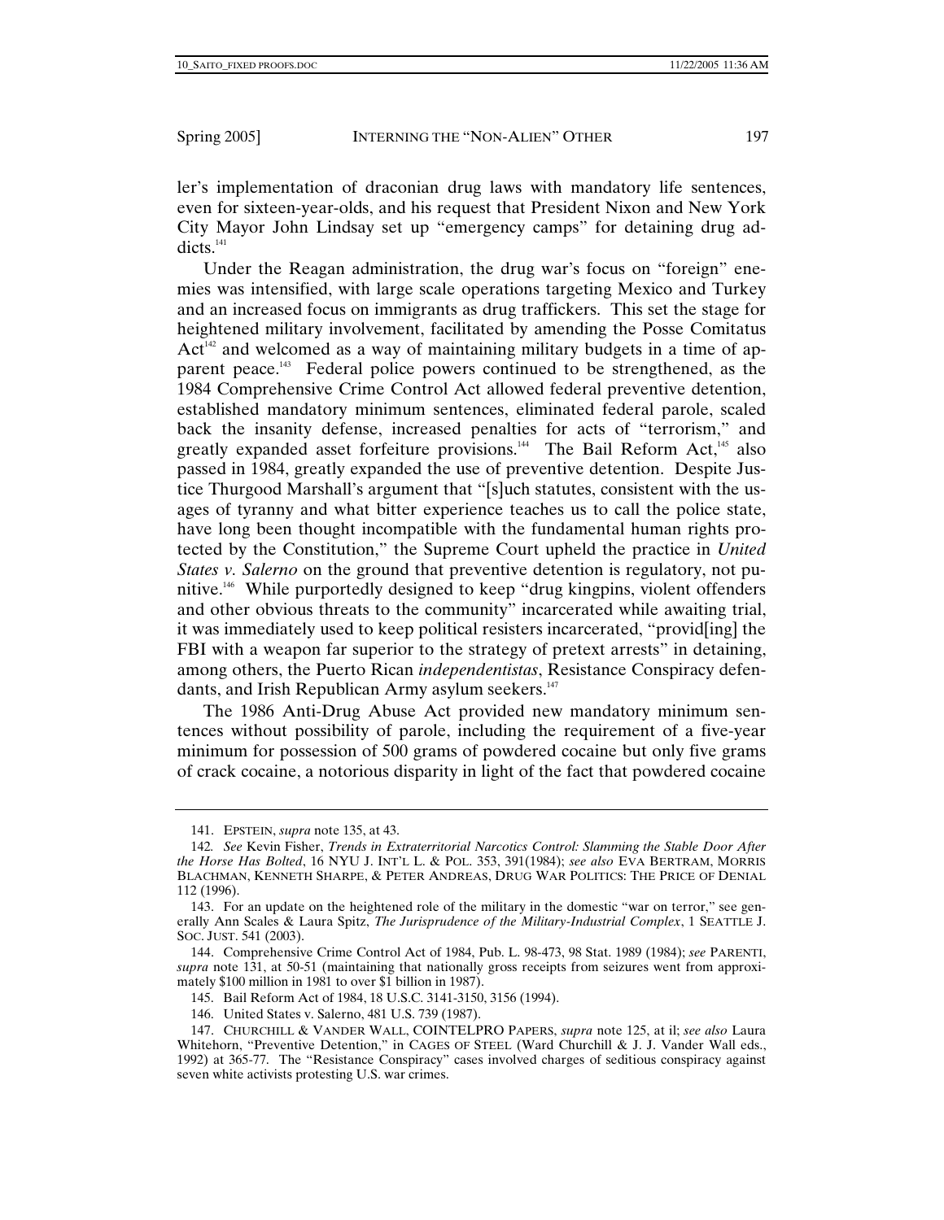ler's implementation of draconian drug laws with mandatory life sentences, even for sixteen-year-olds, and his request that President Nixon and New York City Mayor John Lindsay set up "emergency camps" for detaining drug addicts.[141]

Under the Reagan administration, the drug war's focus on "foreign" enemies was intensified, with large scale operations targeting Mexico and Turkey and an increased focus on immigrants as drug traffickers. This set the stage for heightened military involvement, facilitated by amending the Posse Comitatus Act[142] and welcomed as a way of maintaining military budgets in a time of apparent peace.[143] Federal police powers continued to be strengthened, as the 1984 Comprehensive Crime Control Act allowed federal preventive detention, established mandatory minimum sentences, eliminated federal parole, scaled back the insanity defense, increased penalties for acts of "terrorism," and greatly expanded asset forfeiture provisions.[144] The Bail Reform Act,[145] also passed in 1984, greatly expanded the use of preventive detention. Despite Justice Thurgood Marshall's argument that "[s]uch statutes, consistent with the usages of tyranny and what bitter experience teaches us to call the police state, have long been thought incompatible with the fundamental human rights protected by the Constitution," the Supreme Court upheld the practice in *United States v. Salerno* on the ground that preventive detention is regulatory, not punitive.[146] While purportedly designed to keep "drug kingpins, violent offenders and other obvious threats to the community" incarcerated while awaiting trial, it was immediately used to keep political resisters incarcerated, "provid[ing] the FBI with a weapon far superior to the strategy of pretext arrests" in detaining, among others, the Puerto Rican *independentistas*, Resistance Conspiracy defendants, and Irish Republican Army asylum seekers.[147]

The 1986 Anti-Drug Abuse Act provided new mandatory minimum sentences without possibility of parole, including the requirement of a five-year minimum for possession of 500 grams of powdered cocaine but only five grams of crack cocaine, a notorious disparity in light of the fact that powdered cocaine

---

141. EPSTEIN, *supra* note 135, at 43.

142. *See* Kevin Fisher, *Trends in Extraterritorial Narcotics Control: Slamming the Stable Door After the Horse Has Bolted*, 16 NYU J. INT'L L. & POL. 353, 391(1984); *see also* EVA BERTRAM, MORRIS BLACHMAN, KENNETH SHARPE, & PETER ANDREAS, DRUG WAR POLITICS: THE PRICE OF DENIAL 112 (1996).

143. For an update on the heightened role of the military in the domestic "war on terror," see generally Ann Scales & Laura Spitz, *The Jurisprudence of the Military-Industrial Complex*, 1 SEATTLE J. SOC. JUST. 541 (2003).

144. Comprehensive Crime Control Act of 1984, Pub. L. 98-473, 98 Stat. 1989 (1984); *see* PARENTI, *supra* note 131, at 50-51 (maintaining that nationally gross receipts from seizures went from approximately $100 million in 1981 to over $1 billion in 1987).

145. Bail Reform Act of 1984, 18 U.S.C. 3141-3150, 3156 (1994).

146. United States v. Salerno, 481 U.S. 739 (1987).

147. CHURCHILL & VANDER WALL, COINTELPRO PAPERS, *supra* note 125, at il; *see also* Laura Whitehorn, "Preventive Detention," in CAGES OF STEEL (Ward Churchill & J. J. Vander Wall eds., 1992) at 365-77. The "Resistance Conspiracy" cases involved charges of seditious conspiracy against seven white activists protesting U.S. war crimes.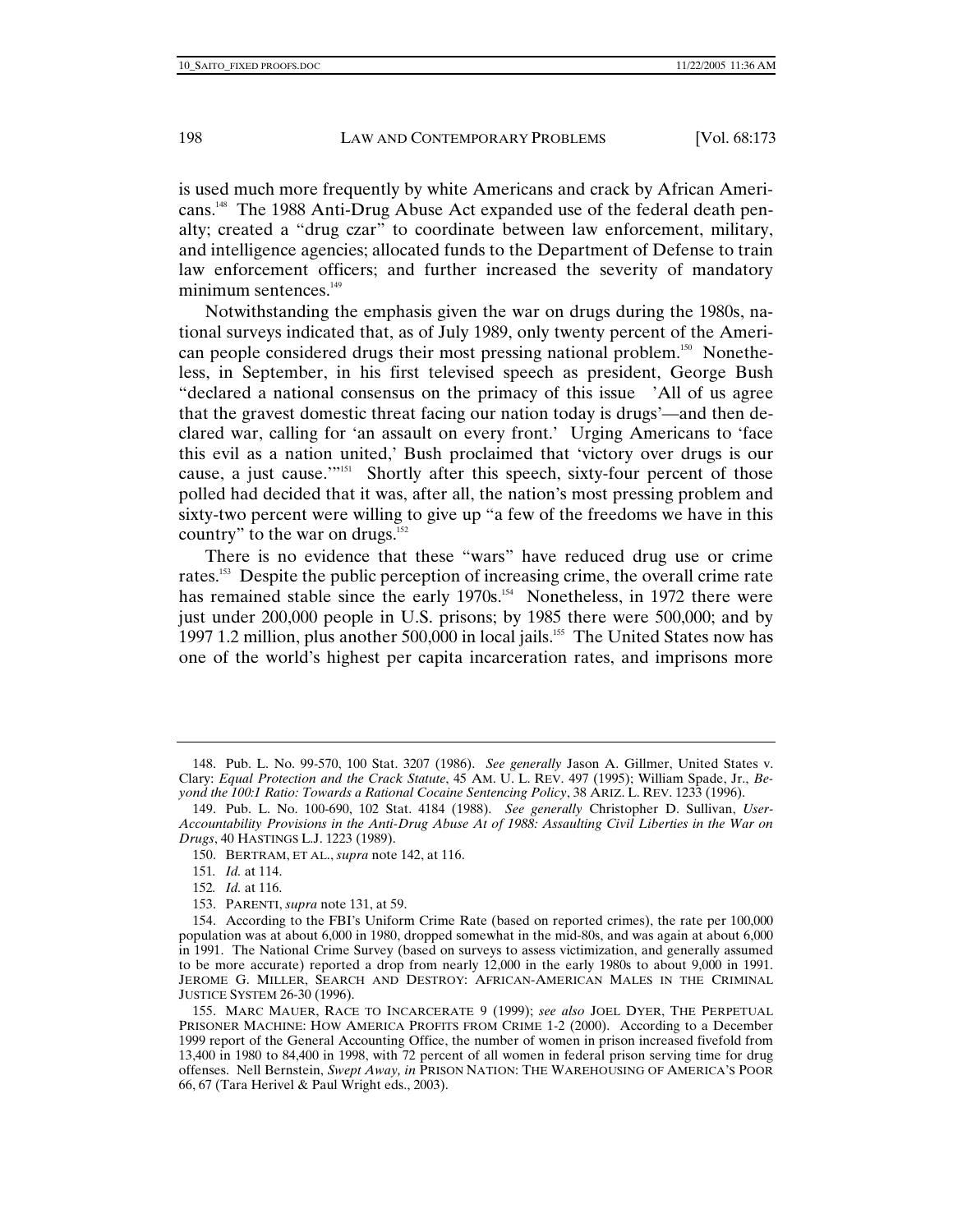is used much more frequently by white Americans and crack by African Americans.[148] The 1988 Anti-Drug Abuse Act expanded use of the federal death penalty; created a "drug czar" to coordinate between law enforcement, military, and intelligence agencies; allocated funds to the Department of Defense to train law enforcement officers; and further increased the severity of mandatory minimum sentences.[149]

Notwithstanding the emphasis given the war on drugs during the 1980s, national surveys indicated that, as of July 1989, only twenty percent of the American people considered drugs their most pressing national problem.[150] Nonetheless, in September, in his first televised speech as president, George Bush "declared a national consensus on the primacy of this issue 'All of us agree that the gravest domestic threat facing our nation today is drugs'—and then declared war, calling for 'an assault on every front.' Urging Americans to 'face this evil as a nation united,' Bush proclaimed that 'victory over drugs is our cause, a just cause.'"[151] Shortly after this speech, sixty-four percent of those polled had decided that it was, after all, the nation's most pressing problem and sixty-two percent were willing to give up "a few of the freedoms we have in this country" to the war on drugs.[152]

There is no evidence that these "wars" have reduced drug use or crime rates.[153] Despite the public perception of increasing crime, the overall crime rate has remained stable since the early 1970s.[154] Nonetheless, in 1972 there were just under 200,000 people in U.S. prisons; by 1985 there were 500,000; and by 1997 1.2 million, plus another 500,000 in local jails.[155] The United States now has one of the world's highest per capita incarceration rates, and imprisons more

---

148. Pub. L. No. 99-570, 100 Stat. 3207 (1986). *See generally* Jason A. Gillmer, United States v. Clary: *Equal Protection and the Crack Statute*, 45 AM. U. L. REV. 497 (1995); William Spade, Jr., *Beyond the 100:1 Ratio: Towards a Rational Cocaine Sentencing Policy*, 38 ARIZ. L. REV. 1233 (1996).

149. Pub. L. No. 100-690, 102 Stat. 4184 (1988). *See generally* Christopher D. Sullivan, *User-Accountability Provisions in the Anti-Drug Abuse At of 1988: Assaulting Civil Liberties in the War on Drugs*, 40 HASTINGS L.J. 1223 (1989).

150. BERTRAM, ET AL., *supra* note 142, at 116.

151. *Id.* at 114.

152. *Id.* at 116.

153. PARENTI, *supra* note 131, at 59.

154. According to the FBI's Uniform Crime Rate (based on reported crimes), the rate per 100,000 population was at about 6,000 in 1980, dropped somewhat in the mid-80s, and was again at about 6,000 in 1991. The National Crime Survey (based on surveys to assess victimization, and generally assumed to be more accurate) reported a drop from nearly 12,000 in the early 1980s to about 9,000 in 1991. JEROME G. MILLER, SEARCH AND DESTROY: AFRICAN-AMERICAN MALES IN THE CRIMINAL JUSTICE SYSTEM 26-30 (1996).

155. MARC MAUER, RACE TO INCARCERATE 9 (1999); *see also* JOEL DYER, THE PERPETUAL PRISONER MACHINE: HOW AMERICA PROFITS FROM CRIME 1-2 (2000). According to a December 1999 report of the General Accounting Office, the number of women in prison increased fivefold from 13,400 in 1980 to 84,400 in 1998, with 72 percent of all women in federal prison serving time for drug offenses. Nell Bernstein, *Swept Away, in* PRISON NATION: THE WAREHOUSING OF AMERICA'S POOR 66, 67 (Tara Herivel & Paul Wright eds., 2003).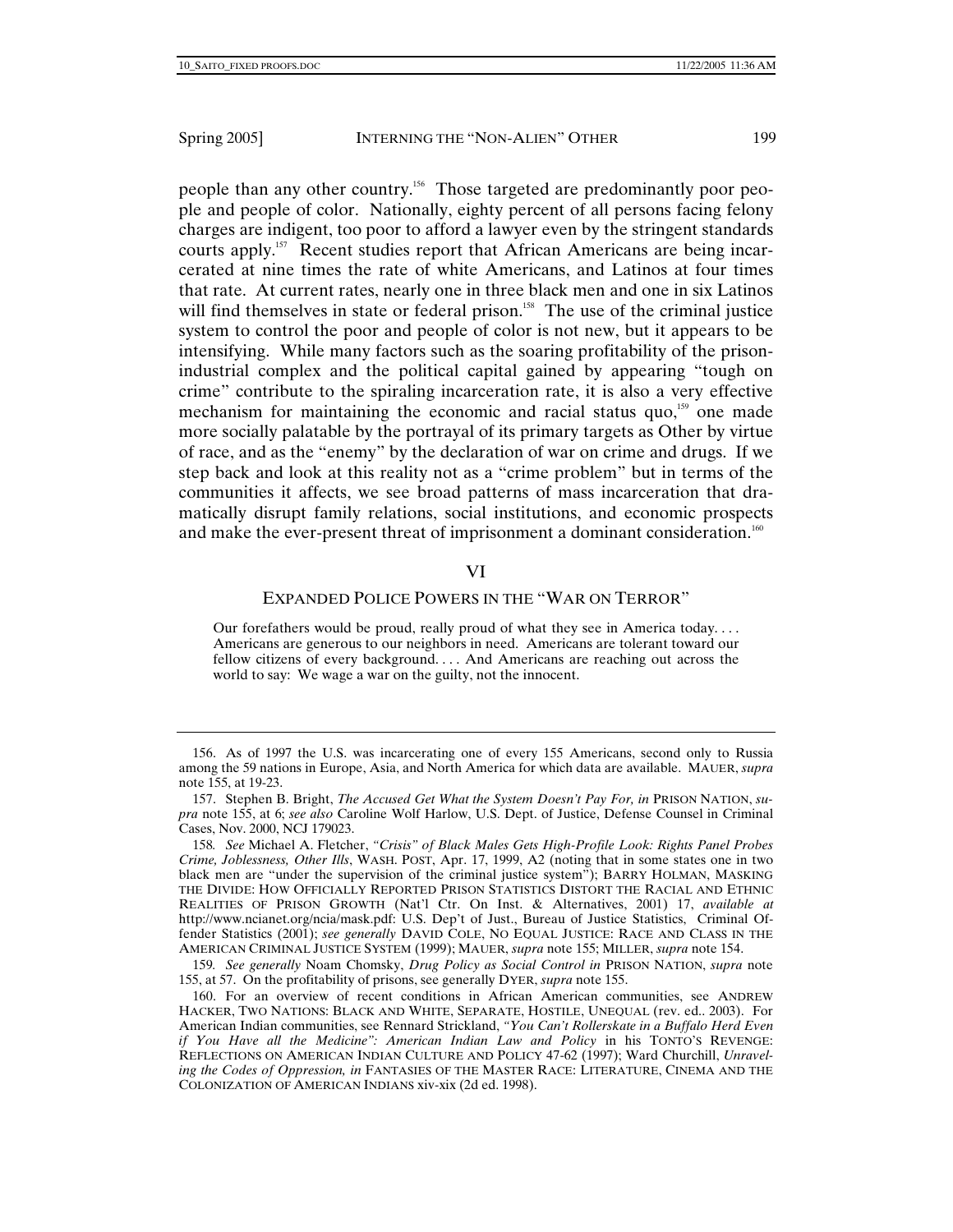people than any other country.[156] Those targeted are predominantly poor people and people of color. Nationally, eighty percent of all persons facing felony charges are indigent, too poor to afford a lawyer even by the stringent standards courts apply.[157] Recent studies report that African Americans are being incarcerated at nine times the rate of white Americans, and Latinos at four times that rate. At current rates, nearly one in three black men and one in six Latinos will find themselves in state or federal prison.[158] The use of the criminal justice system to control the poor and people of color is not new, but it appears to be intensifying. While many factors such as the soaring profitability of the prison-industrial complex and the political capital gained by appearing "tough on crime" contribute to the spiraling incarceration rate, it is also a very effective mechanism for maintaining the economic and racial status quo,[159] one made more socially palatable by the portrayal of its primary targets as Other by virtue of race, and as the "enemy" by the declaration of war on crime and drugs. If we step back and look at this reality not as a "crime problem" but in terms of the communities it affects, we see broad patterns of mass incarceration that dramatically disrupt family relations, social institutions, and economic prospects and make the ever-present threat of imprisonment a dominant consideration.[160]

## VI

## EXPANDED POLICE POWERS IN THE "WAR ON TERROR"

> Our forefathers would be proud, really proud of what they see in America today. . . . Americans are generous to our neighbors in need. Americans are tolerant toward our fellow citizens of every background. . . . And Americans are reaching out across the world to say: We wage a war on the guilty, not the innocent.

---

156. As of 1997 the U.S. was incarcerating one of every 155 Americans, second only to Russia among the 59 nations in Europe, Asia, and North America for which data are available. MAUER, *supra* note 155, at 19-23.

157. Stephen B. Bright, *The Accused Get What the System Doesn't Pay For, in* PRISON NATION, *supra* note 155, at 6; *see also* Caroline Wolf Harlow, U.S. Dept. of Justice, Defense Counsel in Criminal Cases, Nov. 2000, NCJ 179023.

158. *See* Michael A. Fletcher, *"Crisis" of Black Males Gets High-Profile Look: Rights Panel Probes Crime, Joblessness, Other Ills*, WASH. POST, Apr. 17, 1999, A2 (noting that in some states one in two black men are "under the supervision of the criminal justice system"); BARRY HOLMAN, MASKING THE DIVIDE: HOW OFFICIALLY REPORTED PRISON STATISTICS DISTORT THE RACIAL AND ETHNIC REALITIES OF PRISON GROWTH (Nat'l Ctr. On Inst. & Alternatives, 2001) 17, *available at* http://www.ncianet.org/ncia/mask.pdf: U.S. Dep't of Just., Bureau of Justice Statistics, Criminal Offender Statistics (2001); *see generally* DAVID COLE, NO EQUAL JUSTICE: RACE AND CLASS IN THE AMERICAN CRIMINAL JUSTICE SYSTEM (1999); MAUER, *supra* note 155; MILLER, *supra* note 154.

159. *See generally* Noam Chomsky, *Drug Policy as Social Control in* PRISON NATION, *supra* note 155, at 57. On the profitability of prisons, see generally DYER, *supra* note 155.

160. For an overview of recent conditions in African American communities, see ANDREW HACKER, TWO NATIONS: BLACK AND WHITE, SEPARATE, HOSTILE, UNEQUAL (rev. ed.. 2003). For American Indian communities, see Rennard Strickland, *"You Can't Rollerskate in a Buffalo Herd Even if You Have all the Medicine": American Indian Law and Policy* in his TONTO'S REVENGE: REFLECTIONS ON AMERICAN INDIAN CULTURE AND POLICY 47-62 (1997); Ward Churchill, *Unraveling the Codes of Oppression, in* FANTASIES OF THE MASTER RACE: LITERATURE, CINEMA AND THE COLONIZATION OF AMERICAN INDIANS xiv-xix (2d ed. 1998).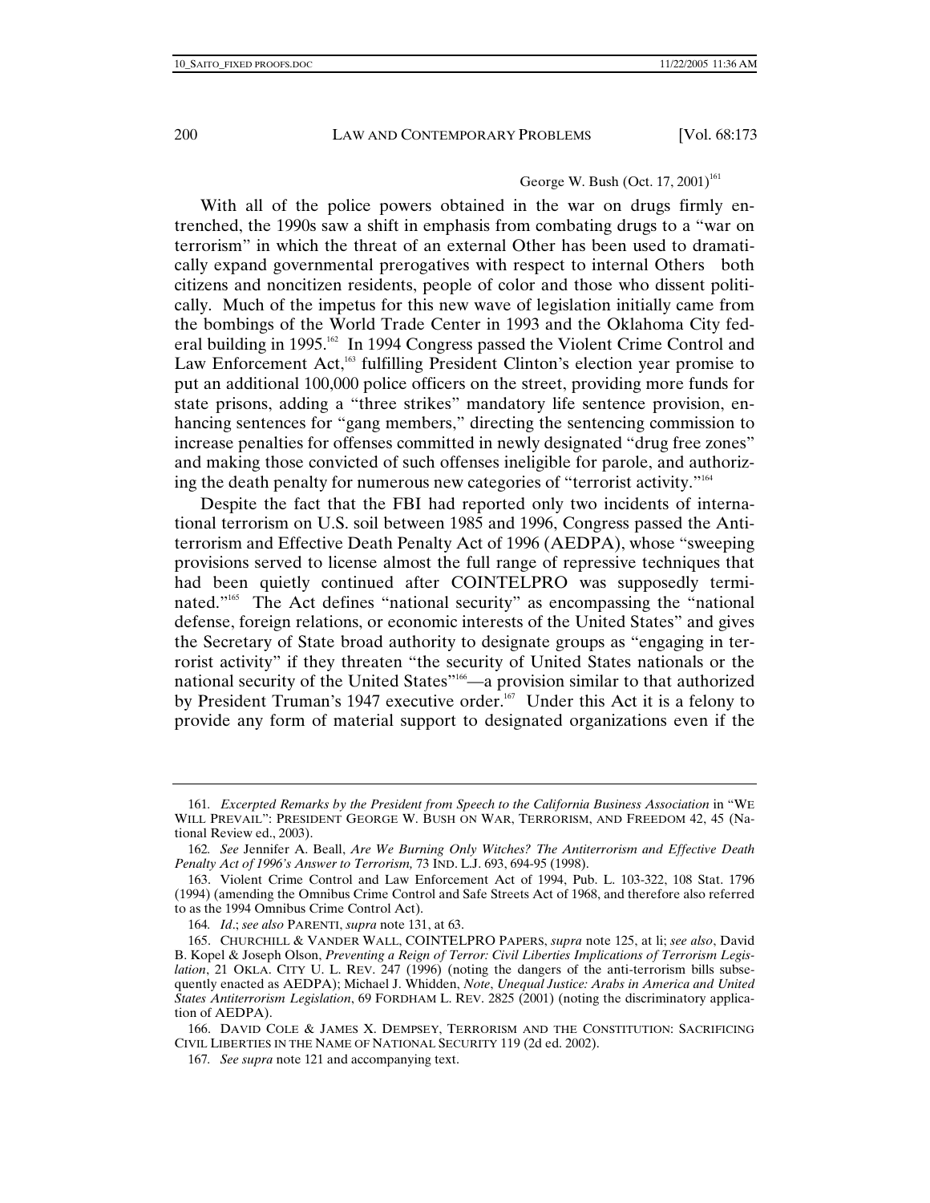George W. Bush (Oct. 17, 2001)[161]

With all of the police powers obtained in the war on drugs firmly entrenched, the 1990s saw a shift in emphasis from combating drugs to a "war on terrorism" in which the threat of an external Other has been used to dramatically expand governmental prerogatives with respect to internal Others both citizens and noncitizen residents, people of color and those who dissent politically. Much of the impetus for this new wave of legislation initially came from the bombings of the World Trade Center in 1993 and the Oklahoma City federal building in 1995.[162] In 1994 Congress passed the Violent Crime Control and Law Enforcement Act,[163] fulfilling President Clinton's election year promise to put an additional 100,000 police officers on the street, providing more funds for state prisons, adding a "three strikes" mandatory life sentence provision, enhancing sentences for "gang members," directing the sentencing commission to increase penalties for offenses committed in newly designated "drug free zones" and making those convicted of such offenses ineligible for parole, and authorizing the death penalty for numerous new categories of "terrorist activity."[164]

Despite the fact that the FBI had reported only two incidents of international terrorism on U.S. soil between 1985 and 1996, Congress passed the Antiterrorism and Effective Death Penalty Act of 1996 (AEDPA), whose "sweeping provisions served to license almost the full range of repressive techniques that had been quietly continued after COINTELPRO was supposedly terminated."[165] The Act defines "national security" as encompassing the "national defense, foreign relations, or economic interests of the United States" and gives the Secretary of State broad authority to designate groups as "engaging in terrorist activity" if they threaten "the security of United States nationals or the national security of the United States"[166]—a provision similar to that authorized by President Truman's 1947 executive order.[167] Under this Act it is a felony to provide any form of material support to designated organizations even if the

---

161. *Excerpted Remarks by the President from Speech to the California Business Association* in "WE WILL PREVAIL": PRESIDENT GEORGE W. BUSH ON WAR, TERRORISM, AND FREEDOM 42, 45 (National Review ed., 2003).

162. *See* Jennifer A. Beall, *Are We Burning Only Witches? The Antiterrorism and Effective Death Penalty Act of 1996's Answer to Terrorism,* 73 IND. L.J. 693, 694-95 (1998).

163. Violent Crime Control and Law Enforcement Act of 1994, Pub. L. 103-322, 108 Stat. 1796 (1994) (amending the Omnibus Crime Control and Safe Streets Act of 1968, and therefore also referred to as the 1994 Omnibus Crime Control Act).

164. *Id*.; *see also* PARENTI, *supra* note 131, at 63.

165. CHURCHILL & VANDER WALL, COINTELPRO PAPERS, *supra* note 125, at li; *see also*, David B. Kopel & Joseph Olson, *Preventing a Reign of Terror: Civil Liberties Implications of Terrorism Legislation*, 21 OKLA. CITY U. L. REV. 247 (1996) (noting the dangers of the anti-terrorism bills subsequently enacted as AEDPA); Michael J. Whidden, *Note*, *Unequal Justice: Arabs in America and United States Antiterrorism Legislation*, 69 FORDHAM L. REV. 2825 (2001) (noting the discriminatory application of AEDPA).

166. DAVID COLE & JAMES X. DEMPSEY, TERRORISM AND THE CONSTITUTION: SACRIFICING CIVIL LIBERTIES IN THE NAME OF NATIONAL SECURITY 119 (2d ed. 2002).

167. *See supra* note 121 and accompanying text.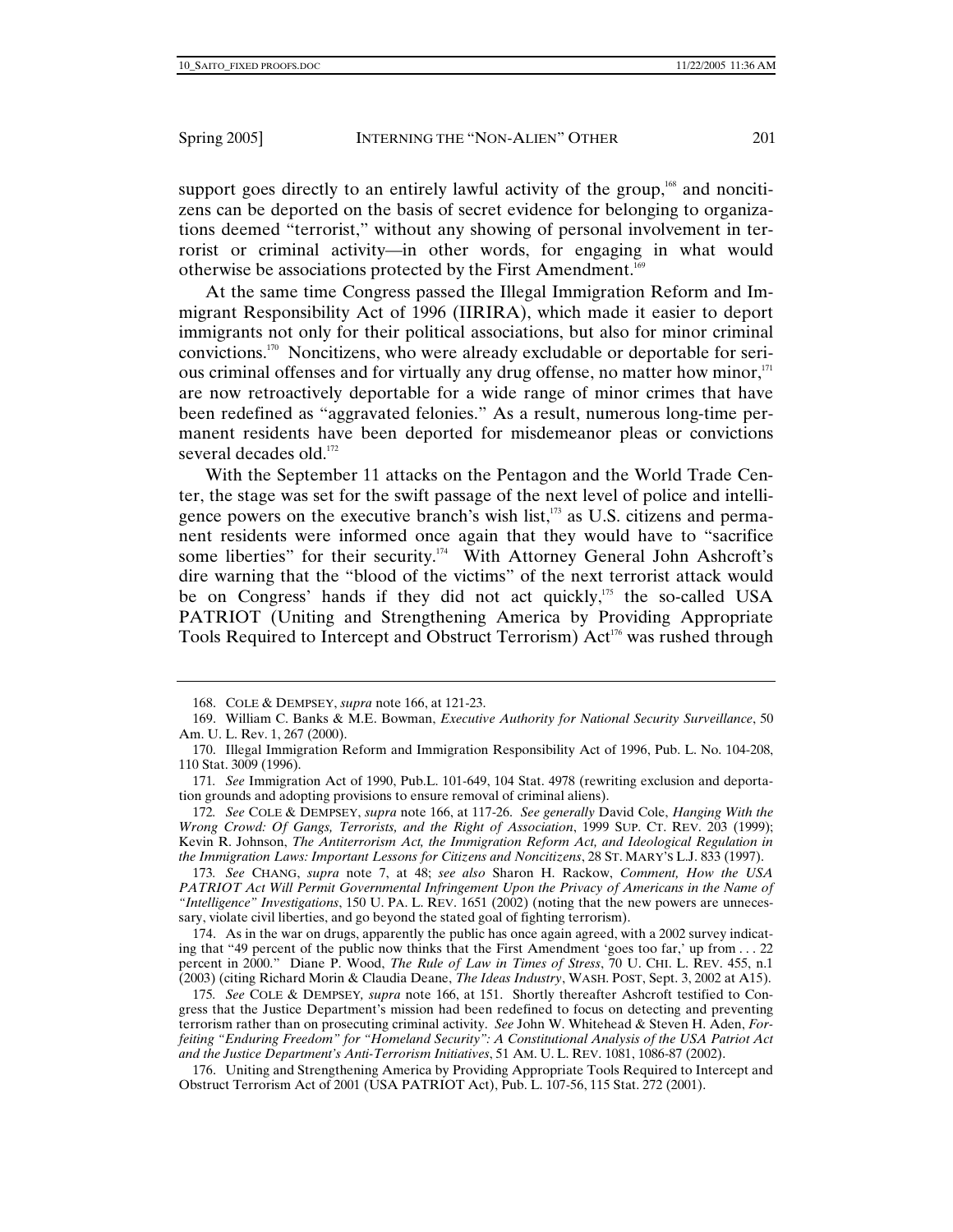support goes directly to an entirely lawful activity of the group,[168] and noncitizens can be deported on the basis of secret evidence for belonging to organizations deemed "terrorist," without any showing of personal involvement in terrorist or criminal activity—in other words, for engaging in what would otherwise be associations protected by the First Amendment.[169]

At the same time Congress passed the Illegal Immigration Reform and Immigrant Responsibility Act of 1996 (IIRIRA), which made it easier to deport immigrants not only for their political associations, but also for minor criminal convictions.[170] Noncitizens, who were already excludable or deportable for serious criminal offenses and for virtually any drug offense, no matter how minor,[171] are now retroactively deportable for a wide range of minor crimes that have been redefined as "aggravated felonies." As a result, numerous long-time permanent residents have been deported for misdemeanor pleas or convictions several decades old.[172]

With the September 11 attacks on the Pentagon and the World Trade Center, the stage was set for the swift passage of the next level of police and intelligence powers on the executive branch's wish list,[173] as U.S. citizens and permanent residents were informed once again that they would have to "sacrifice some liberties" for their security.[174] With Attorney General John Ashcroft's dire warning that the "blood of the victims" of the next terrorist attack would be on Congress' hands if they did not act quickly,[175] the so-called USA PATRIOT (Uniting and Strengthening America by Providing Appropriate Tools Required to Intercept and Obstruct Terrorism) Act[176] was rushed through

---

168. COLE & DEMPSEY, *supra* note 166, at 121-23.

169. William C. Banks & M.E. Bowman, *Executive Authority for National Security Surveillance*, 50 Am. U. L. Rev. 1, 267 (2000).

170. Illegal Immigration Reform and Immigration Responsibility Act of 1996, Pub. L. No. 104-208, 110 Stat. 3009 (1996).

171. *See* Immigration Act of 1990, Pub.L. 101-649, 104 Stat. 4978 (rewriting exclusion and deportation grounds and adopting provisions to ensure removal of criminal aliens).

172. *See* COLE & DEMPSEY, *supra* note 166, at 117-26. *See generally* David Cole, *Hanging With the Wrong Crowd: Of Gangs, Terrorists, and the Right of Association*, 1999 SUP. CT. REV. 203 (1999); Kevin R. Johnson, *The Antiterrorism Act, the Immigration Reform Act, and Ideological Regulation in the Immigration Laws: Important Lessons for Citizens and Noncitizens*, 28 ST. MARY'S L.J. 833 (1997).

173. *See* CHANG, *supra* note 7, at 48; *see also* Sharon H. Rackow, *Comment, How the USA PATRIOT Act Will Permit Governmental Infringement Upon the Privacy of Americans in the Name of "Intelligence" Investigations*, 150 U. PA. L. REV. 1651 (2002) (noting that the new powers are unnecessary, violate civil liberties, and go beyond the stated goal of fighting terrorism).

174. As in the war on drugs, apparently the public has once again agreed, with a 2002 survey indicating that "49 percent of the public now thinks that the First Amendment 'goes too far,' up from . . . 22 percent in 2000." Diane P. Wood, *The Rule of Law in Times of Stress*, 70 U. CHI. L. REV. 455, n.1 (2003) (citing Richard Morin & Claudia Deane, *The Ideas Industry*, WASH. POST, Sept. 3, 2002 at A15).

175. *See* COLE & DEMPSEY, *supra* note 166, at 151. Shortly thereafter Ashcroft testified to Congress that the Justice Department's mission had been redefined to focus on detecting and preventing terrorism rather than on prosecuting criminal activity. *See* John W. Whitehead & Steven H. Aden, *Forfeiting "Enduring Freedom" for "Homeland Security": A Constitutional Analysis of the USA Patriot Act and the Justice Department's Anti-Terrorism Initiatives*, 51 AM. U. L. REV. 1081, 1086-87 (2002).

176. Uniting and Strengthening America by Providing Appropriate Tools Required to Intercept and Obstruct Terrorism Act of 2001 (USA PATRIOT Act), Pub. L. 107-56, 115 Stat. 272 (2001).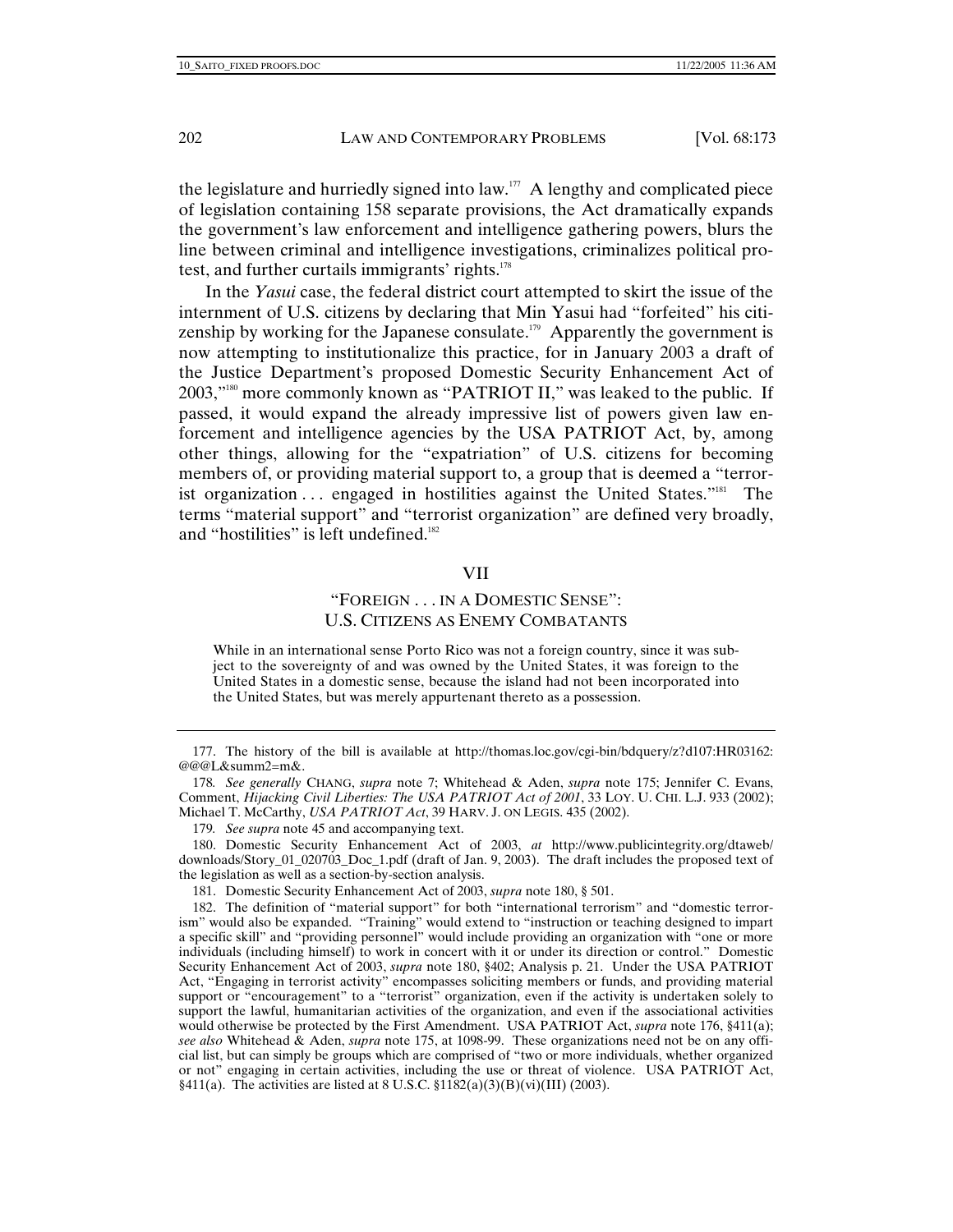the legislature and hurriedly signed into law.[177] A lengthy and complicated piece of legislation containing 158 separate provisions, the Act dramatically expands the government's law enforcement and intelligence gathering powers, blurs the line between criminal and intelligence investigations, criminalizes political protest, and further curtails immigrants' rights.[178]

In the *Yasui* case, the federal district court attempted to skirt the issue of the internment of U.S. citizens by declaring that Min Yasui had "forfeited" his citizenship by working for the Japanese consulate.[179] Apparently the government is now attempting to institutionalize this practice, for in January 2003 a draft of the Justice Department's proposed Domestic Security Enhancement Act of 2003,"[180] more commonly known as "PATRIOT II," was leaked to the public. If passed, it would expand the already impressive list of powers given law enforcement and intelligence agencies by the USA PATRIOT Act, by, among other things, allowing for the "expatriation" of U.S. citizens for becoming members of, or providing material support to, a group that is deemed a "terrorist organization . . . engaged in hostilities against the United States."[181] The terms "material support" and "terrorist organization" are defined very broadly, and "hostilities" is left undefined.[182]

## VII

## "FOREIGN . . . IN A DOMESTIC SENSE": U.S. CITIZENS AS ENEMY COMBATANTS

> While in an international sense Porto Rico was not a foreign country, since it was subject to the sovereignty of and was owned by the United States, it was foreign to the United States in a domestic sense, because the island had not been incorporated into the United States, but was merely appurtenant thereto as a possession.

---

177. The history of the bill is available at http://thomas.loc.gov/cgi-bin/bdquery/z?d107:HR03162:@@@L&summ2=m&.

178. *See generally* CHANG, *supra* note 7; Whitehead & Aden, *supra* note 175; Jennifer C. Evans, Comment, *Hijacking Civil Liberties: The USA PATRIOT Act of 2001*, 33 LOY. U. CHI. L.J. 933 (2002); Michael T. McCarthy, *USA PATRIOT Act*, 39 HARV. J. ON LEGIS. 435 (2002).

179. *See supra* note 45 and accompanying text.

180. Domestic Security Enhancement Act of 2003, *at* http://www.publicintegrity.org/dtaweb/downloads/Story_01_020703_Doc_1.pdf (draft of Jan. 9, 2003). The draft includes the proposed text of the legislation as well as a section-by-section analysis.

181. Domestic Security Enhancement Act of 2003, *supra* note 180, § 501.

182. The definition of "material support" for both "international terrorism" and "domestic terrorism" would also be expanded. "Training" would extend to "instruction or teaching designed to impart a specific skill" and "providing personnel" would include providing an organization with "one or more individuals (including himself) to work in concert with it or under its direction or control." Domestic Security Enhancement Act of 2003, *supra* note 180, §402; Analysis p. 21. Under the USA PATRIOT Act, "Engaging in terrorist activity" encompasses soliciting members or funds, and providing material support or "encouragement" to a "terrorist" organization, even if the activity is undertaken solely to support the lawful, humanitarian activities of the organization, and even if the associational activities would otherwise be protected by the First Amendment. USA PATRIOT Act, *supra* note 176, §411(a); *see also* Whitehead & Aden, *supra* note 175, at 1098-99. These organizations need not be on any official list, but can simply be groups which are comprised of "two or more individuals, whether organized or not" engaging in certain activities, including the use or threat of violence. USA PATRIOT Act, §411(a). The activities are listed at 8 U.S.C. §1182(a)(3)(B)(vi)(III) (2003).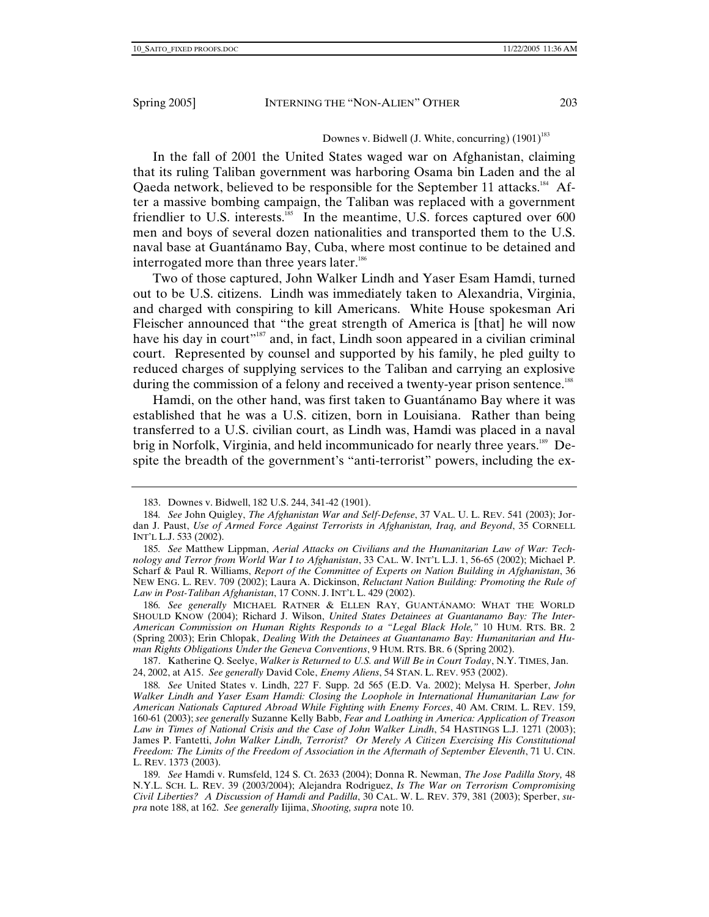Downes v. Bidwell (J. White, concurring) (1901)[183]

In the fall of 2001 the United States waged war on Afghanistan, claiming that its ruling Taliban government was harboring Osama bin Laden and the al Qaeda network, believed to be responsible for the September 11 attacks.[184] After a massive bombing campaign, the Taliban was replaced with a government friendlier to U.S. interests.[185] In the meantime, U.S. forces captured over 600 men and boys of several dozen nationalities and transported them to the U.S. naval base at Guantánamo Bay, Cuba, where most continue to be detained and interrogated more than three years later.[186]

Two of those captured, John Walker Lindh and Yaser Esam Hamdi, turned out to be U.S. citizens. Lindh was immediately taken to Alexandria, Virginia, and charged with conspiring to kill Americans. White House spokesman Ari Fleischer announced that "the great strength of America is [that] he will now have his day in court"[187] and, in fact, Lindh soon appeared in a civilian criminal court. Represented by counsel and supported by his family, he pled guilty to reduced charges of supplying services to the Taliban and carrying an explosive during the commission of a felony and received a twenty-year prison sentence.[188]

Hamdi, on the other hand, was first taken to Guantánamo Bay where it was established that he was a U.S. citizen, born in Louisiana. Rather than being transferred to a U.S. civilian court, as Lindh was, Hamdi was placed in a naval brig in Norfolk, Virginia, and held incommunicado for nearly three years.[189] Despite the breadth of the government's "anti-terrorist" powers, including the ex-

---

183. Downes v. Bidwell, 182 U.S. 244, 341-42 (1901).

184. *See* John Quigley, *The Afghanistan War and Self-Defense*, 37 VAL. U. L. REV. 541 (2003); Jordan J. Paust, *Use of Armed Force Against Terrorists in Afghanistan, Iraq, and Beyond*, 35 CORNELL INT'L L.J. 533 (2002).

185. *See* Matthew Lippman, *Aerial Attacks on Civilians and the Humanitarian Law of War: Technology and Terror from World War I to Afghanistan*, 33 CAL. W. INT'L L.J. 1, 56-65 (2002); Michael P. Scharf & Paul R. Williams, *Report of the Committee of Experts on Nation Building in Afghanistan*, 36 NEW ENG. L. REV. 709 (2002); Laura A. Dickinson, *Reluctant Nation Building: Promoting the Rule of Law in Post-Taliban Afghanistan*, 17 CONN. J. INT'L L. 429 (2002).

186. *See generally* MICHAEL RATNER & ELLEN RAY, GUANTÁNAMO: WHAT THE WORLD SHOULD KNOW (2004); Richard J. Wilson, *United States Detainees at Guantanamo Bay: The Inter-American Commission on Human Rights Responds to a "Legal Black Hole,"* 10 HUM. RTS. BR. 2 (Spring 2003); Erin Chlopak, *Dealing With the Detainees at Guantanamo Bay: Humanitarian and Human Rights Obligations Under the Geneva Conventions*, 9 HUM. RTS. BR. 6 (Spring 2002).

187. Katherine Q. Seelye, *Walker is Returned to U.S. and Will Be in Court Today*, N.Y. TIMES, Jan. 24, 2002, at A15. *See generally* David Cole, *Enemy Aliens*, 54 STAN. L. REV. 953 (2002).

188. *See* United States v. Lindh, 227 F. Supp. 2d 565 (E.D. Va. 2002); Melysa H. Sperber, *John Walker Lindh and Yaser Esam Hamdi: Closing the Loophole in International Humanitarian Law for American Nationals Captured Abroad While Fighting with Enemy Forces*, 40 AM. CRIM. L. REV. 159, 160-61 (2003); *see generally* Suzanne Kelly Babb, *Fear and Loathing in America: Application of Treason Law in Times of National Crisis and the Case of John Walker Lindh*, 54 HASTINGS L.J. 1271 (2003); James P. Fantetti, *John Walker Lindh, Terrorist? Or Merely A Citizen Exercising His Constitutional Freedom: The Limits of the Freedom of Association in the Aftermath of September Eleventh*, 71 U. CIN. L. REV. 1373 (2003).

189. *See* Hamdi v. Rumsfeld, 124 S. Ct. 2633 (2004); Donna R. Newman, *The Jose Padilla Story,* 48 N.Y.L. SCH. L. REV. 39 (2003/2004); Alejandra Rodriguez, *Is The War on Terrorism Compromising Civil Liberties? A Discussion of Hamdi and Padilla*, 30 CAL. W. L. REV. 379, 381 (2003); Sperber, *supra* note 188, at 162. *See generally* Iijima, *Shooting, supra* note 10.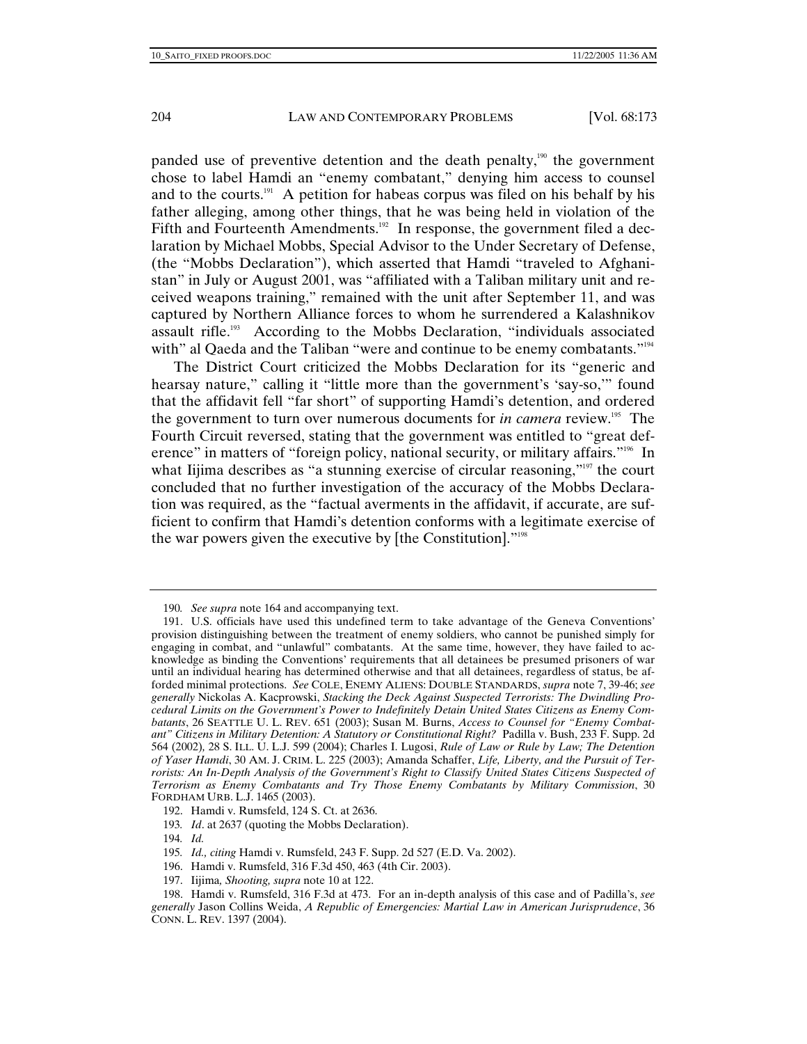panded use of preventive detention and the death penalty,[190] the government chose to label Hamdi an "enemy combatant," denying him access to counsel and to the courts.[191] A petition for habeas corpus was filed on his behalf by his father alleging, among other things, that he was being held in violation of the Fifth and Fourteenth Amendments.[192] In response, the government filed a declaration by Michael Mobbs, Special Advisor to the Under Secretary of Defense, (the "Mobbs Declaration"), which asserted that Hamdi "traveled to Afghanistan" in July or August 2001, was "affiliated with a Taliban military unit and received weapons training," remained with the unit after September 11, and was captured by Northern Alliance forces to whom he surrendered a Kalashnikov assault rifle.[193] According to the Mobbs Declaration, "individuals associated with" al Qaeda and the Taliban "were and continue to be enemy combatants."[194]

The District Court criticized the Mobbs Declaration for its "generic and hearsay nature," calling it "little more than the government's 'say-so,'" found that the affidavit fell "far short" of supporting Hamdi's detention, and ordered the government to turn over numerous documents for *in camera* review.[195] The Fourth Circuit reversed, stating that the government was entitled to "great deference" in matters of "foreign policy, national security, or military affairs."[196] In what Iijima describes as "a stunning exercise of circular reasoning,"[197] the court concluded that no further investigation of the accuracy of the Mobbs Declaration was required, as the "factual averments in the affidavit, if accurate, are sufficient to confirm that Hamdi's detention conforms with a legitimate exercise of the war powers given the executive by [the Constitution]."[198]

---

190. *See supra* note 164 and accompanying text.

191. U.S. officials have used this undefined term to take advantage of the Geneva Conventions' provision distinguishing between the treatment of enemy soldiers, who cannot be punished simply for engaging in combat, and "unlawful" combatants. At the same time, however, they have failed to acknowledge as binding the Conventions' requirements that all detainees be presumed prisoners of war until an individual hearing has determined otherwise and that all detainees, regardless of status, be afforded minimal protections. *See* COLE, ENEMY ALIENS: DOUBLE STANDARDS, *supra* note 7, 39-46; *see generally* Nickolas A. Kacprowski, *Stacking the Deck Against Suspected Terrorists: The Dwindling Procedural Limits on the Government's Power to Indefinitely Detain United States Citizens as Enemy Combatants*, 26 SEATTLE U. L. REV. 651 (2003); Susan M. Burns, *Access to Counsel for "Enemy Combatant" Citizens in Military Detention: A Statutory or Constitutional Right?* Padilla v. Bush, 233 F. Supp. 2d 564 (2002), 28 S. ILL. U. L.J. 599 (2004); Charles I. Lugosi, *Rule of Law or Rule by Law; The Detention of Yaser Hamdi*, 30 AM. J. CRIM. L. 225 (2003); Amanda Schaffer, *Life, Liberty, and the Pursuit of Terrorists: An In-Depth Analysis of the Government's Right to Classify United States Citizens Suspected of Terrorism as Enemy Combatants and Try Those Enemy Combatants by Military Commission*, 30 FORDHAM URB. L.J. 1465 (2003).

192. Hamdi v. Rumsfeld, 124 S. Ct. at 2636.

193. *Id*. at 2637 (quoting the Mobbs Declaration).

194. *Id.*

195. *Id., citing* Hamdi v. Rumsfeld, 243 F. Supp. 2d 527 (E.D. Va. 2002).

196. Hamdi v. Rumsfeld, 316 F.3d 450, 463 (4th Cir. 2003).

197. Iijima*, Shooting, supra* note 10 at 122.

198. Hamdi v. Rumsfeld, 316 F.3d at 473. For an in-depth analysis of this case and of Padilla's, *see generally* Jason Collins Weida, *A Republic of Emergencies: Martial Law in American Jurisprudence*, 36 CONN. L. REV. 1397 (2004).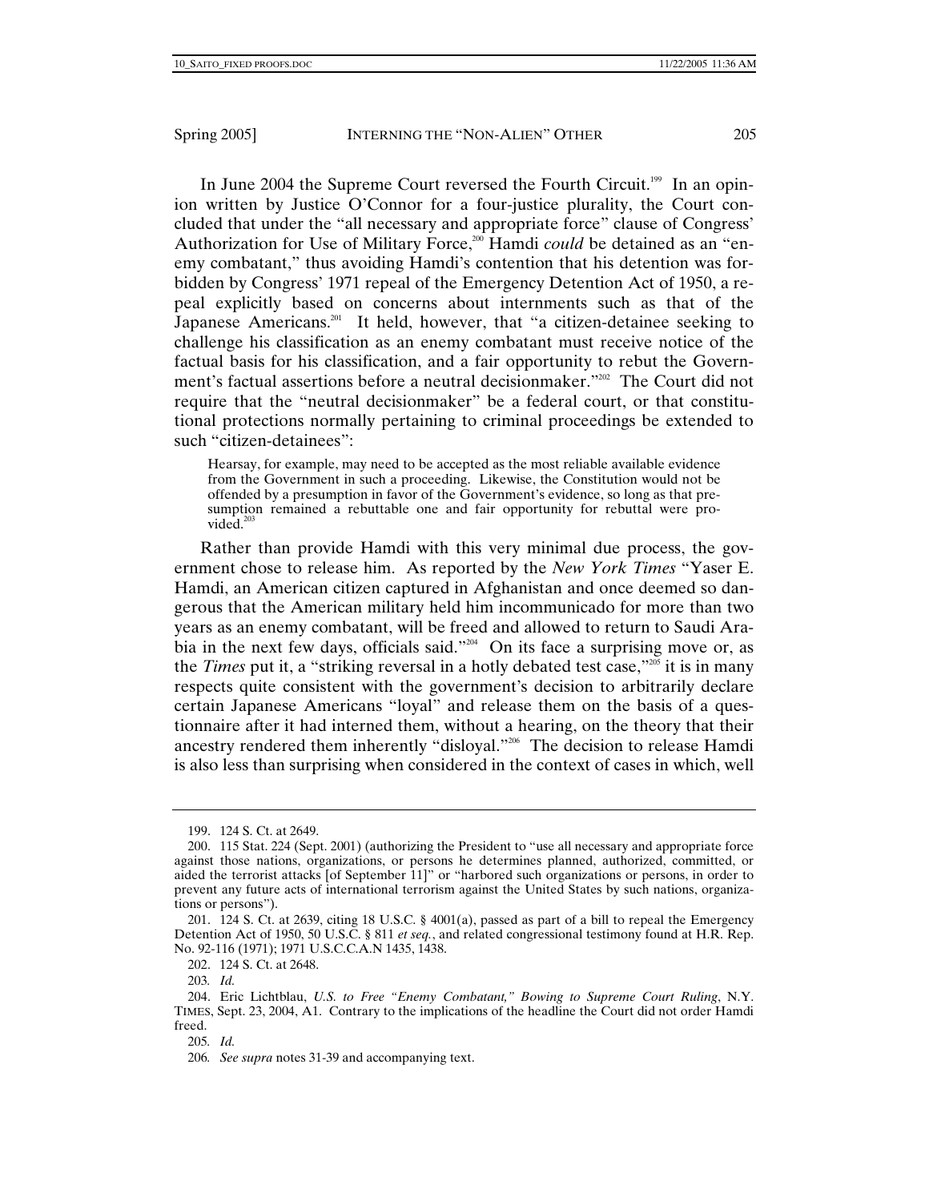In June 2004 the Supreme Court reversed the Fourth Circuit.[199] In an opinion written by Justice O'Connor for a four-justice plurality, the Court concluded that under the "all necessary and appropriate force" clause of Congress' Authorization for Use of Military Force,[200] Hamdi *could* be detained as an "enemy combatant," thus avoiding Hamdi's contention that his detention was forbidden by Congress' 1971 repeal of the Emergency Detention Act of 1950, a repeal explicitly based on concerns about internments such as that of the Japanese Americans.[201] It held, however, that "a citizen-detainee seeking to challenge his classification as an enemy combatant must receive notice of the factual basis for his classification, and a fair opportunity to rebut the Government's factual assertions before a neutral decisionmaker."[202] The Court did not require that the "neutral decisionmaker" be a federal court, or that constitutional protections normally pertaining to criminal proceedings be extended to such "citizen-detainees":

> Hearsay, for example, may need to be accepted as the most reliable available evidence from the Government in such a proceeding. Likewise, the Constitution would not be offended by a presumption in favor of the Government's evidence, so long as that presumption remained a rebuttable one and fair opportunity for rebuttal were provided.[203]

Rather than provide Hamdi with this very minimal due process, the government chose to release him. As reported by the *New York Times* "Yaser E. Hamdi, an American citizen captured in Afghanistan and once deemed so dangerous that the American military held him incommunicado for more than two years as an enemy combatant, will be freed and allowed to return to Saudi Arabia in the next few days, officials said."[204] On its face a surprising move or, as the *Times* put it, a "striking reversal in a hotly debated test case,"[205] it is in many respects quite consistent with the government's decision to arbitrarily declare certain Japanese Americans "loyal" and release them on the basis of a questionnaire after it had interned them, without a hearing, on the theory that their ancestry rendered them inherently "disloyal."[206] The decision to release Hamdi is also less than surprising when considered in the context of cases in which, well

---

199. 124 S. Ct. at 2649.

200. 115 Stat. 224 (Sept. 2001) (authorizing the President to "use all necessary and appropriate force against those nations, organizations, or persons he determines planned, authorized, committed, or aided the terrorist attacks [of September 11]" or "harbored such organizations or persons, in order to prevent any future acts of international terrorism against the United States by such nations, organizations or persons").

201. 124 S. Ct. at 2639, citing 18 U.S.C. § 4001(a), passed as part of a bill to repeal the Emergency Detention Act of 1950, 50 U.S.C. § 811 *et seq.*, and related congressional testimony found at H.R. Rep. No. 92-116 (1971); 1971 U.S.C.C.A.N 1435, 1438.

202. 124 S. Ct. at 2648.

203. *Id.*

204. Eric Lichtblau, *U.S. to Free "Enemy Combatant," Bowing to Supreme Court Ruling*, N.Y. TIMES, Sept. 23, 2004, A1. Contrary to the implications of the headline the Court did not order Hamdi freed.

205. *Id.*

206. *See supra* notes 31-39 and accompanying text.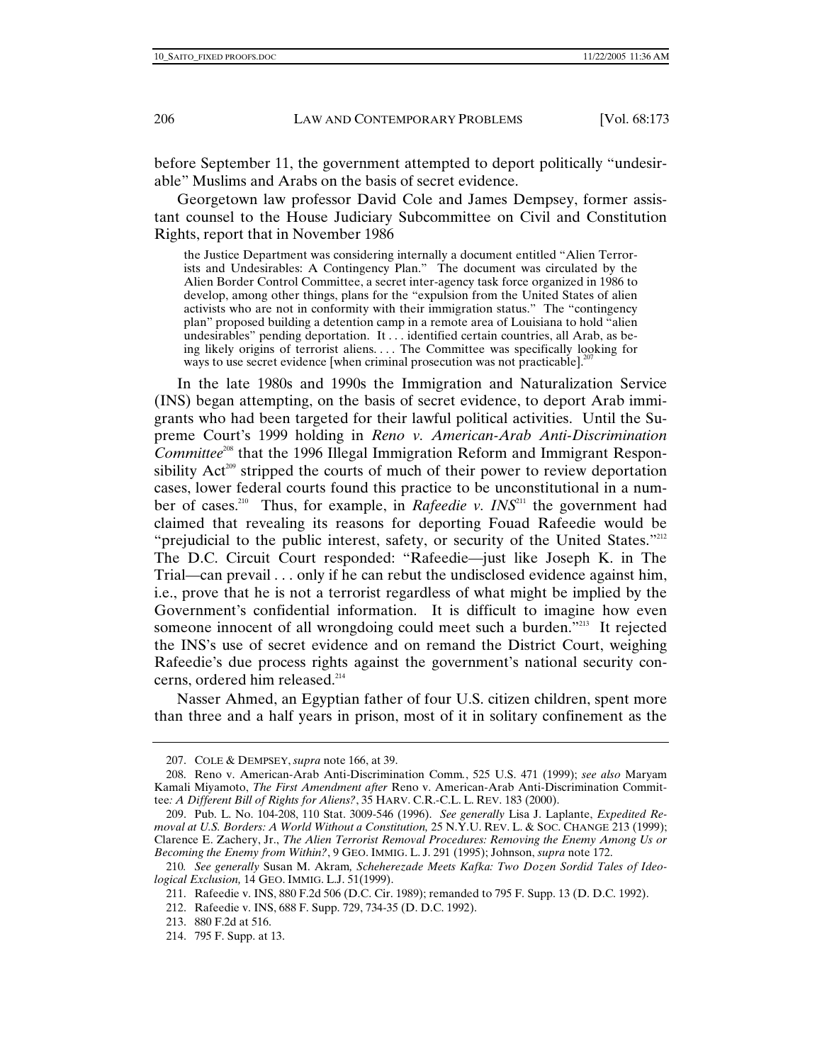before September 11, the government attempted to deport politically "undesirable" Muslims and Arabs on the basis of secret evidence.

Georgetown law professor David Cole and James Dempsey, former assistant counsel to the House Judiciary Subcommittee on Civil and Constitution Rights, report that in November 1986

> the Justice Department was considering internally a document entitled "Alien Terrorists and Undesirables: A Contingency Plan." The document was circulated by the Alien Border Control Committee, a secret inter-agency task force organized in 1986 to develop, among other things, plans for the "expulsion from the United States of alien activists who are not in conformity with their immigration status." The "contingency plan" proposed building a detention camp in a remote area of Louisiana to hold "alien undesirables" pending deportation. It . . . identified certain countries, all Arab, as being likely origins of terrorist aliens. . . . The Committee was specifically looking for ways to use secret evidence [when criminal prosecution was not practicable].[207]

In the late 1980s and 1990s the Immigration and Naturalization Service (INS) began attempting, on the basis of secret evidence, to deport Arab immigrants who had been targeted for their lawful political activities. Until the Supreme Court's 1999 holding in *Reno v. American-Arab Anti-Discrimination Committee*[208] that the 1996 Illegal Immigration Reform and Immigrant Responsibility Act[209] stripped the courts of much of their power to review deportation cases, lower federal courts found this practice to be unconstitutional in a number of cases.[210] Thus, for example, in *Rafeedie v. INS*[211] the government had claimed that revealing its reasons for deporting Fouad Rafeedie would be "prejudicial to the public interest, safety, or security of the United States."[212] The D.C. Circuit Court responded: "Rafeedie—just like Joseph K. in The Trial—can prevail . . . only if he can rebut the undisclosed evidence against him, i.e., prove that he is not a terrorist regardless of what might be implied by the Government's confidential information. It is difficult to imagine how even someone innocent of all wrongdoing could meet such a burden."[213] It rejected the INS's use of secret evidence and on remand the District Court, weighing Rafeedie's due process rights against the government's national security concerns, ordered him released.[214]

Nasser Ahmed, an Egyptian father of four U.S. citizen children, spent more than three and a half years in prison, most of it in solitary confinement as the

---

207. COLE & DEMPSEY, *supra* note 166, at 39.

208. Reno v. American-Arab Anti-Discrimination Comm., 525 U.S. 471 (1999); *see also* Maryam Kamali Miyamoto, *The First Amendment after* Reno v. American-Arab Anti-Discrimination Committee*: A Different Bill of Rights for Aliens?*, 35 HARV. C.R.-C.L. L. REV. 183 (2000).

209. Pub. L. No. 104-208, 110 Stat. 3009-546 (1996). *See generally* Lisa J. Laplante, *Expedited Removal at U.S. Borders: A World Without a Constitution,* 25 N.Y.U. REV. L. & SOC. CHANGE 213 (1999); Clarence E. Zachery, Jr., *The Alien Terrorist Removal Procedures: Removing the Enemy Among Us or Becoming the Enemy from Within?*, 9 GEO. IMMIG. L. J. 291 (1995); Johnson, *supra* note 172.

210*. See generally* Susan M. Akram*, Scheherezade Meets Kafka: Two Dozen Sordid Tales of Ideological Exclusion,* 14 GEO. IMMIG. L.J. 51(1999).

211. Rafeedie v. INS, 880 F.2d 506 (D.C. Cir. 1989); remanded to 795 F. Supp. 13 (D. D.C. 1992).

212. Rafeedie v. INS, 688 F. Supp. 729, 734-35 (D. D.C. 1992).

213. 880 F.2d at 516.

214. 795 F. Supp. at 13.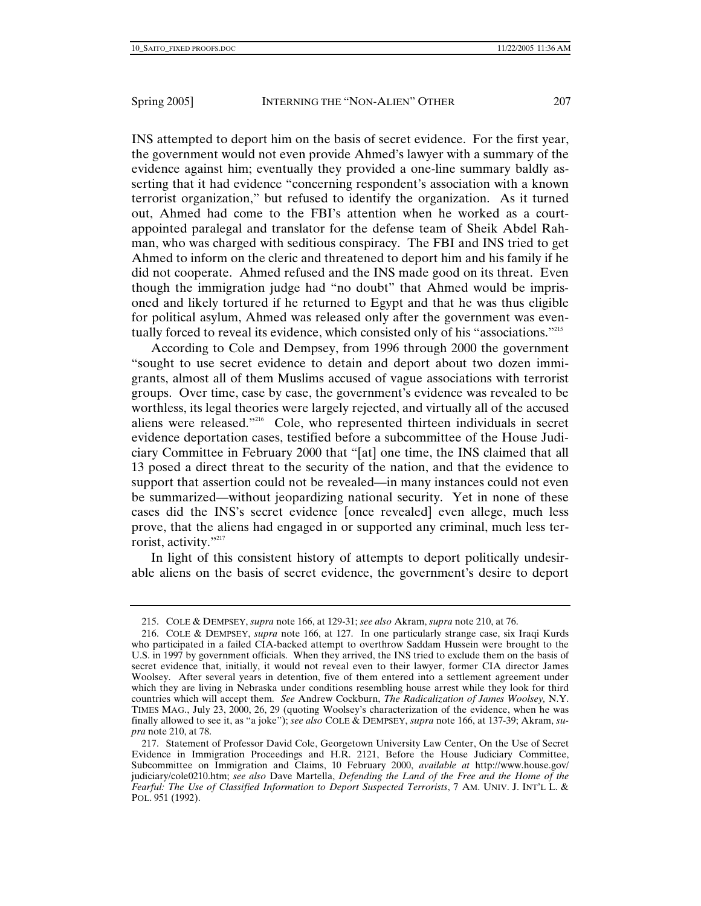INS attempted to deport him on the basis of secret evidence. For the first year, the government would not even provide Ahmed's lawyer with a summary of the evidence against him; eventually they provided a one-line summary baldly asserting that it had evidence "concerning respondent's association with a known terrorist organization," but refused to identify the organization. As it turned out, Ahmed had come to the FBI's attention when he worked as a court-appointed paralegal and translator for the defense team of Sheik Abdel Rahman, who was charged with seditious conspiracy. The FBI and INS tried to get Ahmed to inform on the cleric and threatened to deport him and his family if he did not cooperate. Ahmed refused and the INS made good on its threat. Even though the immigration judge had "no doubt" that Ahmed would be imprisoned and likely tortured if he returned to Egypt and that he was thus eligible for political asylum, Ahmed was released only after the government was eventually forced to reveal its evidence, which consisted only of his "associations."[215]

According to Cole and Dempsey, from 1996 through 2000 the government "sought to use secret evidence to detain and deport about two dozen immigrants, almost all of them Muslims accused of vague associations with terrorist groups. Over time, case by case, the government's evidence was revealed to be worthless, its legal theories were largely rejected, and virtually all of the accused aliens were released."[216] Cole, who represented thirteen individuals in secret evidence deportation cases, testified before a subcommittee of the House Judiciary Committee in February 2000 that "[at] one time, the INS claimed that all 13 posed a direct threat to the security of the nation, and that the evidence to support that assertion could not be revealed—in many instances could not even be summarized—without jeopardizing national security. Yet in none of these cases did the INS's secret evidence [once revealed] even allege, much less prove, that the aliens had engaged in or supported any criminal, much less terrorist, activity."[217]

In light of this consistent history of attempts to deport politically undesirable aliens on the basis of secret evidence, the government's desire to deport

---

215. COLE & DEMPSEY, *supra* note 166, at 129-31; *see also* Akram, *supra* note 210, at 76.

216. COLE & DEMPSEY, *supra* note 166, at 127. In one particularly strange case, six Iraqi Kurds who participated in a failed CIA-backed attempt to overthrow Saddam Hussein were brought to the U.S. in 1997 by government officials. When they arrived, the INS tried to exclude them on the basis of secret evidence that, initially, it would not reveal even to their lawyer, former CIA director James Woolsey. After several years in detention, five of them entered into a settlement agreement under which they are living in Nebraska under conditions resembling house arrest while they look for third countries which will accept them. *See* Andrew Cockburn, *The Radicalization of James Woolsey,* N.Y. TIMES MAG., July 23, 2000, 26, 29 (quoting Woolsey's characterization of the evidence, when he was finally allowed to see it, as "a joke"); *see also* COLE & DEMPSEY, *supra* note 166, at 137-39; Akram, *supra* note 210, at 78.

217. Statement of Professor David Cole, Georgetown University Law Center, On the Use of Secret Evidence in Immigration Proceedings and H.R. 2121, Before the House Judiciary Committee, Subcommittee on Immigration and Claims, 10 February 2000, *available at* http://www.house.gov/judiciary/cole0210.htm; *see also* Dave Martella, *Defending the Land of the Free and the Home of the Fearful: The Use of Classified Information to Deport Suspected Terrorists*, 7 AM. UNIV. J. INT'L L. & POL. 951 (1992).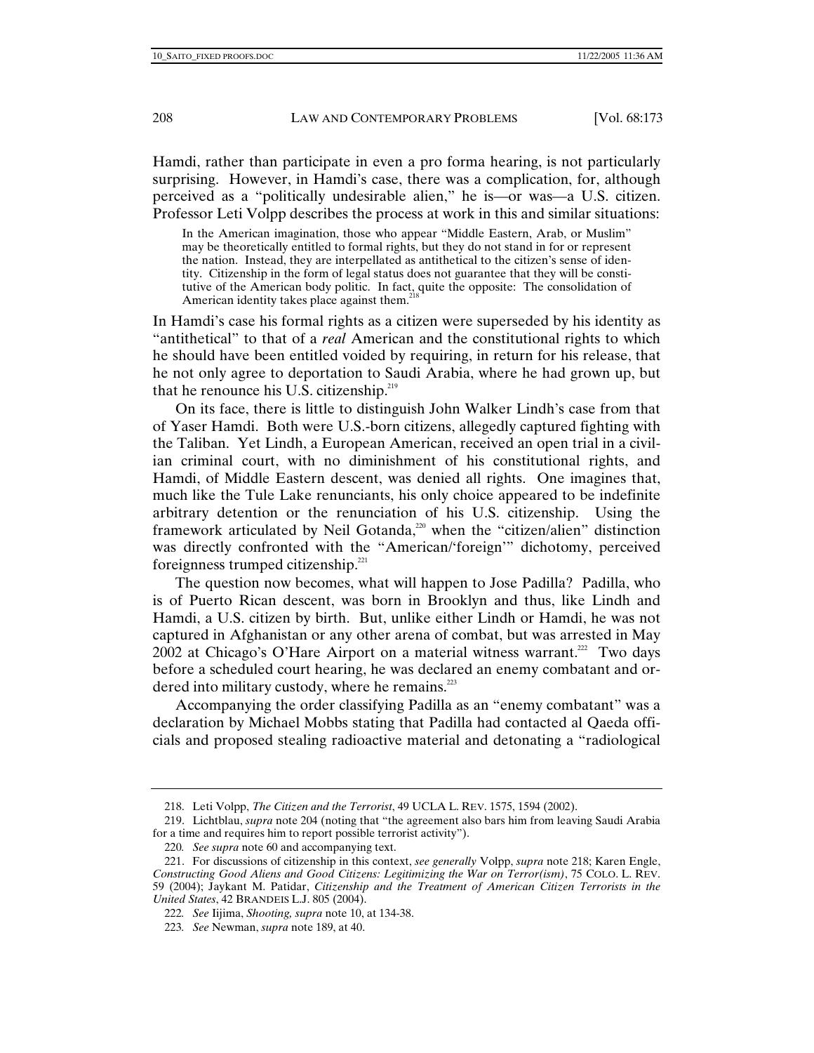Hamdi, rather than participate in even a pro forma hearing, is not particularly surprising. However, in Hamdi's case, there was a complication, for, although perceived as a "politically undesirable alien," he is—or was—a U.S. citizen. Professor Leti Volpp describes the process at work in this and similar situations:

> In the American imagination, those who appear "Middle Eastern, Arab, or Muslim" may be theoretically entitled to formal rights, but they do not stand in for or represent the nation. Instead, they are interpellated as antithetical to the citizen's sense of identity. Citizenship in the form of legal status does not guarantee that they will be constitutive of the American body politic. In fact, quite the opposite: The consolidation of American identity takes place against them.[218]

In Hamdi's case his formal rights as a citizen were superseded by his identity as "antithetical" to that of a *real* American and the constitutional rights to which he should have been entitled voided by requiring, in return for his release, that he not only agree to deportation to Saudi Arabia, where he had grown up, but that he renounce his U.S. citizenship.[219]

On its face, there is little to distinguish John Walker Lindh's case from that of Yaser Hamdi. Both were U.S.-born citizens, allegedly captured fighting with the Taliban. Yet Lindh, a European American, received an open trial in a civilian criminal court, with no diminishment of his constitutional rights, and Hamdi, of Middle Eastern descent, was denied all rights. One imagines that, much like the Tule Lake renunciants, his only choice appeared to be indefinite arbitrary detention or the renunciation of his U.S. citizenship. Using the framework articulated by Neil Gotanda,[220] when the "citizen/alien" distinction was directly confronted with the "American/'foreign'" dichotomy, perceived foreignness trumped citizenship.[221]

The question now becomes, what will happen to Jose Padilla? Padilla, who is of Puerto Rican descent, was born in Brooklyn and thus, like Lindh and Hamdi, a U.S. citizen by birth. But, unlike either Lindh or Hamdi, he was not captured in Afghanistan or any other arena of combat, but was arrested in May 2002 at Chicago's O'Hare Airport on a material witness warrant.[222] Two days before a scheduled court hearing, he was declared an enemy combatant and ordered into military custody, where he remains.[223]

Accompanying the order classifying Padilla as an "enemy combatant" was a declaration by Michael Mobbs stating that Padilla had contacted al Qaeda officials and proposed stealing radioactive material and detonating a "radiological

---

218. Leti Volpp, *The Citizen and the Terrorist*, 49 UCLA L. REV. 1575, 1594 (2002).

219. Lichtblau, *supra* note 204 (noting that "the agreement also bars him from leaving Saudi Arabia for a time and requires him to report possible terrorist activity").

220. *See supra* note 60 and accompanying text.

221. For discussions of citizenship in this context, *see generally* Volpp, *supra* note 218; Karen Engle, *Constructing Good Aliens and Good Citizens: Legitimizing the War on Terror(ism)*, 75 COLO. L. REV. 59 (2004); Jaykant M. Patidar, *Citizenship and the Treatment of American Citizen Terrorists in the United States*, 42 BRANDEIS L.J. 805 (2004).

222. *See* Iijima, *Shooting, supra* note 10, at 134-38.

223. *See* Newman, *supra* note 189, at 40.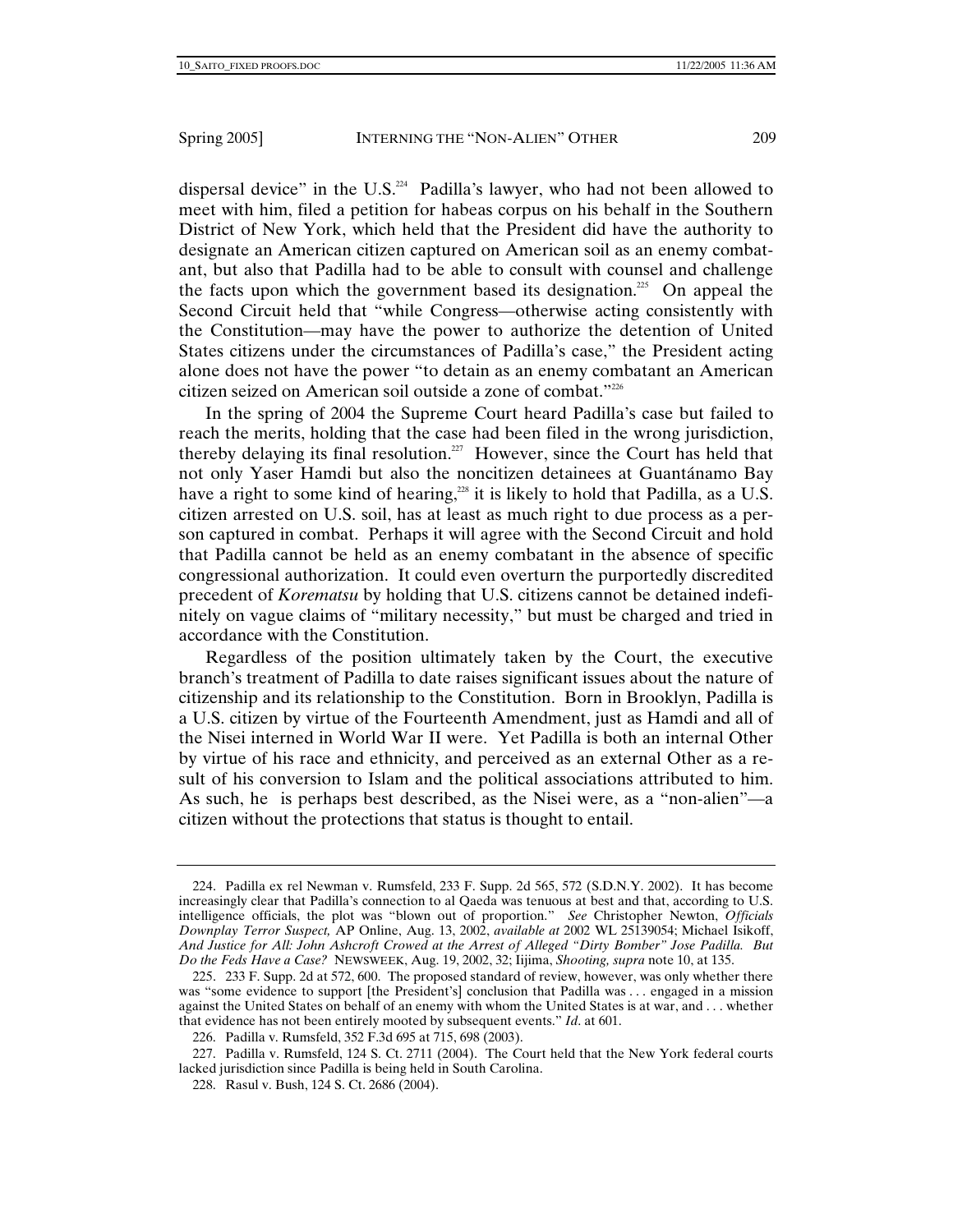dispersal device" in the U.S.[224] Padilla's lawyer, who had not been allowed to meet with him, filed a petition for habeas corpus on his behalf in the Southern District of New York, which held that the President did have the authority to designate an American citizen captured on American soil as an enemy combatant, but also that Padilla had to be able to consult with counsel and challenge the facts upon which the government based its designation.[225] On appeal the Second Circuit held that "while Congress—otherwise acting consistently with the Constitution—may have the power to authorize the detention of United States citizens under the circumstances of Padilla's case," the President acting alone does not have the power "to detain as an enemy combatant an American citizen seized on American soil outside a zone of combat."[226]

In the spring of 2004 the Supreme Court heard Padilla's case but failed to reach the merits, holding that the case had been filed in the wrong jurisdiction, thereby delaying its final resolution.[227] However, since the Court has held that not only Yaser Hamdi but also the noncitizen detainees at Guantánamo Bay have a right to some kind of hearing,[228] it is likely to hold that Padilla, as a U.S. citizen arrested on U.S. soil, has at least as much right to due process as a person captured in combat. Perhaps it will agree with the Second Circuit and hold that Padilla cannot be held as an enemy combatant in the absence of specific congressional authorization. It could even overturn the purportedly discredited precedent of *Korematsu* by holding that U.S. citizens cannot be detained indefinitely on vague claims of "military necessity," but must be charged and tried in accordance with the Constitution.

Regardless of the position ultimately taken by the Court, the executive branch's treatment of Padilla to date raises significant issues about the nature of citizenship and its relationship to the Constitution. Born in Brooklyn, Padilla is a U.S. citizen by virtue of the Fourteenth Amendment, just as Hamdi and all of the Nisei interned in World War II were. Yet Padilla is both an internal Other by virtue of his race and ethnicity, and perceived as an external Other as a result of his conversion to Islam and the political associations attributed to him. As such, he is perhaps best described, as the Nisei were, as a "non-alien"—a citizen without the protections that status is thought to entail.

---

224. Padilla ex rel Newman v. Rumsfeld, 233 F. Supp. 2d 565, 572 (S.D.N.Y. 2002). It has become increasingly clear that Padilla's connection to al Qaeda was tenuous at best and that, according to U.S. intelligence officials, the plot was "blown out of proportion." *See* Christopher Newton, *Officials Downplay Terror Suspect,* AP Online, Aug. 13, 2002, *available at* 2002 WL 25139054; Michael Isikoff, *And Justice for All: John Ashcroft Crowed at the Arrest of Alleged "Dirty Bomber" Jose Padilla. But Do the Feds Have a Case?* NEWSWEEK, Aug. 19, 2002, 32; Iijima, *Shooting, supra* note 10, at 135.

225. 233 F. Supp. 2d at 572, 600. The proposed standard of review, however, was only whether there was "some evidence to support [the President's] conclusion that Padilla was . . . engaged in a mission against the United States on behalf of an enemy with whom the United States is at war, and . . . whether that evidence has not been entirely mooted by subsequent events." *Id*. at 601.

226. Padilla v. Rumsfeld, 352 F.3d 695 at 715, 698 (2003).

227. Padilla v. Rumsfeld, 124 S. Ct. 2711 (2004). The Court held that the New York federal courts lacked jurisdiction since Padilla is being held in South Carolina.

228. Rasul v. Bush, 124 S. Ct. 2686 (2004).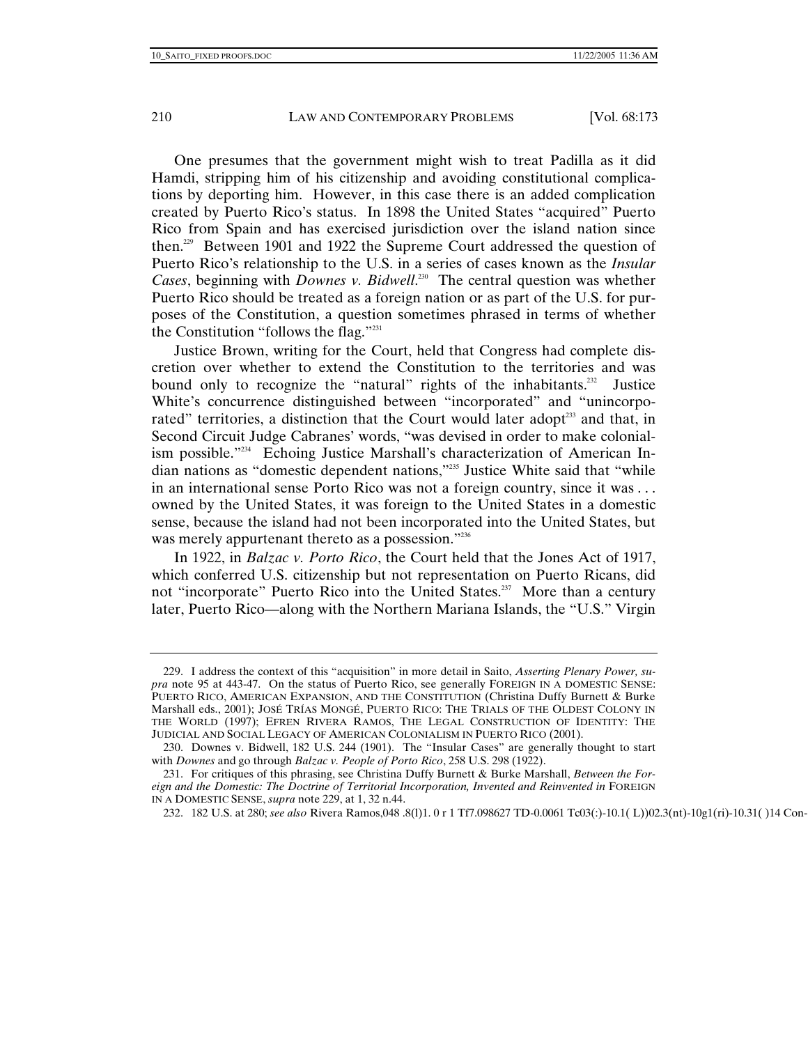One presumes that the government might wish to treat Padilla as it did Hamdi, stripping him of his citizenship and avoiding constitutional complications by deporting him. However, in this case there is an added complication created by Puerto Rico's status. In 1898 the United States "acquired" Puerto Rico from Spain and has exercised jurisdiction over the island nation since then.[229] Between 1901 and 1922 the Supreme Court addressed the question of Puerto Rico's relationship to the U.S. in a series of cases known as the *Insular Cases*, beginning with *Downes v. Bidwell*.[230] The central question was whether Puerto Rico should be treated as a foreign nation or as part of the U.S. for purposes of the Constitution, a question sometimes phrased in terms of whether the Constitution "follows the flag."[231]

Justice Brown, writing for the Court, held that Congress had complete discretion over whether to extend the Constitution to the territories and was bound only to recognize the "natural" rights of the inhabitants.[232] Justice White's concurrence distinguished between "incorporated" and "unincorporated" territories, a distinction that the Court would later adopt[233] and that, in Second Circuit Judge Cabranes' words, "was devised in order to make colonialism possible."[234] Echoing Justice Marshall's characterization of American Indian nations as "domestic dependent nations,"[235] Justice White said that "while in an international sense Porto Rico was not a foreign country, since it was . . . owned by the United States, it was foreign to the United States in a domestic sense, because the island had not been incorporated into the United States, but was merely appurtenant thereto as a possession."[236]

In 1922, in *Balzac v. Porto Rico*, the Court held that the Jones Act of 1917, which conferred U.S. citizenship but not representation on Puerto Ricans, did not "incorporate" Puerto Rico into the United States.[237] More than a century later, Puerto Rico—along with the Northern Mariana Islands, the "U.S." Virgin

---

229. I address the context of this "acquisition" in more detail in Saito, *Asserting Plenary Power, supra* note 95 at 443-47. On the status of Puerto Rico, see generally FOREIGN IN A DOMESTIC SENSE: PUERTO RICO, AMERICAN EXPANSION, AND THE CONSTITUTION (Christina Duffy Burnett & Burke Marshall eds., 2001); JOSÉ TRÍAS MONGÉ, PUERTO RICO: THE TRIALS OF THE OLDEST COLONY IN THE WORLD (1997); EFREN RIVERA RAMOS, THE LEGAL CONSTRUCTION OF IDENTITY: THE JUDICIAL AND SOCIAL LEGACY OF AMERICAN COLONIALISM IN PUERTO RICO (2001).

230. Downes v. Bidwell, 182 U.S. 244 (1901). The "Insular Cases" are generally thought to start with *Downes* and go through *Balzac v. People of Porto Rico*, 258 U.S. 298 (1922).

231. For critiques of this phrasing, see Christina Duffy Burnett & Burke Marshall, *Between the Foreign and the Domestic: The Doctrine of Territorial Incorporation, Invented and Reinvented in* FOREIGN IN A DOMESTIC SENSE, *supra* note 229, at 1, 32 n.44.

232. 182 U.S. at 280; *see also* Rivera Ramos,048 .8(l)1. 0 r 1 Tf7.098627 TD-0.0061 Tc03(:)-10.1( L))02.3(nt)-10g1(ri)-10.31( )14 Con-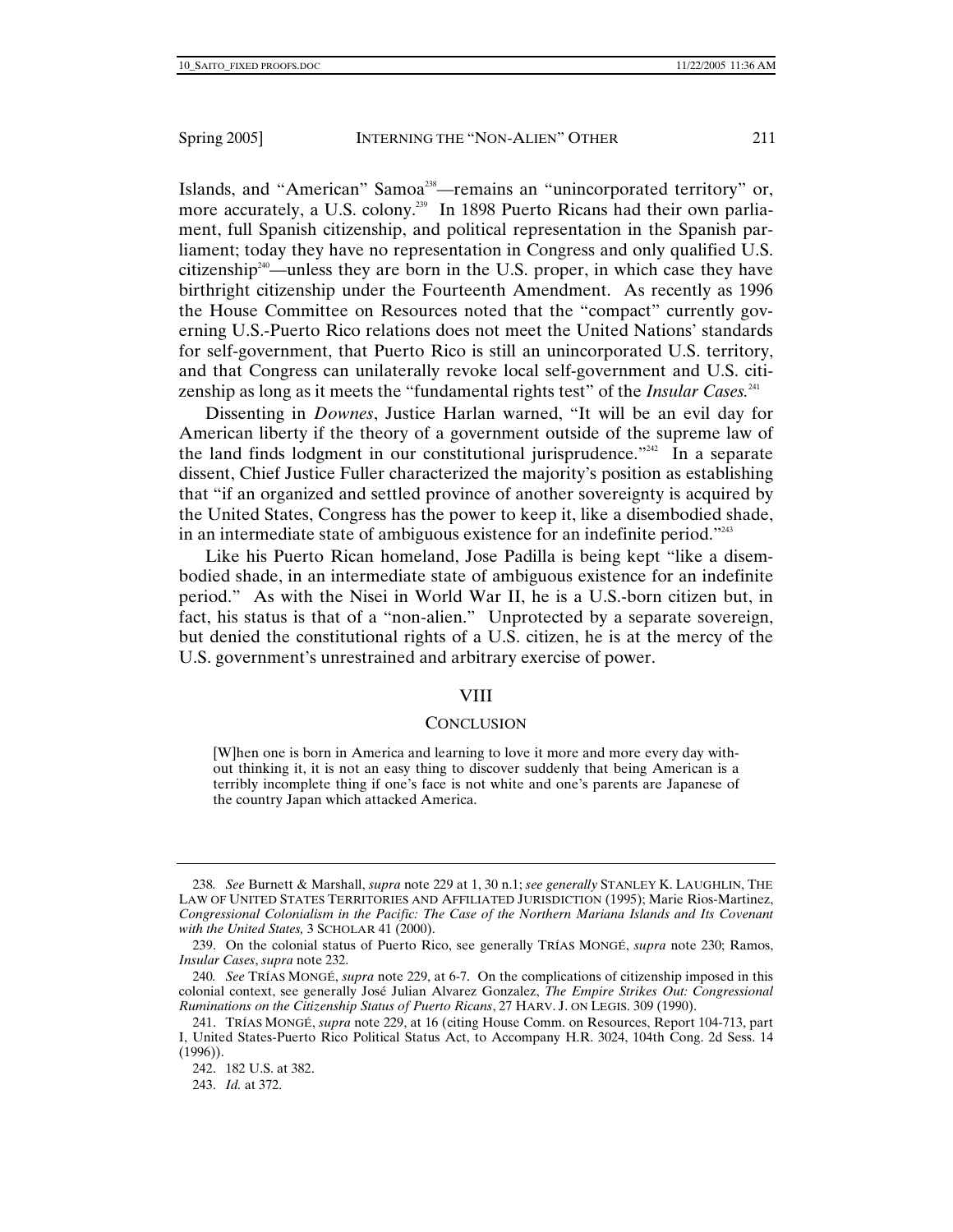Islands, and "American" Samoa[238]—remains an "unincorporated territory" or, more accurately, a U.S. colony.[239] In 1898 Puerto Ricans had their own parliament, full Spanish citizenship, and political representation in the Spanish parliament; today they have no representation in Congress and only qualified U.S. citizenship[240]—unless they are born in the U.S. proper, in which case they have birthright citizenship under the Fourteenth Amendment. As recently as 1996 the House Committee on Resources noted that the "compact" currently governing U.S.-Puerto Rico relations does not meet the United Nations' standards for self-government, that Puerto Rico is still an unincorporated U.S. territory, and that Congress can unilaterally revoke local self-government and U.S. citizenship as long as it meets the "fundamental rights test" of the *Insular Cases*.[241]

Dissenting in *Downes*, Justice Harlan warned, "It will be an evil day for American liberty if the theory of a government outside of the supreme law of the land finds lodgment in our constitutional jurisprudence."[242] In a separate dissent, Chief Justice Fuller characterized the majority's position as establishing that "if an organized and settled province of another sovereignty is acquired by the United States, Congress has the power to keep it, like a disembodied shade, in an intermediate state of ambiguous existence for an indefinite period."[243]

Like his Puerto Rican homeland, Jose Padilla is being kept "like a disembodied shade, in an intermediate state of ambiguous existence for an indefinite period." As with the Nisei in World War II, he is a U.S.-born citizen but, in fact, his status is that of a "non-alien." Unprotected by a separate sovereign, but denied the constitutional rights of a U.S. citizen, he is at the mercy of the U.S. government's unrestrained and arbitrary exercise of power.

## VIII

## CONCLUSION

> [W]hen one is born in America and learning to love it more and more every day without thinking it, it is not an easy thing to discover suddenly that being American is a terribly incomplete thing if one's face is not white and one's parents are Japanese of the country Japan which attacked America.

---

238. *See* Burnett & Marshall, *supra* note 229 at 1, 30 n.1; *see generally* STANLEY K. LAUGHLIN, THE LAW OF UNITED STATES TERRITORIES AND AFFILIATED JURISDICTION (1995); Marie Rios-Martinez, *Congressional Colonialism in the Pacific: The Case of the Northern Mariana Islands and Its Covenant with the United States,* 3 SCHOLAR 41 (2000).

239. On the colonial status of Puerto Rico, see generally TRÍAS MONGÉ, *supra* note 230; Ramos, *Insular Cases*, *supra* note 232.

240. *See* TRÍAS MONGÉ, *supra* note 229, at 6-7. On the complications of citizenship imposed in this colonial context, see generally José Julian Alvarez Gonzalez, *The Empire Strikes Out: Congressional Ruminations on the Citizenship Status of Puerto Ricans*, 27 HARV. J. ON LEGIS. 309 (1990).

241. TRÍAS MONGÉ, *supra* note 229, at 16 (citing House Comm. on Resources, Report 104-713, part I, United States-Puerto Rico Political Status Act, to Accompany H.R. 3024, 104th Cong. 2d Sess. 14 (1996)).

242. 182 U.S. at 382.

243. *Id.* at 372.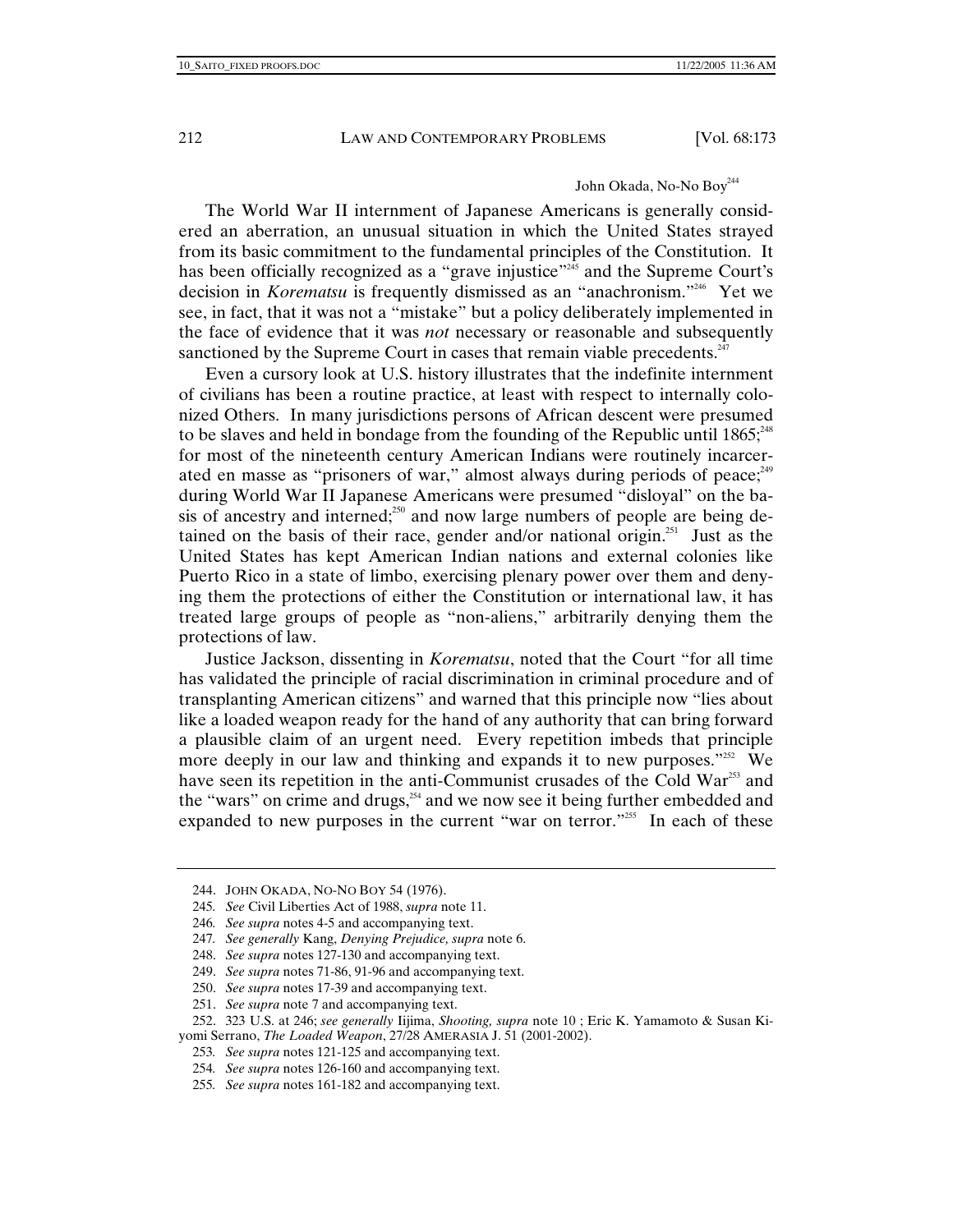John Okada, No-No Boy[244]

The World War II internment of Japanese Americans is generally considered an aberration, an unusual situation in which the United States strayed from its basic commitment to the fundamental principles of the Constitution. It has been officially recognized as a "grave injustice"[245] and the Supreme Court's decision in *Korematsu* is frequently dismissed as an "anachronism."[246] Yet we see, in fact, that it was not a "mistake" but a policy deliberately implemented in the face of evidence that it was *not* necessary or reasonable and subsequently sanctioned by the Supreme Court in cases that remain viable precedents.[247]

Even a cursory look at U.S. history illustrates that the indefinite internment of civilians has been a routine practice, at least with respect to internally colonized Others. In many jurisdictions persons of African descent were presumed to be slaves and held in bondage from the founding of the Republic until 1865;[248] for most of the nineteenth century American Indians were routinely incarcerated en masse as "prisoners of war," almost always during periods of peace;[249] during World War II Japanese Americans were presumed "disloyal" on the basis of ancestry and interned;[250] and now large numbers of people are being detained on the basis of their race, gender and/or national origin.[251] Just as the United States has kept American Indian nations and external colonies like Puerto Rico in a state of limbo, exercising plenary power over them and denying them the protections of either the Constitution or international law, it has treated large groups of people as "non-aliens," arbitrarily denying them the protections of law.

Justice Jackson, dissenting in *Korematsu*, noted that the Court "for all time has validated the principle of racial discrimination in criminal procedure and of transplanting American citizens" and warned that this principle now "lies about like a loaded weapon ready for the hand of any authority that can bring forward a plausible claim of an urgent need. Every repetition imbeds that principle more deeply in our law and thinking and expands it to new purposes."[252] We have seen its repetition in the anti-Communist crusades of the Cold War[253] and the "wars" on crime and drugs,[254] and we now see it being further embedded and expanded to new purposes in the current "war on terror."[255] In each of these

---

244. JOHN OKADA, NO-NO BOY 54 (1976).

245. *See* Civil Liberties Act of 1988, *supra* note 11.

246. *See supra* notes 4-5 and accompanying text.

247. *See generally* Kang, *Denying Prejudice, supra* note 6.

248. *See supra* notes 127-130 and accompanying text.

249. *See supra* notes 71-86, 91-96 and accompanying text.

250. *See supra* notes 17-39 and accompanying text.

251. *See supra* note 7 and accompanying text.

252. 323 U.S. at 246; *see generally* Iijima, *Shooting, supra* note 10 ; Eric K. Yamamoto & Susan Kiyomi Serrano, *The Loaded Weapon*, 27/28 AMERASIA J. 51 (2001-2002).

253. *See supra* notes 121-125 and accompanying text.

254. *See supra* notes 126-160 and accompanying text.

255. *See supra* notes 161-182 and accompanying text.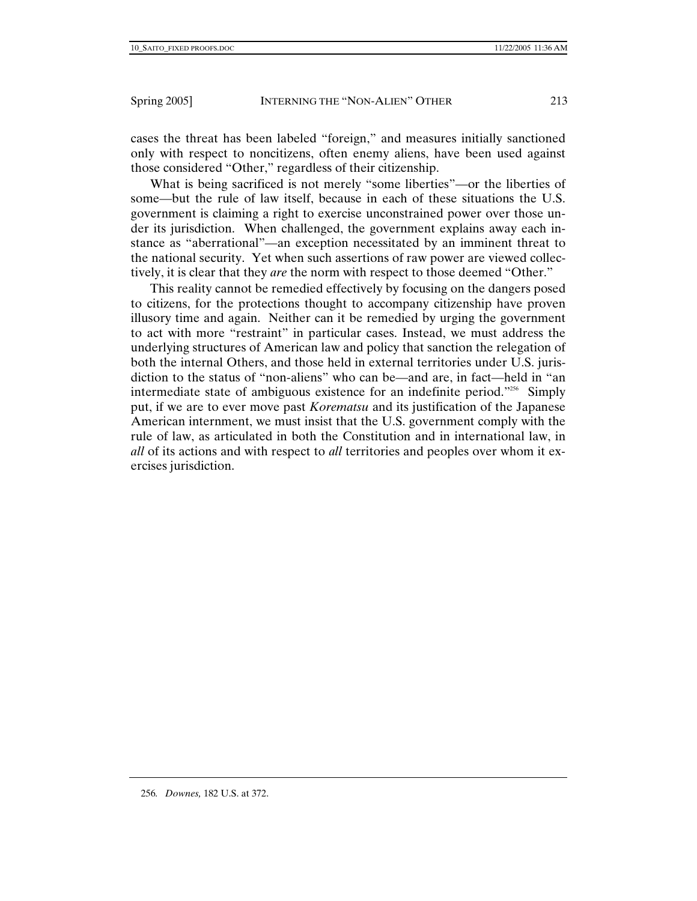cases the threat has been labeled "foreign," and measures initially sanctioned only with respect to noncitizens, often enemy aliens, have been used against those considered "Other," regardless of their citizenship.

What is being sacrificed is not merely "some liberties"—or the liberties of some—but the rule of law itself, because in each of these situations the U.S. government is claiming a right to exercise unconstrained power over those under its jurisdiction. When challenged, the government explains away each instance as "aberrational"—an exception necessitated by an imminent threat to the national security. Yet when such assertions of raw power are viewed collectively, it is clear that they *are* the norm with respect to those deemed "Other."

This reality cannot be remedied effectively by focusing on the dangers posed to citizens, for the protections thought to accompany citizenship have proven illusory time and again. Neither can it be remedied by urging the government to act with more "restraint" in particular cases. Instead, we must address the underlying structures of American law and policy that sanction the relegation of both the internal Others, and those held in external territories under U.S. jurisdiction to the status of "non-aliens" who can be—and are, in fact—held in "an intermediate state of ambiguous existence for an indefinite period."[256] Simply put, if we are to ever move past *Korematsu* and its justification of the Japanese American internment, we must insist that the U.S. government comply with the rule of law, as articulated in both the Constitution and in international law, in *all* of its actions and with respect to *all* territories and peoples over whom it exercises jurisdiction.

256. *Downes,* 182 U.S. at 372.